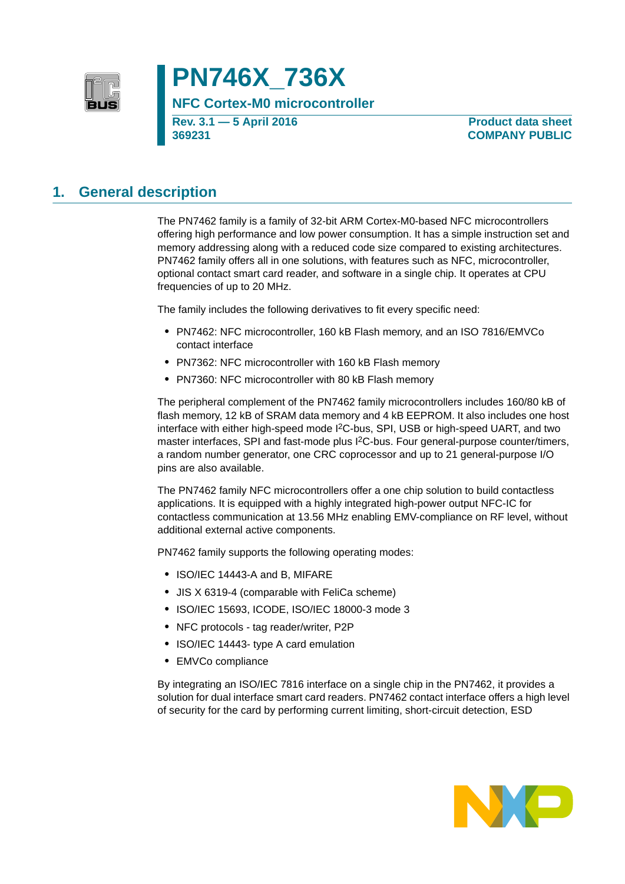# PN746X_736X

NFC Cortex-M0 microcontroller

Rev. 3.1 — 5 April 2016
369231

Product data sheet
COMPANY PUBLIC

## 1. General description

The PN7462 family is a family of 32-bit ARM Cortex-M0-based NFC microcontrollers offering high performance and low power consumption. It has a simple instruction set and memory addressing along with a reduced code size compared to existing architectures. PN7462 family offers all in one solutions, with features such as NFC, microcontroller, optional contact smart card reader, and software in a single chip. It operates at CPU frequencies of up to 20 MHz.

The family includes the following derivatives to fit every specific need:

- PN7462: NFC microcontroller, 160 kB Flash memory, and an ISO 7816/EMVCo contact interface
- PN7362: NFC microcontroller with 160 kB Flash memory
- PN7360: NFC microcontroller with 80 kB Flash memory

The peripheral complement of the PN7462 family microcontrollers includes 160/80 kB of flash memory, 12 kB of SRAM data memory and 4 kB EEPROM. It also includes one host interface with either high-speed mode I2C-bus, SPI, USB or high-speed UART, and two master interfaces, SPI and fast-mode plus I2C-bus. Four general-purpose counter/timers, a random number generator, one CRC coprocessor and up to 21 general-purpose I/O pins are also available.

The PN7462 family NFC microcontrollers offer a one chip solution to build contactless applications. It is equipped with a highly integrated high-power output NFC-IC for contactless communication at 13.56 MHz enabling EMV-compliance on RF level, without additional external active components.

PN7462 family supports the following operating modes:

- ISO/IEC 14443-A and B, MIFARE
- JIS X 6319-4 (comparable with FeliCa scheme)
- ISO/IEC 15693, ICODE, ISO/IEC 18000-3 mode 3
- NFC protocols - tag reader/writer, P2P
- ISO/IEC 14443- type A card emulation
- EMVCo compliance

By integrating an ISO/IEC 7816 interface on a single chip in the PN7462, it provides a solution for dual interface smart card readers. PN7462 contact interface offers a high level of security for the card by performing current limiting, short-circuit detection, ESD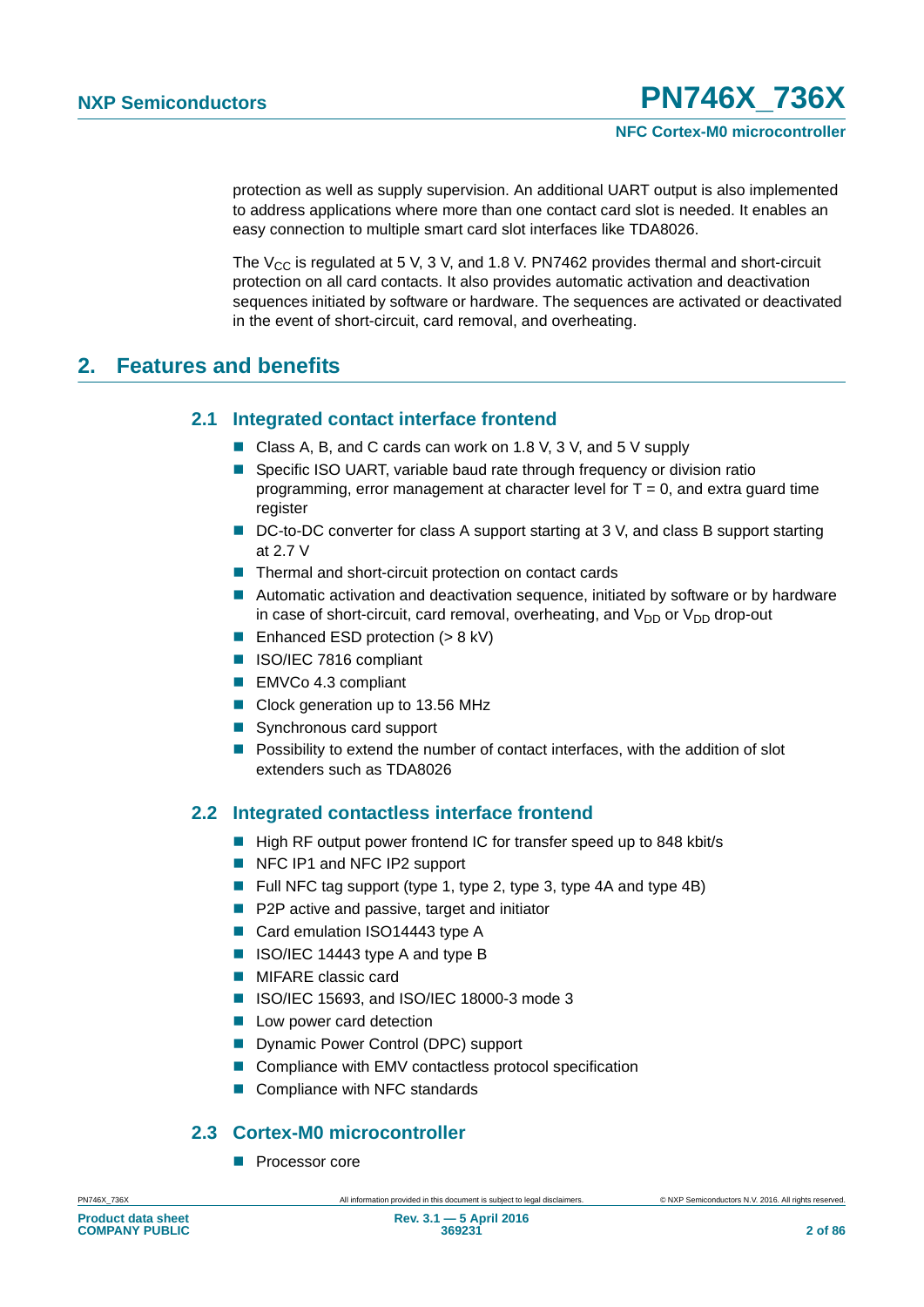protection as well as supply supervision. An additional UART output is also implemented to address applications where more than one contact card slot is needed. It enables an easy connection to multiple smart card slot interfaces like TDA8026.

The $V_{CC}$ is regulated at 5 V, 3 V, and 1.8 V. PN7462 provides thermal and short-circuit protection on all card contacts. It also provides automatic activation and deactivation sequences initiated by software or hardware. The sequences are activated or deactivated in the event of short-circuit, card removal, and overheating.

# 2. Features and benefits

## 2.1 Integrated contact interface frontend

- Class A, B, and C cards can work on 1.8 V, 3 V, and 5 V supply
- Specific ISO UART, variable baud rate through frequency or division ratio programming, error management at character level for T = 0, and extra guard time register
- DC-to-DC converter for class A support starting at 3 V, and class B support starting at 2.7 V
- Thermal and short-circuit protection on contact cards
- Automatic activation and deactivation sequence, initiated by software or by hardware in case of short-circuit, card removal, overheating, and $V_{DD}$ or $V_{DD}$ drop-out
- Enhanced ESD protection (> 8 kV)
- ISO/IEC 7816 compliant
- EMVCo 4.3 compliant
- Clock generation up to 13.56 MHz
- Synchronous card support
- Possibility to extend the number of contact interfaces, with the addition of slot extenders such as TDA8026

## 2.2 Integrated contactless interface frontend

- High RF output power frontend IC for transfer speed up to 848 kbit/s
- NFC IP1 and NFC IP2 support
- Full NFC tag support (type 1, type 2, type 3, type 4A and type 4B)
- P2P active and passive, target and initiator
- Card emulation ISO14443 type A
- ISO/IEC 14443 type A and type B
- MIFARE classic card
- ISO/IEC 15693, and ISO/IEC 18000-3 mode 3
- Low power card detection
- Dynamic Power Control (DPC) support
- Compliance with EMV contactless protocol specification
- Compliance with NFC standards

## 2.3 Cortex-M0 microcontroller

- Processor core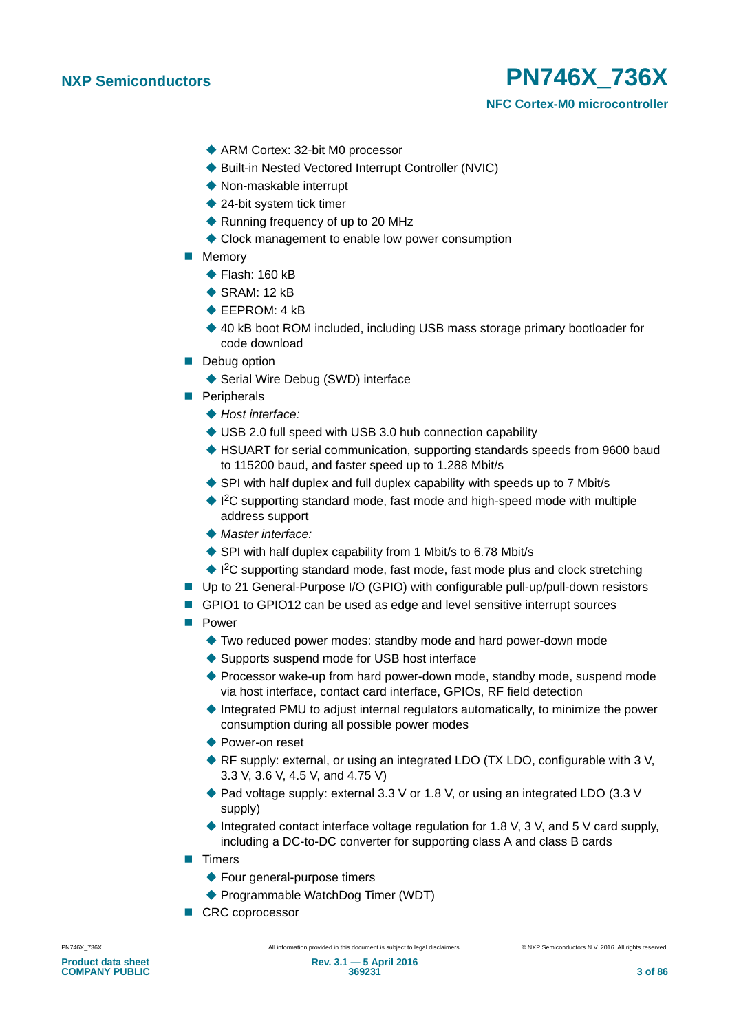- ARM Cortex: 32-bit M0 processor
    - Built-in Nested Vectored Interrupt Controller (NVIC)
    - Non-maskable interrupt
    - 24-bit system tick timer
    - Running frequency of up to 20 MHz
    - Clock management to enable low power consumption
- Memory
    - Flash: 160 kB
    - SRAM: 12 kB
    - EEPROM: 4 kB
    - 40 kB boot ROM included, including USB mass storage primary bootloader for code download
- Debug option
    - Serial Wire Debug (SWD) interface
- Peripherals
    - *Host interface:*
    - USB 2.0 full speed with USB 3.0 hub connection capability
    - HSUART for serial communication, supporting standards speeds from 9600 baud to 115200 baud, and faster speed up to 1.288 Mbit/s
    - SPI with half duplex and full duplex capability with speeds up to 7 Mbit/s
    - $I^2C$ supporting standard mode, fast mode and high-speed mode with multiple address support
    - *Master interface:*
    - SPI with half duplex capability from 1 Mbit/s to 6.78 Mbit/s
    - $I^2C$ supporting standard mode, fast mode, fast mode plus and clock stretching
- Up to 21 General-Purpose I/O (GPIO) with configurable pull-up/pull-down resistors
- GPIO1 to GPIO12 can be used as edge and level sensitive interrupt sources
- Power
    - Two reduced power modes: standby mode and hard power-down mode
    - Supports suspend mode for USB host interface
    - Processor wake-up from hard power-down mode, standby mode, suspend mode via host interface, contact card interface, GPIOs, RF field detection
    - Integrated PMU to adjust internal regulators automatically, to minimize the power consumption during all possible power modes
    - Power-on reset
    - RF supply: external, or using an integrated LDO (TX LDO, configurable with 3 V, 3.3 V, 3.6 V, 4.5 V, and 4.75 V)
    - Pad voltage supply: external 3.3 V or 1.8 V, or using an integrated LDO (3.3 V supply)
    - Integrated contact interface voltage regulation for 1.8 V, 3 V, and 5 V card supply, including a DC-to-DC converter for supporting class A and class B cards
- Timers
    - Four general-purpose timers
    - Programmable WatchDog Timer (WDT)
- CRC coprocessor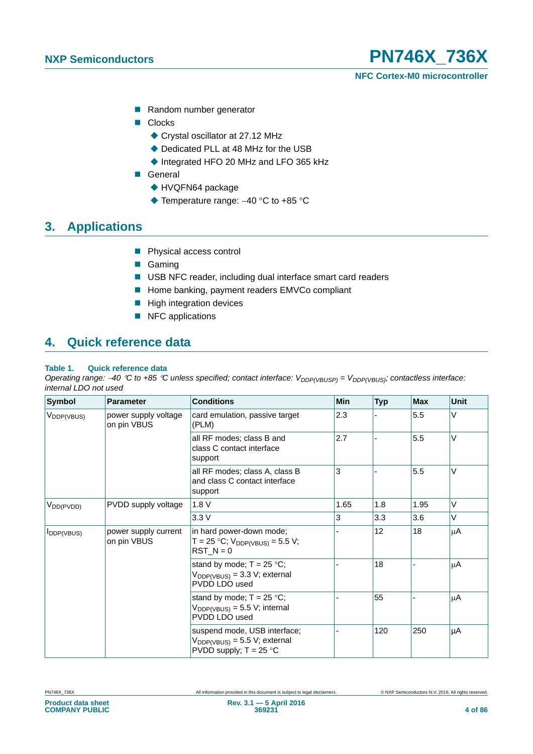- Random number generator
- Clocks
  - Crystal oscillator at 27.12 MHz
  - Dedicated PLL at 48 MHz for the USB
  - Integrated HFO 20 MHz and LFO 365 kHz
- General
  - HVQFN64 package
  - Temperature range: −40 °C to +85 °C

## 3. Applications

- Physical access control
- Gaming
- USB NFC reader, including dual interface smart card readers
- Home banking, payment readers EMVCo compliant
- High integration devices
- NFC applications

## 4. Quick reference data

**Table 1. Quick reference data**

*Operating range: −40 °C to +85 °C unless specified; contact interface: $V_{DDP(VBUSP)}$ = $V_{DDP(VBUS)}$; contactless interface: internal LDO not used*

| Symbol | Parameter | Conditions | Min | Typ | Max | Unit |
|---|---|---|---|---|---|---|
| $V_{DDP(VBUS)}$ | power supply voltage on pin VBUS | card emulation, passive target (PLM) | 2.3 | - | 5.5 | V |
| | | all RF modes; class B and class C contact interface support | 2.7 | - | 5.5 | V |
| | | all RF modes; class A, class B and class C contact interface support | 3 | - | 5.5 | V |
| $V_{DD(PVDD)}$ | PVDD supply voltage | 1.8 V | 1.65 | 1.8 | 1.95 | V |
| | | 3.3 V | 3 | 3.3 | 3.6 | V |
| $I_{DDP(VBUS)}$ | power supply current on pin VBUS | in hard power-down mode; T = 25 °C; $V_{DDP(VBUS)}$ = 5.5 V; RST_N = 0 | - | 12 | 18 | μA |
| | | stand by mode; T = 25 °C; $V_{DDP(VBUS)}$ = 3.3 V; external PVDD LDO used | - | 18 | - | μA |
| | | stand by mode; T = 25 °C; $V_{DDP(VBUS)}$ = 5.5 V; internal PVDD LDO used | - | 55 | - | μA |
| | | suspend mode, USB interface; $V_{DDP(VBUS)}$ = 5.5 V; external PVDD supply; T = 25 °C | - | 120 | 250 | μA |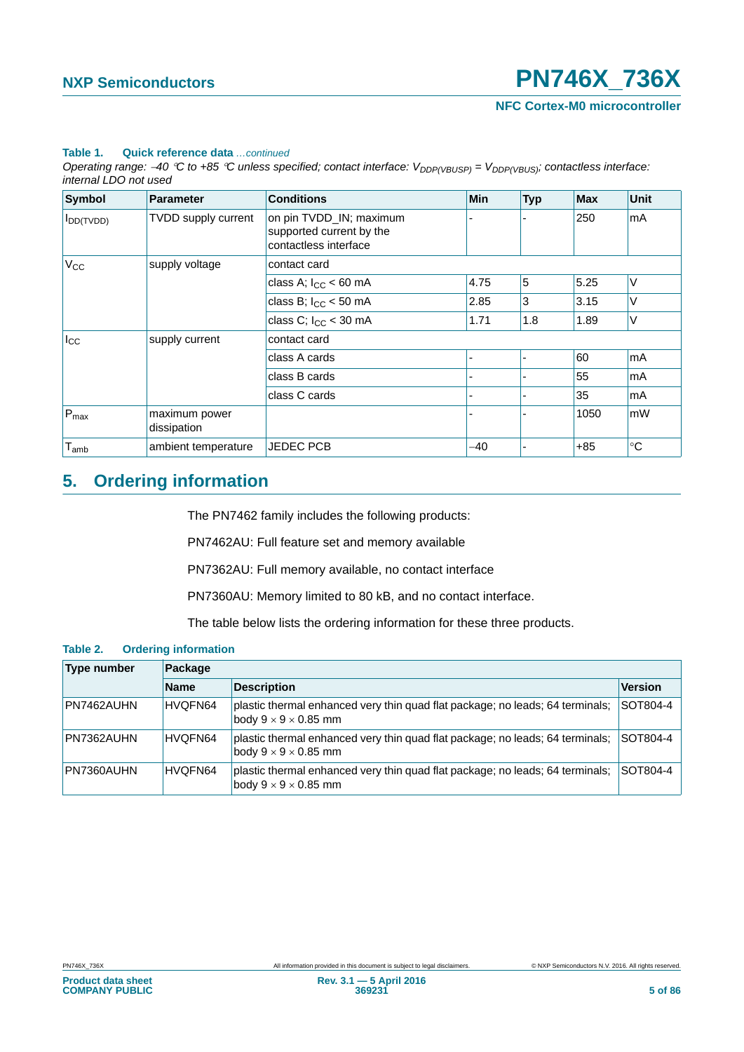**Table 1. Quick reference data** *...continued*

*Operating range: −40 °C to +85 °C unless specified; contact interface: $V_{DDP(VBUSP)}$ = $V_{DDP(VBUS)}$; contactless interface: internal LDO not used*

| Symbol | Parameter | Conditions | Min | Typ | Max | Unit |
|---|---|---|---|---|---|---|
| $I_{DD(TVDD)}$ | TVDD supply current | on pin TVDD_IN; maximum supported current by the contactless interface | - | - | 250 | mA |
| $V_{CC}$ | supply voltage | contact card | | | | |
| | | class A; $I_{CC}$ < 60 mA | 4.75 | 5 | 5.25 | V |
| | | class B; $I_{CC}$ < 50 mA | 2.85 | 3 | 3.15 | V |
| | | class C; $I_{CC}$ < 30 mA | 1.71 | 1.8 | 1.89 | V |
| $I_{CC}$ | supply current | contact card | | | | |
| | | class A cards | - | - | 60 | mA |
| | | class B cards | - | - | 55 | mA |
| | | class C cards | - | - | 35 | mA |
| $P_{max}$ | maximum power dissipation | | - | - | 1050 | mW |
| $T_{amb}$ | ambient temperature | JEDEC PCB | −40 | - | +85 | °C |

## 5. Ordering information

The PN7462 family includes the following products:

PN7462AU: Full feature set and memory available

PN7362AU: Full memory available, no contact interface

PN7360AU: Memory limited to 80 kB, and no contact interface.

The table below lists the ordering information for these three products.

**Table 2. Ordering information**

| Type number | Package | | |
|---|---|---|---|
| | Name | Description | Version |
| PN7462AUHN | HVQFN64 | plastic thermal enhanced very thin quad flat package; no leads; 64 terminals; body 9 × 9 × 0.85 mm | SOT804-4 |
| PN7362AUHN | HVQFN64 | plastic thermal enhanced very thin quad flat package; no leads; 64 terminals; body 9 × 9 × 0.85 mm | SOT804-4 |
| PN7360AUHN | HVQFN64 | plastic thermal enhanced very thin quad flat package; no leads; 64 terminals; body 9 × 9 × 0.85 mm | SOT804-4 |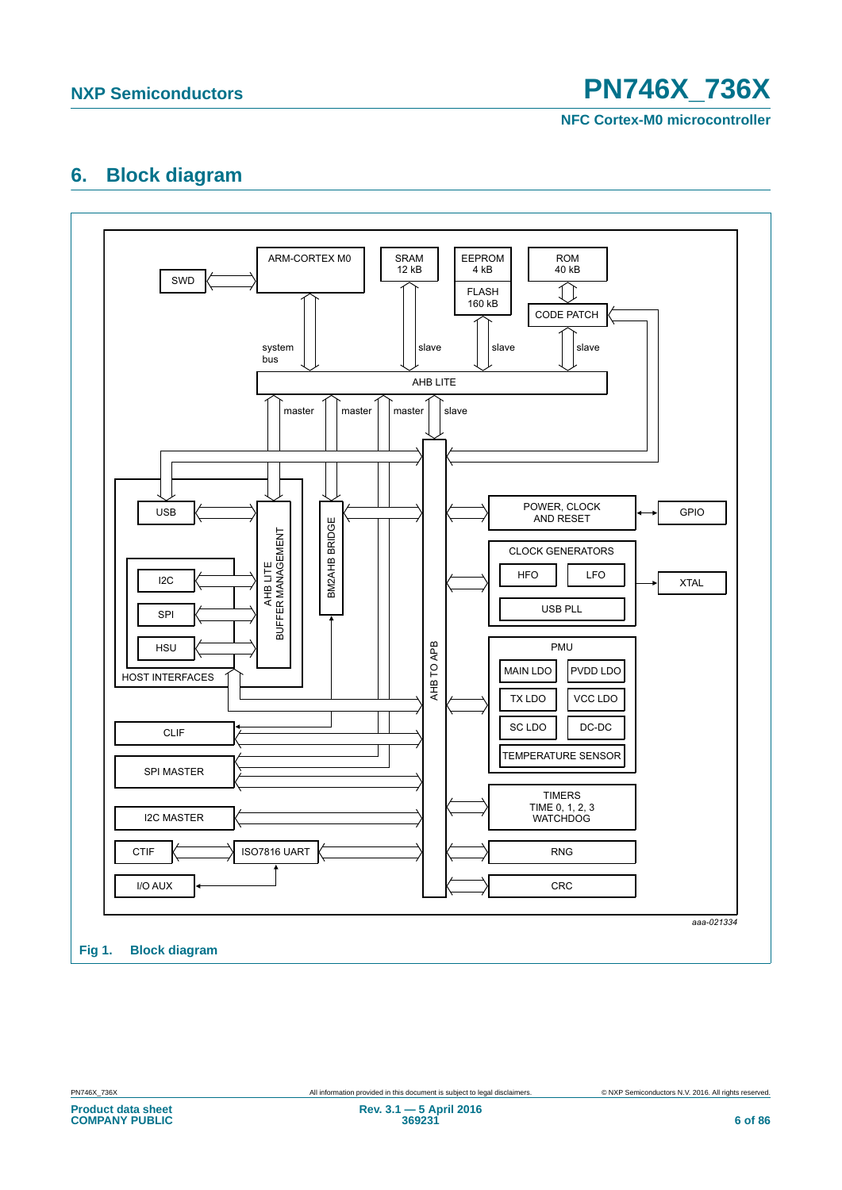# 6. Block diagram

aaa-021334

**Fig 1. Block diagram**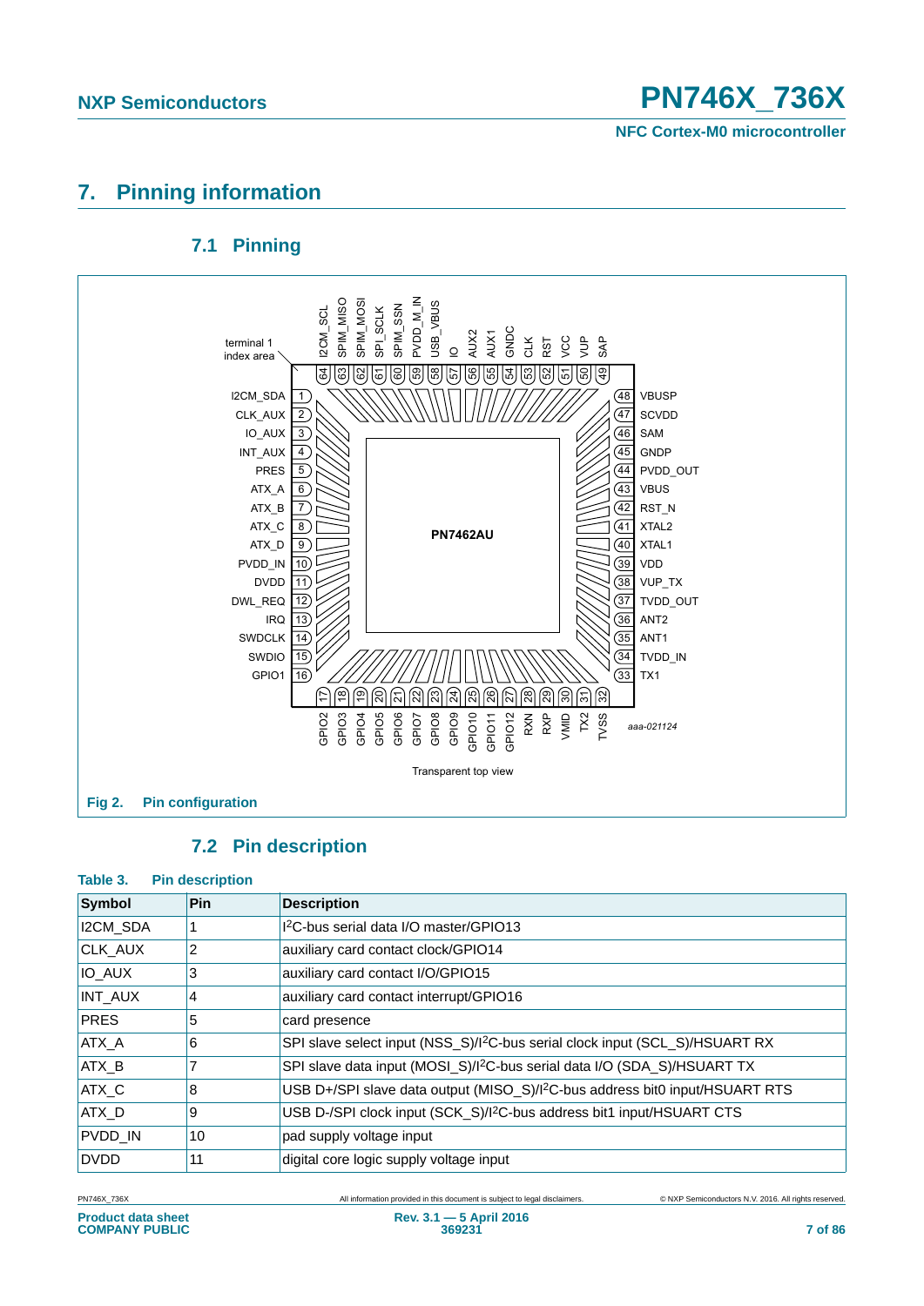# 7. Pinning information

## 7.1 Pinning

Fig 2. Pin configuration

## 7.2 Pin description

Table 3. Pin description

| Symbol | Pin | Description |
|---|---|---|
| I2CM_SDA | 1 | I²C-bus serial data I/O master/GPIO13 |
| CLK_AUX | 2 | auxiliary card contact clock/GPIO14 |
| IO_AUX | 3 | auxiliary card contact I/O/GPIO15 |
| INT_AUX | 4 | auxiliary card contact interrupt/GPIO16 |
| PRES | 5 | card presence |
| ATX_A | 6 | SPI slave select input (NSS_S)/I²C-bus serial clock input (SCL_S)/HSUART RX |
| ATX_B | 7 | SPI slave data input (MOSI_S)/I²C-bus serial data I/O (SDA_S)/HSUART TX |
| ATX_C | 8 | USB D+/SPI slave data output (MISO_S)/I²C-bus address bit0 input/HSUART RTS |
| ATX_D | 9 | USB D-/SPI clock input (SCK_S)/I²C-bus address bit1 input/HSUART CTS |
| PVDD_IN | 10 | pad supply voltage input |
| DVDD | 11 | digital core logic supply voltage input |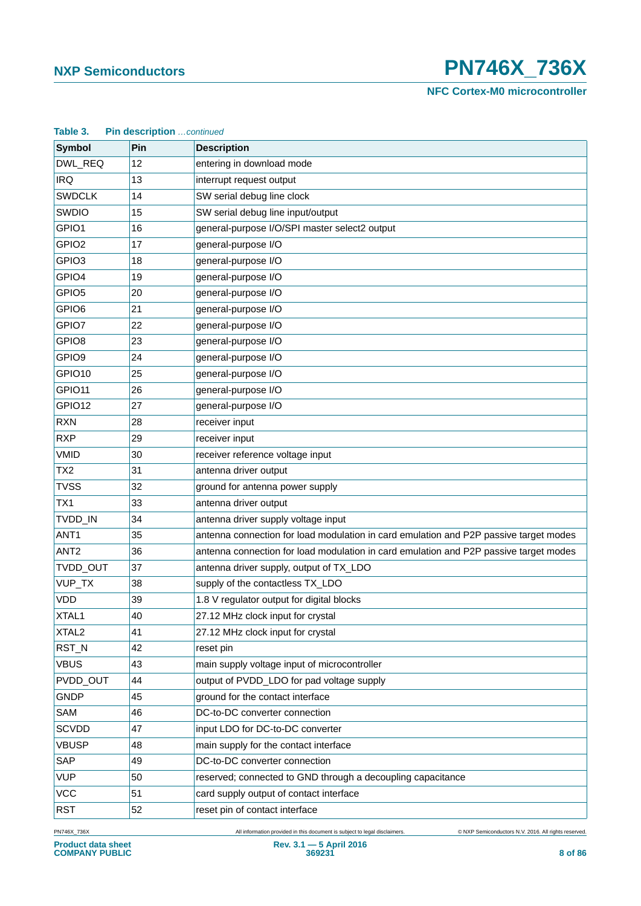**Table 3. Pin description** *...continued*

| Symbol | Pin | Description |
|---|---|---|
| DWL_REQ | 12 | entering in download mode |
| IRQ | 13 | interrupt request output |
| SWDCLK | 14 | SW serial debug line clock |
| SWDIO | 15 | SW serial debug line input/output |
| GPIO1 | 16 | general-purpose I/O/SPI master select2 output |
| GPIO2 | 17 | general-purpose I/O |
| GPIO3 | 18 | general-purpose I/O |
| GPIO4 | 19 | general-purpose I/O |
| GPIO5 | 20 | general-purpose I/O |
| GPIO6 | 21 | general-purpose I/O |
| GPIO7 | 22 | general-purpose I/O |
| GPIO8 | 23 | general-purpose I/O |
| GPIO9 | 24 | general-purpose I/O |
| GPIO10 | 25 | general-purpose I/O |
| GPIO11 | 26 | general-purpose I/O |
| GPIO12 | 27 | general-purpose I/O |
| RXN | 28 | receiver input |
| RXP | 29 | receiver input |
| VMID | 30 | receiver reference voltage input |
| TX2 | 31 | antenna driver output |
| TVSS | 32 | ground for antenna power supply |
| TX1 | 33 | antenna driver output |
| TVDD_IN | 34 | antenna driver supply voltage input |
| ANT1 | 35 | antenna connection for load modulation in card emulation and P2P passive target modes |
| ANT2 | 36 | antenna connection for load modulation in card emulation and P2P passive target modes |
| TVDD_OUT | 37 | antenna driver supply, output of TX_LDO |
| VUP_TX | 38 | supply of the contactless TX_LDO |
| VDD | 39 | 1.8 V regulator output for digital blocks |
| XTAL1 | 40 | 27.12 MHz clock input for crystal |
| XTAL2 | 41 | 27.12 MHz clock input for crystal |
| RST_N | 42 | reset pin |
| VBUS | 43 | main supply voltage input of microcontroller |
| PVDD_OUT | 44 | output of PVDD_LDO for pad voltage supply |
| GNDP | 45 | ground for the contact interface |
| SAM | 46 | DC-to-DC converter connection |
| SCVDD | 47 | input LDO for DC-to-DC converter |
| VBUSP | 48 | main supply for the contact interface |
| SAP | 49 | DC-to-DC converter connection |
| VUP | 50 | reserved; connected to GND through a decoupling capacitance |
| VCC | 51 | card supply output of contact interface |
| RST | 52 | reset pin of contact interface |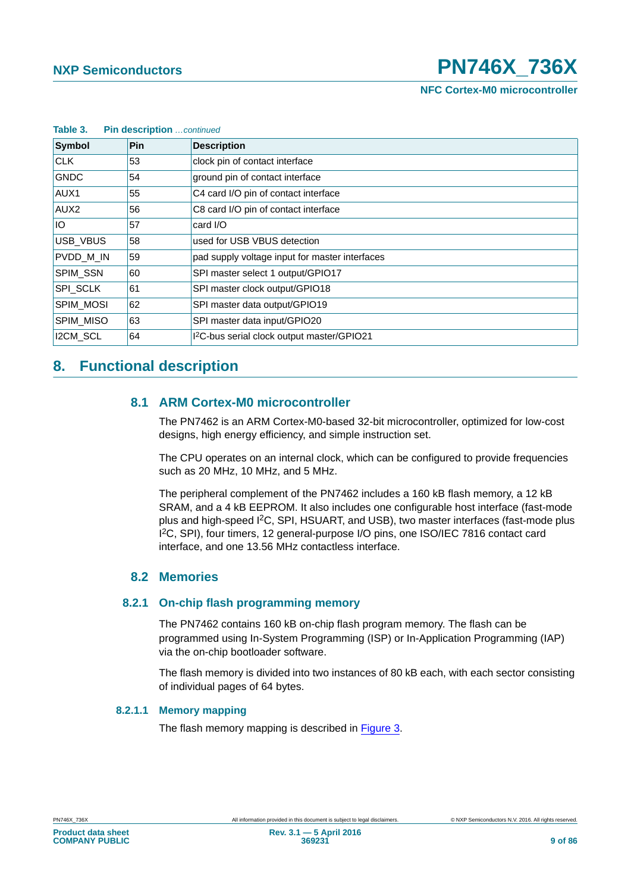**Table 3. Pin description** *…continued*

| Symbol | Pin | Description |
|---|---|---|
| CLK | 53 | clock pin of contact interface |
| GNDC | 54 | ground pin of contact interface |
| AUX1 | 55 | C4 card I/O pin of contact interface |
| AUX2 | 56 | C8 card I/O pin of contact interface |
| IO | 57 | card I/O |
| USB_VBUS | 58 | used for USB VBUS detection |
| PVDD_M_IN | 59 | pad supply voltage input for master interfaces |
| SPIM_SSN | 60 | SPI master select 1 output/GPIO17 |
| SPI_SCLK | 61 | SPI master clock output/GPIO18 |
| SPIM_MOSI | 62 | SPI master data output/GPIO19 |
| SPIM_MISO | 63 | SPI master data input/GPIO20 |
| I2CM_SCL | 64 | $I^2C$-bus serial clock output master/GPIO21 |

# 8. Functional description

## 8.1 ARM Cortex-M0 microcontroller

The PN7462 is an ARM Cortex-M0-based 32-bit microcontroller, optimized for low-cost designs, high energy efficiency, and simple instruction set.

The CPU operates on an internal clock, which can be configured to provide frequencies such as 20 MHz, 10 MHz, and 5 MHz.

The peripheral complement of the PN7462 includes a 160 kB flash memory, a 12 kB SRAM, and a 4 kB EEPROM. It also includes one configurable host interface (fast-mode plus and high-speed $I^2C$, SPI, HSUART, and USB), two master interfaces (fast-mode plus $I^2C$, SPI), four timers, 12 general-purpose I/O pins, one ISO/IEC 7816 contact card interface, and one 13.56 MHz contactless interface.

## 8.2 Memories

### 8.2.1 On-chip flash programming memory

The PN7462 contains 160 kB on-chip flash program memory. The flash can be programmed using In-System Programming (ISP) or In-Application Programming (IAP) via the on-chip bootloader software.

The flash memory is divided into two instances of 80 kB each, with each sector consisting of individual pages of 64 bytes.

#### 8.2.1.1 Memory mapping

The flash memory mapping is described in Figure 3.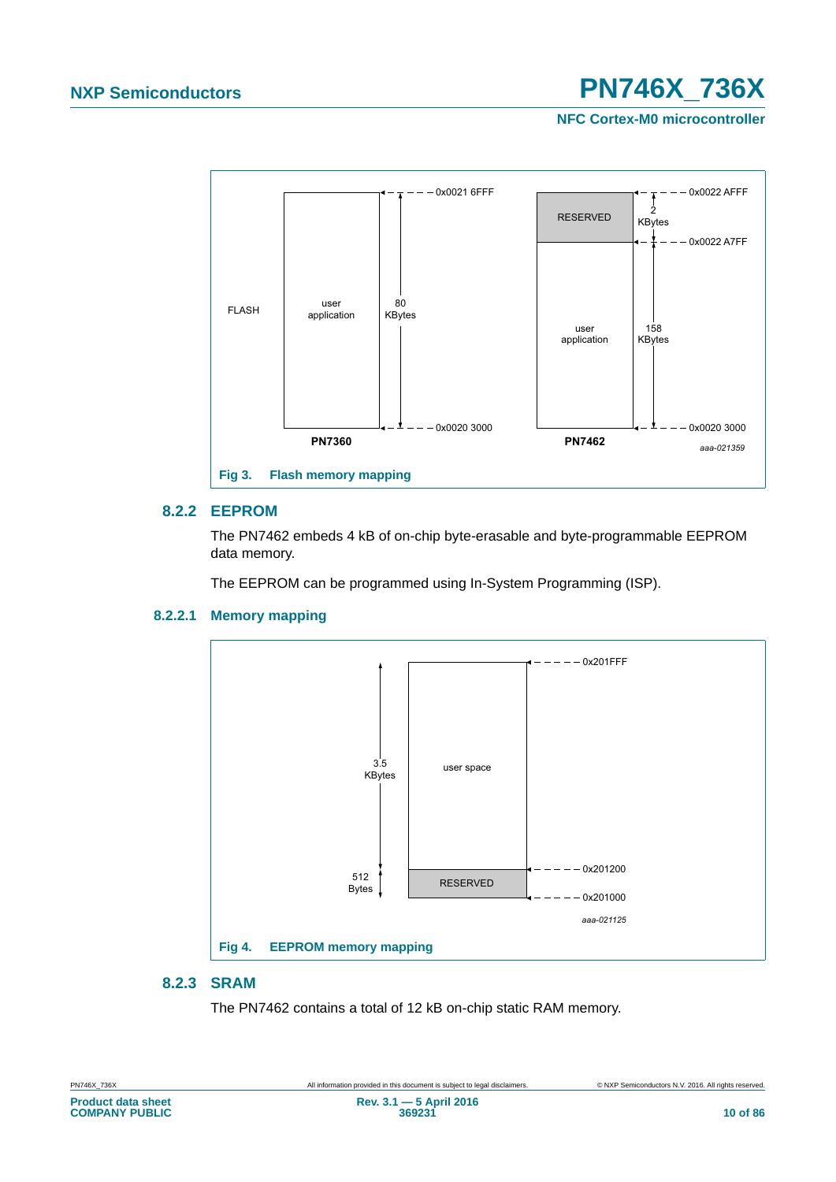FLASH

| PN7360 | |
|---|---|
| 0x0021 6FFF | |
| user application | 80 KBytes |
| 0x0020 3000 | |

| PN7462 | |
|---|---|
| 0x0022 AFFF | |
| RESERVED | 2 KBytes |
| 0x0022 A7FF | |
| user application | 158 KBytes |
| 0x0020 3000 | |

aaa-021359

Fig 3. Flash memory mapping

### 8.2.2 EEPROM

The PN7462 embeds 4 kB of on-chip byte-erasable and byte-programmable EEPROM data memory.

The EEPROM can be programmed using In-System Programming (ISP).

#### 8.2.2.1 Memory mapping

| Size | Region | Address |
|---|---|---|
| | | 0x201FFF |
| 3.5 KBytes | user space | |
| | | 0x201200 |
| 512 Bytes | RESERVED | |
| | | 0x201000 |

aaa-021125

Fig 4. EEPROM memory mapping

### 8.2.3 SRAM

The PN7462 contains a total of 12 kB on-chip static RAM memory.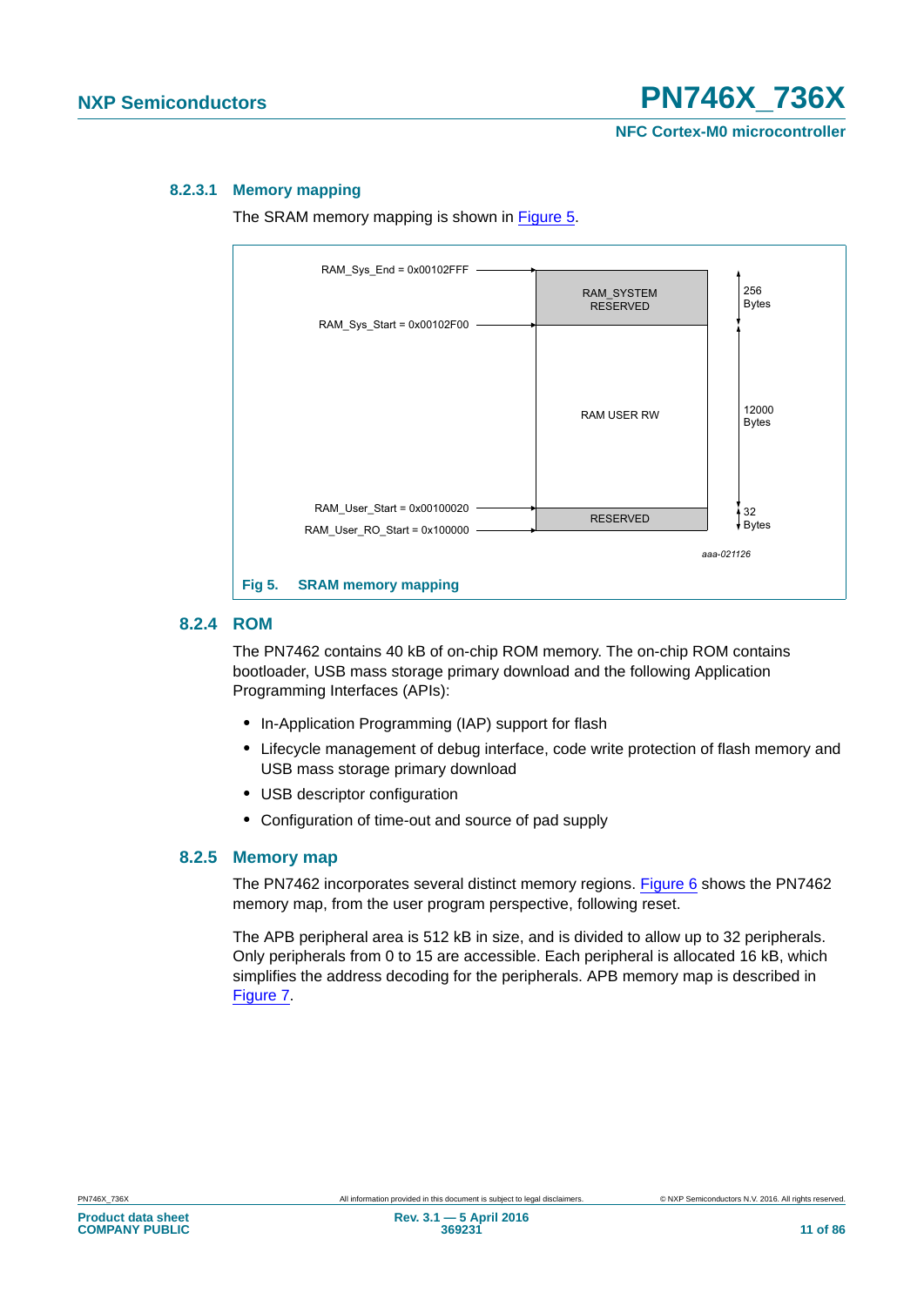#### 8.2.3.1 Memory mapping

The SRAM memory mapping is shown in Figure 5.

| Address | Region | Size |
|---|---|---|
| RAM_Sys_End = 0x00102FFF | RAM_SYSTEM RESERVED | 256 Bytes |
| RAM_Sys_Start = 0x00102F00 | | |
| | RAM USER RW | 12000 Bytes |
| RAM_User_Start = 0x00100020 | | |
| RAM_User_RO_Start = 0x100000 | RESERVED | 32 Bytes |

aaa-021126

**Fig 5. SRAM memory mapping**

### 8.2.4 ROM

The PN7462 contains 40 kB of on-chip ROM memory. The on-chip ROM contains bootloader, USB mass storage primary download and the following Application Programming Interfaces (APIs):

- In-Application Programming (IAP) support for flash
- Lifecycle management of debug interface, code write protection of flash memory and USB mass storage primary download
- USB descriptor configuration
- Configuration of time-out and source of pad supply

### 8.2.5 Memory map

The PN7462 incorporates several distinct memory regions. Figure 6 shows the PN7462 memory map, from the user program perspective, following reset.

The APB peripheral area is 512 kB in size, and is divided to allow up to 32 peripherals. Only peripherals from 0 to 15 are accessible. Each peripheral is allocated 16 kB, which simplifies the address decoding for the peripherals. APB memory map is described in Figure 7.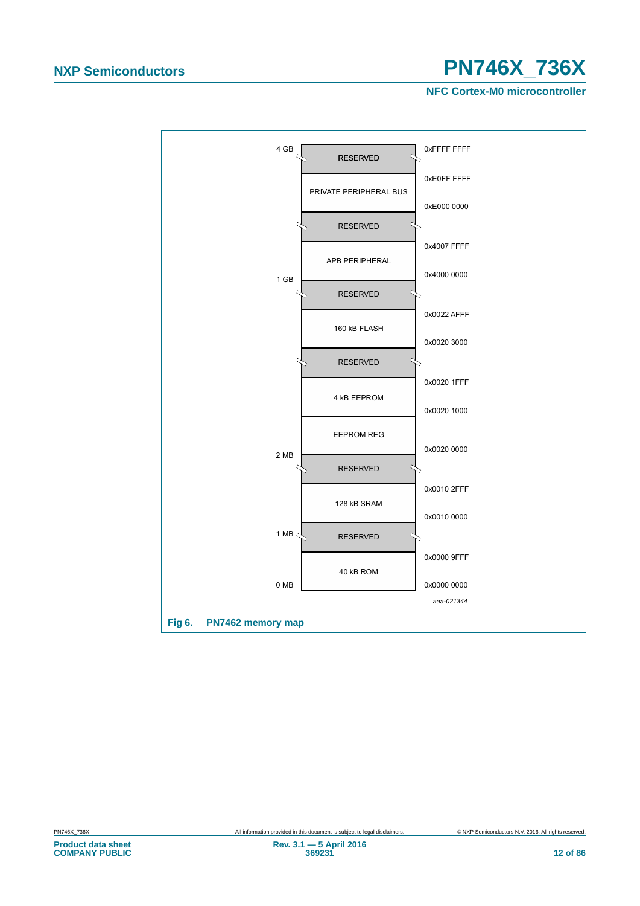| Size | Region | Address |
|---|---|---|
| 4 GB | RESERVED | 0xFFFF FFFF |
| | PRIVATE PERIPHERAL BUS | 0xE0FF FFFF |
| | | 0xE000 0000 |
| | RESERVED | |
| | APB PERIPHERAL | 0x4007 FFFF |
| 1 GB | | 0x4000 0000 |
| | RESERVED | |
| | 160 kB FLASH | 0x0022 AFFF |
| | | 0x0020 3000 |
| | RESERVED | |
| | 4 kB EEPROM | 0x0020 1FFF |
| | | 0x0020 1000 |
| | EEPROM REG | |
| 2 MB | | 0x0020 0000 |
| | RESERVED | |
| | 128 kB SRAM | 0x0010 2FFF |
| | | 0x0010 0000 |
| 1 MB | RESERVED | |
| | 40 kB ROM | 0x0000 9FFF |
| 0 MB | | 0x0000 0000 |

aaa-021344

**Fig 6. PN7462 memory map**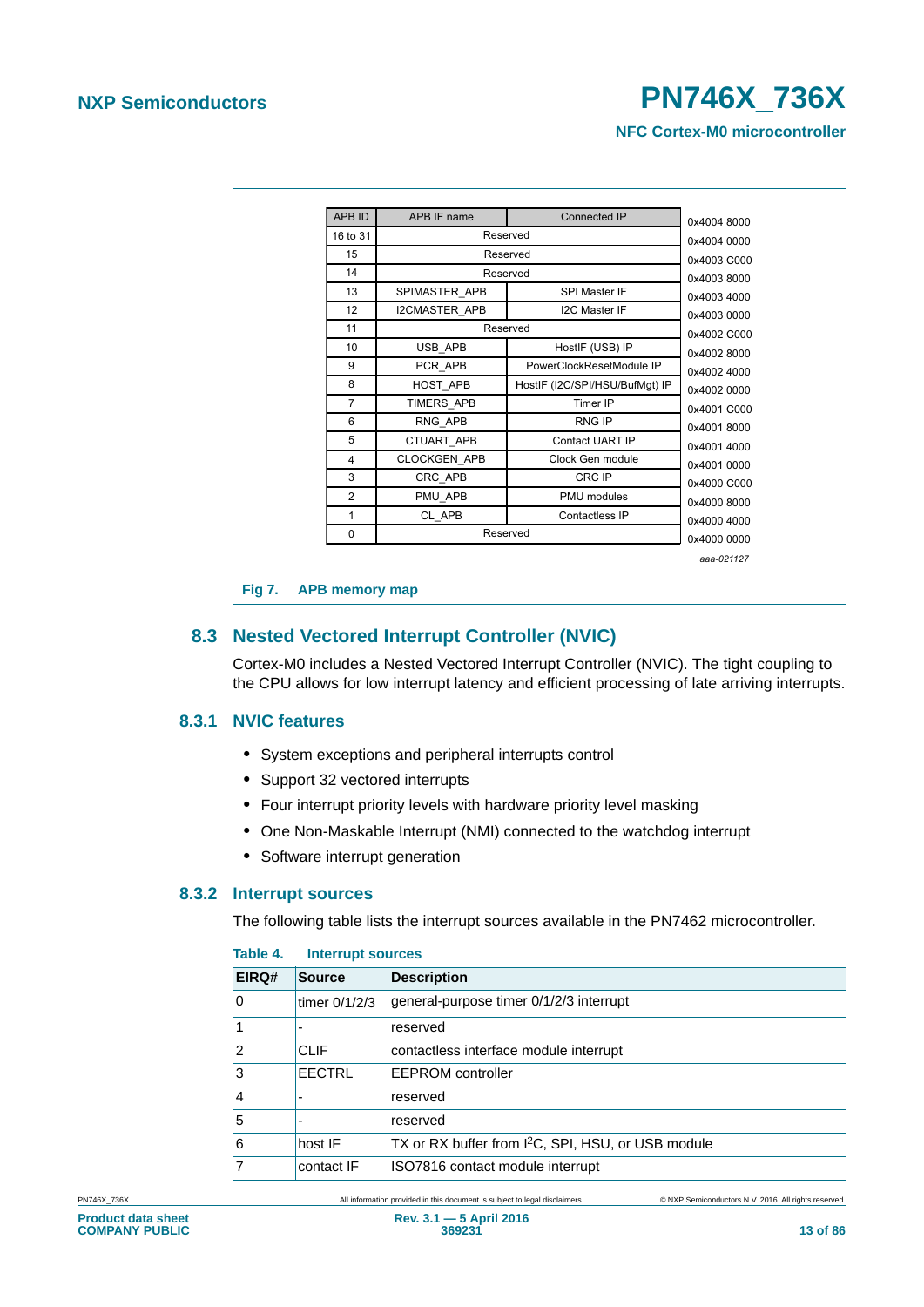| APB ID | APB IF name | Connected IP | Address |
|---|---|---|---|
| | | | 0x4004 8000 |
| 16 to 31 | Reserved | | 0x4004 0000 |
| 15 | Reserved | | 0x4003 C000 |
| 14 | Reserved | | 0x4003 8000 |
| 13 | SPIMASTER_APB | SPI Master IF | 0x4003 4000 |
| 12 | I2CMASTER_APB | I2C Master IF | 0x4003 0000 |
| 11 | Reserved | | 0x4002 C000 |
| 10 | USB_APB | HostIF (USB) IP | 0x4002 8000 |
| 9 | PCR_APB | PowerClockResetModule IP | 0x4002 4000 |
| 8 | HOST_APB | HostIF (I2C/SPI/HSU/BufMgt) IP | 0x4002 0000 |
| 7 | TIMERS_APB | Timer IP | 0x4001 C000 |
| 6 | RNG_APB | RNG IP | 0x4001 8000 |
| 5 | CTUART_APB | Contact UART IP | 0x4001 4000 |
| 4 | CLOCKGEN_APB | Clock Gen module | 0x4001 0000 |
| 3 | CRC_APB | CRC IP | 0x4000 C000 |
| 2 | PMU_APB | PMU modules | 0x4000 8000 |
| 1 | CL_APB | Contactless IP | 0x4000 4000 |
| 0 | Reserved | | 0x4000 0000 |

aaa-021127

**Fig 7. APB memory map**

## 8.3 Nested Vectored Interrupt Controller (NVIC)

Cortex-M0 includes a Nested Vectored Interrupt Controller (NVIC). The tight coupling to the CPU allows for low interrupt latency and efficient processing of late arriving interrupts.

### 8.3.1 NVIC features

- System exceptions and peripheral interrupts control
- Support 32 vectored interrupts
- Four interrupt priority levels with hardware priority level masking
- One Non-Maskable Interrupt (NMI) connected to the watchdog interrupt
- Software interrupt generation

### 8.3.2 Interrupt sources

The following table lists the interrupt sources available in the PN7462 microcontroller.

**Table 4. Interrupt sources**

| EIRQ# | Source | Description |
|---|---|---|
| 0 | timer 0/1/2/3 | general-purpose timer 0/1/2/3 interrupt |
| 1 | - | reserved |
| 2 | CLIF | contactless interface module interrupt |
| 3 | EECTRL | EEPROM controller |
| 4 | - | reserved |
| 5 | - | reserved |
| 6 | host IF | TX or RX buffer from I²C, SPI, HSU, or USB module |
| 7 | contact IF | ISO7816 contact module interrupt |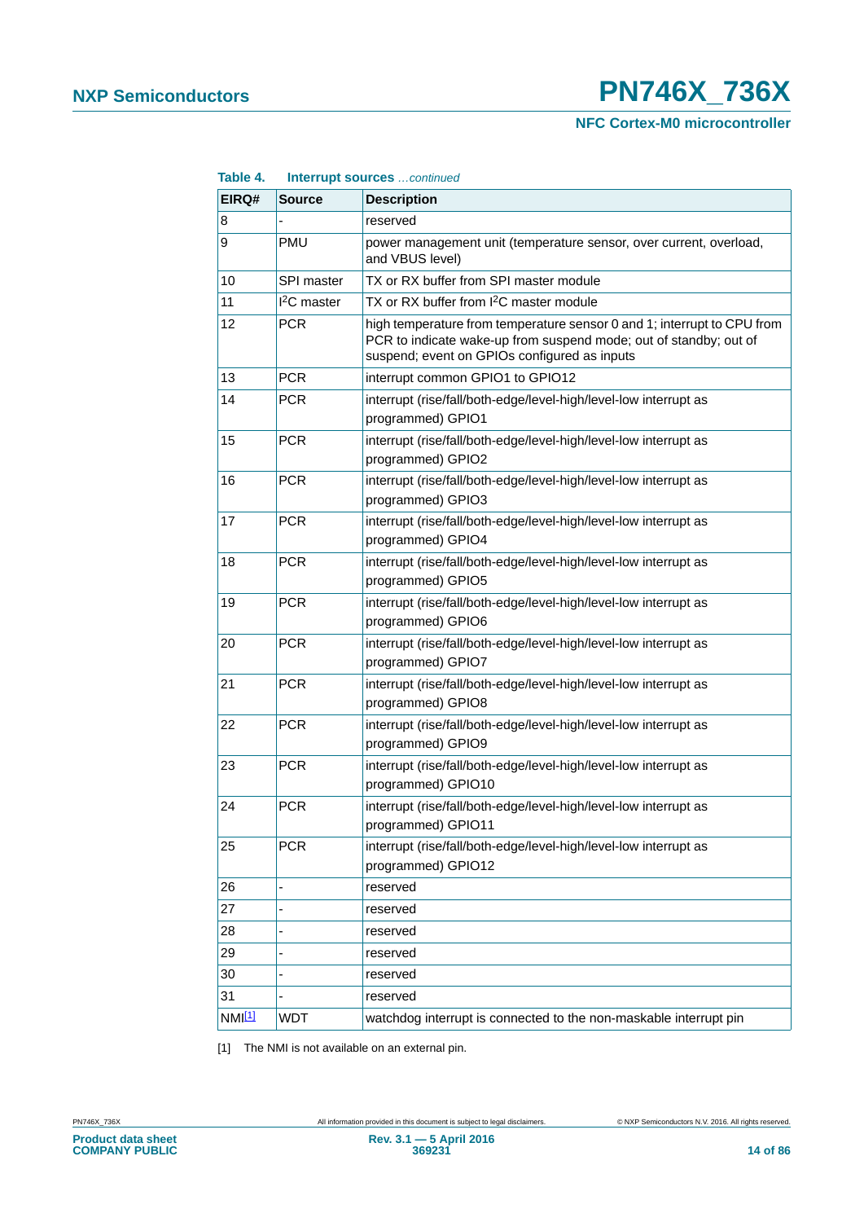**Table 4. Interrupt sources** *...continued*

| EIRQ# | Source | Description |
|---|---|---|
| 8 | - | reserved |
| 9 | PMU | power management unit (temperature sensor, over current, overload, and VBUS level) |
| 10 | SPI master | TX or RX buffer from SPI master module |
| 11 | $I^2C$ master | TX or RX buffer from $I^2C$ master module |
| 12 | PCR | high temperature from temperature sensor 0 and 1; interrupt to CPU from PCR to indicate wake-up from suspend mode; out of standby; out of suspend; event on GPIOs configured as inputs |
| 13 | PCR | interrupt common GPIO1 to GPIO12 |
| 14 | PCR | interrupt (rise/fall/both-edge/level-high/level-low interrupt as programmed) GPIO1 |
| 15 | PCR | interrupt (rise/fall/both-edge/level-high/level-low interrupt as programmed) GPIO2 |
| 16 | PCR | interrupt (rise/fall/both-edge/level-high/level-low interrupt as programmed) GPIO3 |
| 17 | PCR | interrupt (rise/fall/both-edge/level-high/level-low interrupt as programmed) GPIO4 |
| 18 | PCR | interrupt (rise/fall/both-edge/level-high/level-low interrupt as programmed) GPIO5 |
| 19 | PCR | interrupt (rise/fall/both-edge/level-high/level-low interrupt as programmed) GPIO6 |
| 20 | PCR | interrupt (rise/fall/both-edge/level-high/level-low interrupt as programmed) GPIO7 |
| 21 | PCR | interrupt (rise/fall/both-edge/level-high/level-low interrupt as programmed) GPIO8 |
| 22 | PCR | interrupt (rise/fall/both-edge/level-high/level-low interrupt as programmed) GPIO9 |
| 23 | PCR | interrupt (rise/fall/both-edge/level-high/level-low interrupt as programmed) GPIO10 |
| 24 | PCR | interrupt (rise/fall/both-edge/level-high/level-low interrupt as programmed) GPIO11 |
| 25 | PCR | interrupt (rise/fall/both-edge/level-high/level-low interrupt as programmed) GPIO12 |
| 26 | - | reserved |
| 27 | - | reserved |
| 28 | - | reserved |
| 29 | - | reserved |
| 30 | - | reserved |
| 31 | - | reserved |
| NMI[1] | WDT | watchdog interrupt is connected to the non-maskable interrupt pin |

[1] The NMI is not available on an external pin.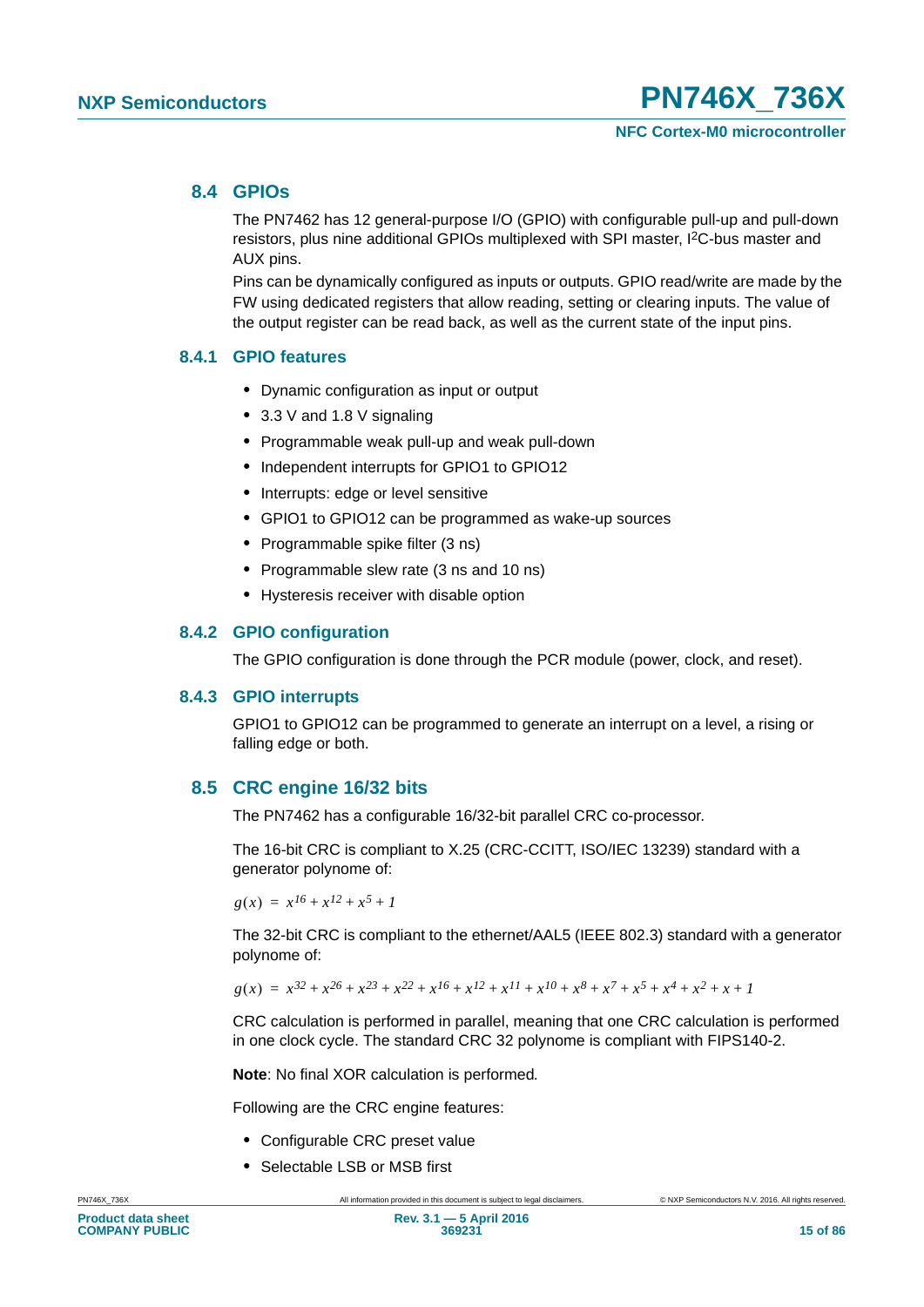## 8.4 GPIOs

The PN7462 has 12 general-purpose I/O (GPIO) with configurable pull-up and pull-down resistors, plus nine additional GPIOs multiplexed with SPI master, $I^2C$-bus master and AUX pins.

Pins can be dynamically configured as inputs or outputs. GPIO read/write are made by the FW using dedicated registers that allow reading, setting or clearing inputs. The value of the output register can be read back, as well as the current state of the input pins.

### 8.4.1 GPIO features

- Dynamic configuration as input or output
- 3.3 V and 1.8 V signaling
- Programmable weak pull-up and weak pull-down
- Independent interrupts for GPIO1 to GPIO12
- Interrupts: edge or level sensitive
- GPIO1 to GPIO12 can be programmed as wake-up sources
- Programmable spike filter (3 ns)
- Programmable slew rate (3 ns and 10 ns)
- Hysteresis receiver with disable option

### 8.4.2 GPIO configuration

The GPIO configuration is done through the PCR module (power, clock, and reset).

### 8.4.3 GPIO interrupts

GPIO1 to GPIO12 can be programmed to generate an interrupt on a level, a rising or falling edge or both.

## 8.5 CRC engine 16/32 bits

The PN7462 has a configurable 16/32-bit parallel CRC co-processor.

The 16-bit CRC is compliant to X.25 (CRC-CCITT, ISO/IEC 13239) standard with a generator polynome of:

$$g(x) = x^{16} + x^{12} + x^{5} + 1$$

The 32-bit CRC is compliant to the ethernet/AAL5 (IEEE 802.3) standard with a generator polynome of:

$$g(x) = x^{32} + x^{26} + x^{23} + x^{22} + x^{16} + x^{12} + x^{11} + x^{10} + x^{8} + x^{7} + x^{5} + x^{4} + x^{2} + x + 1$$

CRC calculation is performed in parallel, meaning that one CRC calculation is performed in one clock cycle. The standard CRC 32 polynome is compliant with FIPS140-2.

**Note**: No final XOR calculation is performed.

Following are the CRC engine features:

- Configurable CRC preset value
- Selectable LSB or MSB first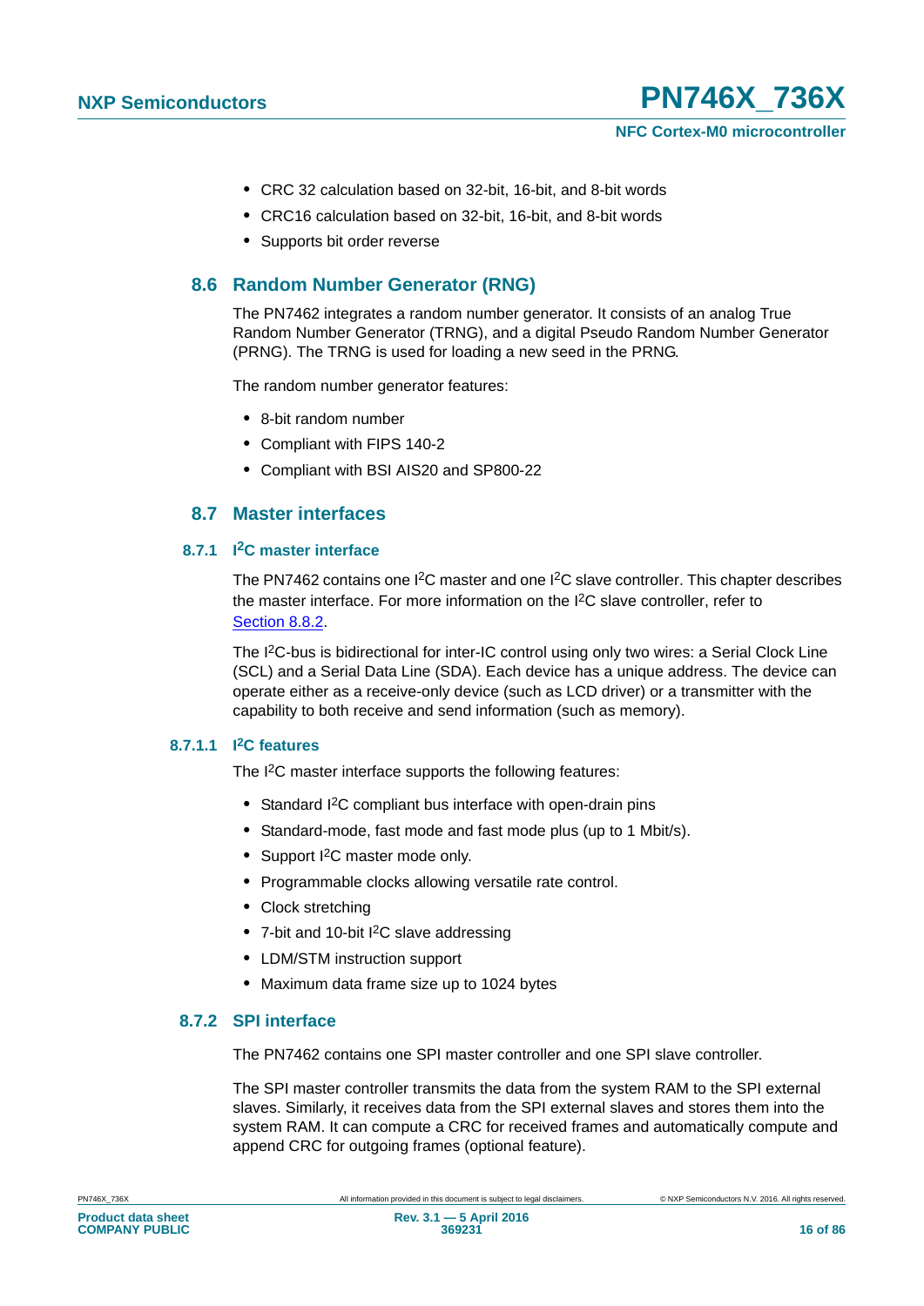- CRC 32 calculation based on 32-bit, 16-bit, and 8-bit words
- CRC16 calculation based on 32-bit, 16-bit, and 8-bit words
- Supports bit order reverse

## 8.6 Random Number Generator (RNG)

The PN7462 integrates a random number generator. It consists of an analog True Random Number Generator (TRNG), and a digital Pseudo Random Number Generator (PRNG). The TRNG is used for loading a new seed in the PRNG.

The random number generator features:

- 8-bit random number
- Compliant with FIPS 140-2
- Compliant with BSI AIS20 and SP800-22

## 8.7 Master interfaces

### 8.7.1 I²C master interface

The PN7462 contains one I²C master and one I²C slave controller. This chapter describes the master interface. For more information on the I²C slave controller, refer to Section 8.8.2.

The I²C-bus is bidirectional for inter-IC control using only two wires: a Serial Clock Line (SCL) and a Serial Data Line (SDA). Each device has a unique address. The device can operate either as a receive-only device (such as LCD driver) or a transmitter with the capability to both receive and send information (such as memory).

#### 8.7.1.1 I²C features

The I²C master interface supports the following features:

- Standard I²C compliant bus interface with open-drain pins
- Standard-mode, fast mode and fast mode plus (up to 1 Mbit/s).
- Support I²C master mode only.
- Programmable clocks allowing versatile rate control.
- Clock stretching
- 7-bit and 10-bit I²C slave addressing
- LDM/STM instruction support
- Maximum data frame size up to 1024 bytes

### 8.7.2 SPI interface

The PN7462 contains one SPI master controller and one SPI slave controller.

The SPI master controller transmits the data from the system RAM to the SPI external slaves. Similarly, it receives data from the SPI external slaves and stores them into the system RAM. It can compute a CRC for received frames and automatically compute and append CRC for outgoing frames (optional feature).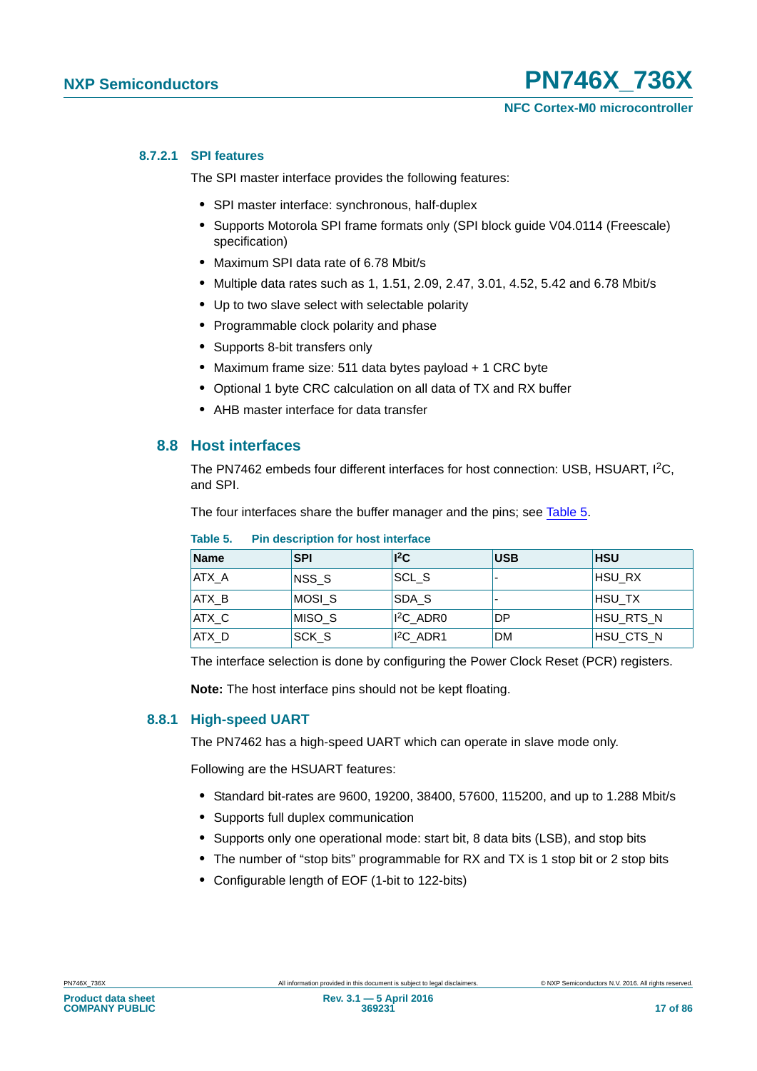#### 8.7.2.1 SPI features

The SPI master interface provides the following features:

- SPI master interface: synchronous, half-duplex
- Supports Motorola SPI frame formats only (SPI block guide V04.0114 (Freescale) specification)
- Maximum SPI data rate of 6.78 Mbit/s
- Multiple data rates such as 1, 1.51, 2.09, 2.47, 3.01, 4.52, 5.42 and 6.78 Mbit/s
- Up to two slave select with selectable polarity
- Programmable clock polarity and phase
- Supports 8-bit transfers only
- Maximum frame size: 511 data bytes payload + 1 CRC byte
- Optional 1 byte CRC calculation on all data of TX and RX buffer
- AHB master interface for data transfer

## 8.8 Host interfaces

The PN7462 embeds four different interfaces for host connection: USB, HSUART, $I^2C$, and SPI.

The four interfaces share the buffer manager and the pins; see Table 5.

**Table 5. Pin description for host interface**

| Name | SPI | $I^2C$ | USB | HSU |
|---|---|---|---|---|
| ATX_A | NSS_S | SCL_S | - | HSU_RX |
| ATX_B | MOSI_S | SDA_S | - | HSU_TX |
| ATX_C | MISO_S | $I^2C$_ADR0 | DP | HSU_RTS_N |
| ATX_D | SCK_S | $I^2C$_ADR1 | DM | HSU_CTS_N |

The interface selection is done by configuring the Power Clock Reset (PCR) registers.

**Note:** The host interface pins should not be kept floating.

### 8.8.1 High-speed UART

The PN7462 has a high-speed UART which can operate in slave mode only.

Following are the HSUART features:

- Standard bit-rates are 9600, 19200, 38400, 57600, 115200, and up to 1.288 Mbit/s
- Supports full duplex communication
- Supports only one operational mode: start bit, 8 data bits (LSB), and stop bits
- The number of “stop bits” programmable for RX and TX is 1 stop bit or 2 stop bits
- Configurable length of EOF (1-bit to 122-bits)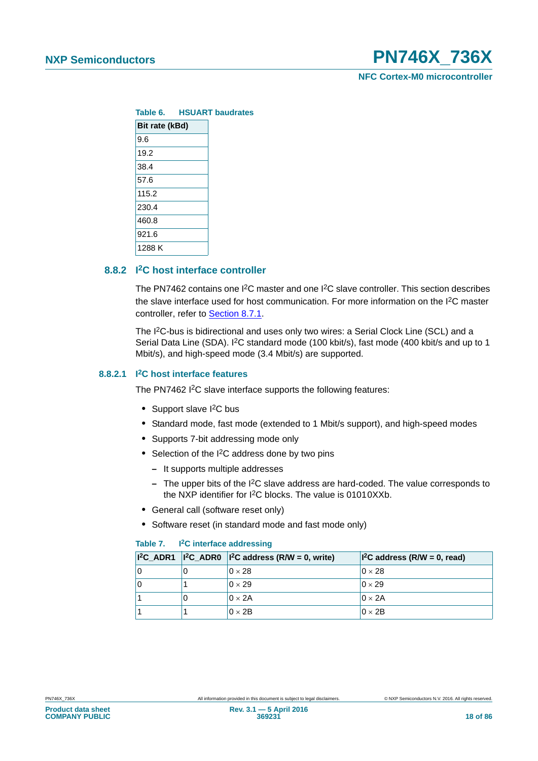**Table 6. HSUART baudrates**

| Bit rate (kBd) |
| --- |
| 9.6 |
| 19.2 |
| 38.4 |
| 57.6 |
| 115.2 |
| 230.4 |
| 460.8 |
| 921.6 |
| 1288 K |

### 8.8.2 I²C host interface controller

The PN7462 contains one I²C master and one I²C slave controller. This section describes the slave interface used for host communication. For more information on the I²C master controller, refer to Section 8.7.1.

The I²C-bus is bidirectional and uses only two wires: a Serial Clock Line (SCL) and a Serial Data Line (SDA). I²C standard mode (100 kbit/s), fast mode (400 kbit/s and up to 1 Mbit/s), and high-speed mode (3.4 Mbit/s) are supported.

#### 8.8.2.1 I²C host interface features

The PN7462 I²C slave interface supports the following features:

- Support slave I²C bus
- Standard mode, fast mode (extended to 1 Mbit/s support), and high-speed modes
- Supports 7-bit addressing mode only
- Selection of the I²C address done by two pins
  - It supports multiple addresses
  - The upper bits of the I²C slave address are hard-coded. The value corresponds to the NXP identifier for I²C blocks. The value is 01010XXb.
- General call (software reset only)
- Software reset (in standard mode and fast mode only)

**Table 7. I²C interface addressing**

| I²C_ADR1 | I²C_ADR0 | I²C address (R/W = 0, write) | I²C address (R/W = 0, read) |
| --- | --- | --- | --- |
| 0 | 0 | 0 × 28 | 0 × 28 |
| 0 | 1 | 0 × 29 | 0 × 29 |
| 1 | 0 | 0 × 2A | 0 × 2A |
| 1 | 1 | 0 × 2B | 0 × 2B |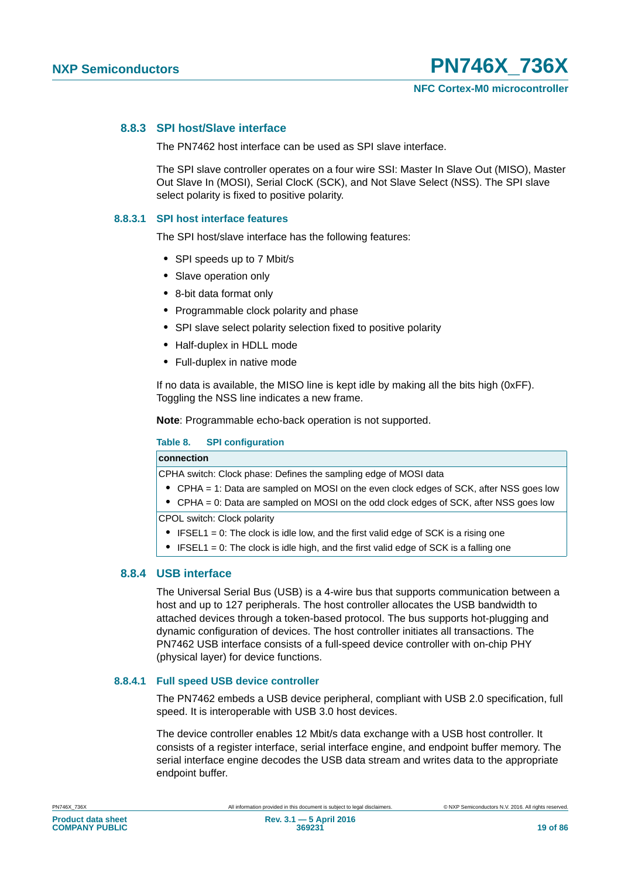### 8.8.3 SPI host/Slave interface

The PN7462 host interface can be used as SPI slave interface.

The SPI slave controller operates on a four wire SSI: Master In Slave Out (MISO), Master Out Slave In (MOSI), Serial ClocK (SCK), and Not Slave Select (NSS). The SPI slave select polarity is fixed to positive polarity.

#### 8.8.3.1 SPI host interface features

The SPI host/slave interface has the following features:

- SPI speeds up to 7 Mbit/s
- Slave operation only
- 8-bit data format only
- Programmable clock polarity and phase
- SPI slave select polarity selection fixed to positive polarity
- Half-duplex in HDLL mode
- Full-duplex in native mode

If no data is available, the MISO line is kept idle by making all the bits high (0xFF). Toggling the NSS line indicates a new frame.

**Note**: Programmable echo-back operation is not supported.

**Table 8. SPI configuration**

| connection |
|---|
| CPHA switch: Clock phase: Defines the sampling edge of MOSI data<br>• CPHA = 1: Data are sampled on MOSI on the even clock edges of SCK, after NSS goes low<br>• CPHA = 0: Data are sampled on MOSI on the odd clock edges of SCK, after NSS goes low |
| CPOL switch: Clock polarity<br>• IFSEL1 = 0: The clock is idle low, and the first valid edge of SCK is a rising one<br>• IFSEL1 = 0: The clock is idle high, and the first valid edge of SCK is a falling one |

### 8.8.4 USB interface

The Universal Serial Bus (USB) is a 4-wire bus that supports communication between a host and up to 127 peripherals. The host controller allocates the USB bandwidth to attached devices through a token-based protocol. The bus supports hot-plugging and dynamic configuration of devices. The host controller initiates all transactions. The PN7462 USB interface consists of a full-speed device controller with on-chip PHY (physical layer) for device functions.

#### 8.8.4.1 Full speed USB device controller

The PN7462 embeds a USB device peripheral, compliant with USB 2.0 specification, full speed. It is interoperable with USB 3.0 host devices.

The device controller enables 12 Mbit/s data exchange with a USB host controller. It consists of a register interface, serial interface engine, and endpoint buffer memory. The serial interface engine decodes the USB data stream and writes data to the appropriate endpoint buffer.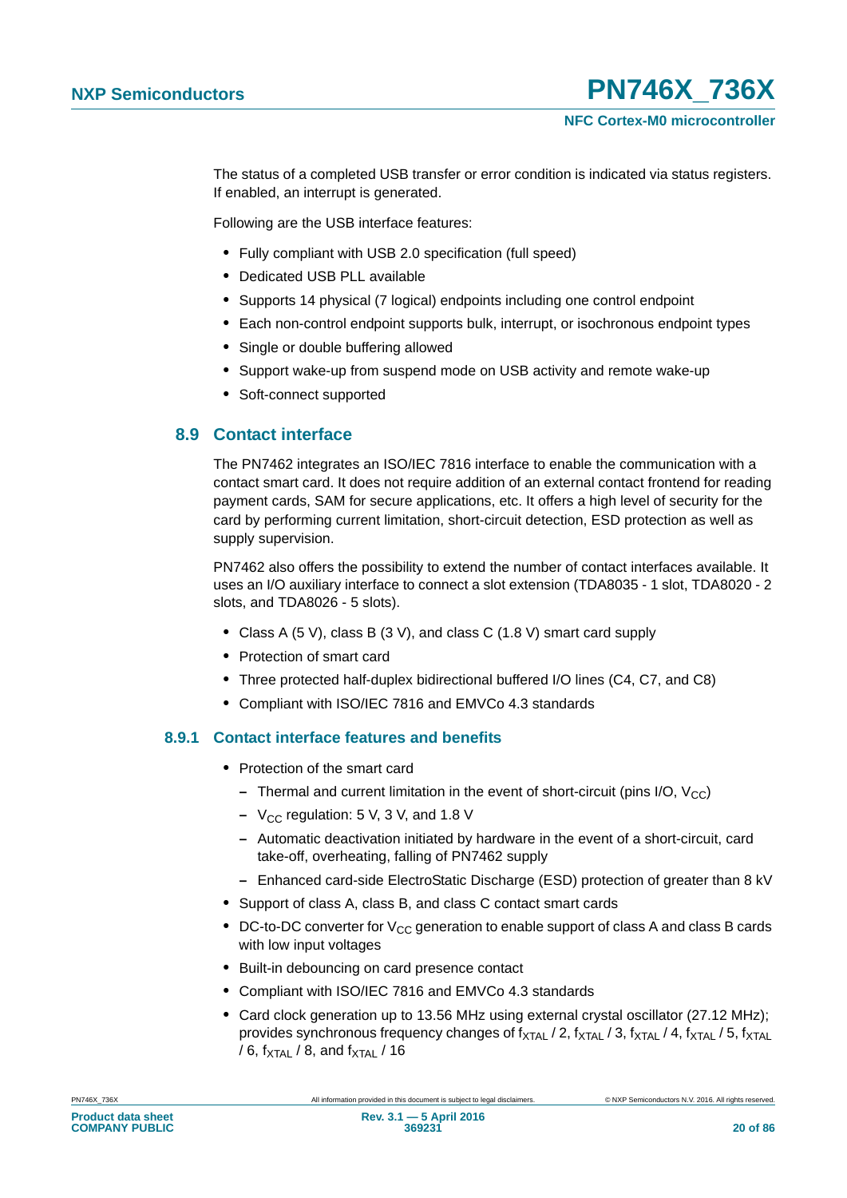The status of a completed USB transfer or error condition is indicated via status registers. If enabled, an interrupt is generated.

Following are the USB interface features:

- Fully compliant with USB 2.0 specification (full speed)
- Dedicated USB PLL available
- Supports 14 physical (7 logical) endpoints including one control endpoint
- Each non-control endpoint supports bulk, interrupt, or isochronous endpoint types
- Single or double buffering allowed
- Support wake-up from suspend mode on USB activity and remote wake-up
- Soft-connect supported

## 8.9 Contact interface

The PN7462 integrates an ISO/IEC 7816 interface to enable the communication with a contact smart card. It does not require addition of an external contact frontend for reading payment cards, SAM for secure applications, etc. It offers a high level of security for the card by performing current limitation, short-circuit detection, ESD protection as well as supply supervision.

PN7462 also offers the possibility to extend the number of contact interfaces available. It uses an I/O auxiliary interface to connect a slot extension (TDA8035 - 1 slot, TDA8020 - 2 slots, and TDA8026 - 5 slots).

- Class A (5 V), class B (3 V), and class C (1.8 V) smart card supply
- Protection of smart card
- Three protected half-duplex bidirectional buffered I/O lines (C4, C7, and C8)
- Compliant with ISO/IEC 7816 and EMVCo 4.3 standards

### 8.9.1 Contact interface features and benefits

- Protection of the smart card
  - Thermal and current limitation in the event of short-circuit (pins I/O, $V_{CC}$)
  - $V_{CC}$ regulation: 5 V, 3 V, and 1.8 V
  - Automatic deactivation initiated by hardware in the event of a short-circuit, card take-off, overheating, falling of PN7462 supply
  - Enhanced card-side ElectroStatic Discharge (ESD) protection of greater than 8 kV
- Support of class A, class B, and class C contact smart cards
- DC-to-DC converter for $V_{CC}$ generation to enable support of class A and class B cards with low input voltages
- Built-in debouncing on card presence contact
- Compliant with ISO/IEC 7816 and EMVCo 4.3 standards
- Card clock generation up to 13.56 MHz using external crystal oscillator (27.12 MHz); provides synchronous frequency changes of $f_{XTAL}$ / 2, $f_{XTAL}$ / 3, $f_{XTAL}$ / 4, $f_{XTAL}$ / 5, $f_{XTAL}$ / 6, $f_{XTAL}$ / 8, and $f_{XTAL}$ / 16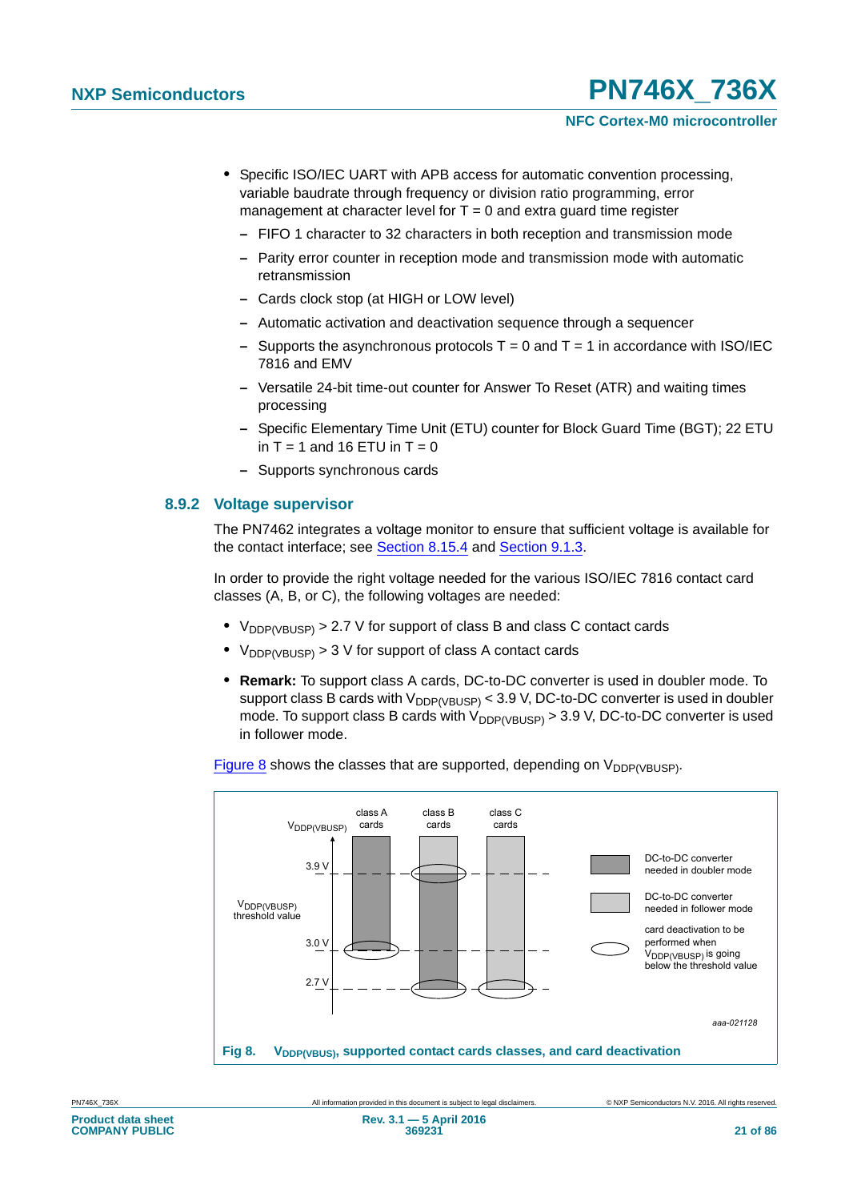- Specific ISO/IEC UART with APB access for automatic convention processing, variable baudrate through frequency or division ratio programming, error management at character level for T = 0 and extra guard time register
  - FIFO 1 character to 32 characters in both reception and transmission mode
  - Parity error counter in reception mode and transmission mode with automatic retransmission
  - Cards clock stop (at HIGH or LOW level)
  - Automatic activation and deactivation sequence through a sequencer
  - Supports the asynchronous protocols T = 0 and T = 1 in accordance with ISO/IEC 7816 and EMV
  - Versatile 24-bit time-out counter for Answer To Reset (ATR) and waiting times processing
  - Specific Elementary Time Unit (ETU) counter for Block Guard Time (BGT); 22 ETU in T = 1 and 16 ETU in T = 0
  - Supports synchronous cards

### 8.9.2 Voltage supervisor

The PN7462 integrates a voltage monitor to ensure that sufficient voltage is available for the contact interface; see Section 8.15.4 and Section 9.1.3.

In order to provide the right voltage needed for the various ISO/IEC 7816 contact card classes (A, B, or C), the following voltages are needed:

- $V_{DDP(VBUSP)}$ > 2.7 V for support of class B and class C contact cards
- $V_{DDP(VBUSP)}$ > 3 V for support of class A contact cards
- **Remark:** To support class A cards, DC-to-DC converter is used in doubler mode. To support class B cards with $V_{DDP(VBUSP)}$ < 3.9 V, DC-to-DC converter is used in doubler mode. To support class B cards with $V_{DDP(VBUSP)}$ > 3.9 V, DC-to-DC converter is used in follower mode.

Figure 8 shows the classes that are supported, depending on $V_{DDP(VBUSP)}$.

**Fig 8.** $V_{DDP(VBUS)}$, **supported contact cards classes, and card deactivation**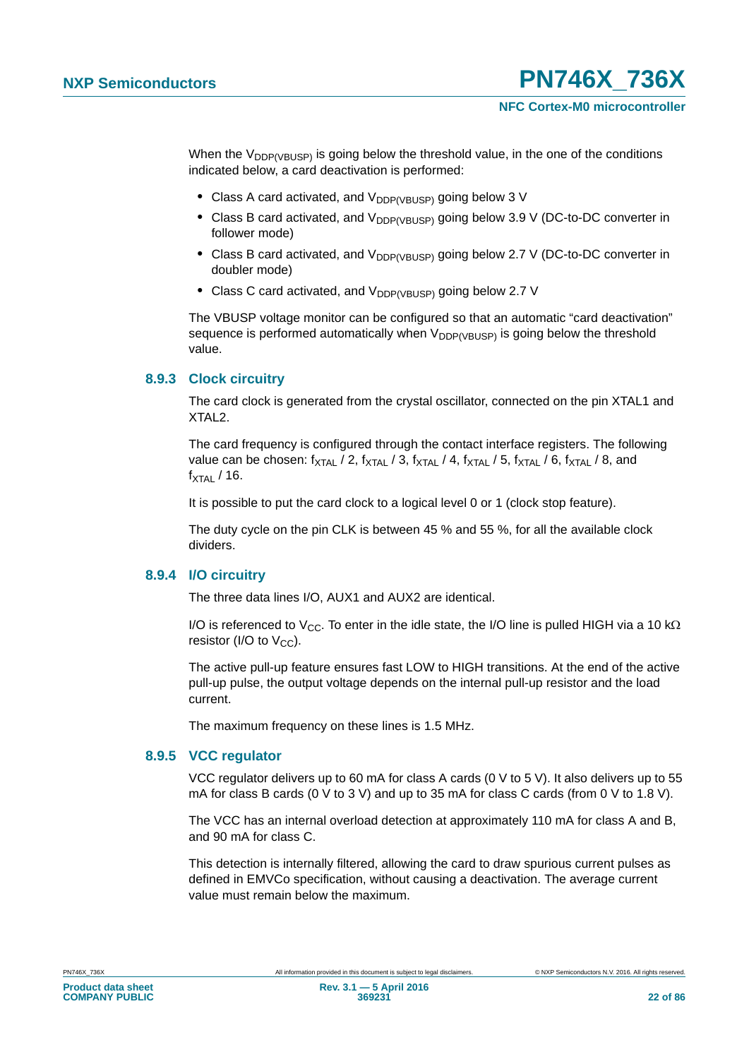When the $V_{DDP(VBUSP)}$ is going below the threshold value, in the one of the conditions indicated below, a card deactivation is performed:

- Class A card activated, and $V_{DDP(VBUSP)}$ going below 3 V
- Class B card activated, and $V_{DDP(VBUSP)}$ going below 3.9 V (DC-to-DC converter in follower mode)
- Class B card activated, and $V_{DDP(VBUSP)}$ going below 2.7 V (DC-to-DC converter in doubler mode)
- Class C card activated, and $V_{DDP(VBUSP)}$ going below 2.7 V

The VBUSP voltage monitor can be configured so that an automatic "card deactivation" sequence is performed automatically when $V_{DDP(VBUSP)}$ is going below the threshold value.

### 8.9.3 Clock circuitry

The card clock is generated from the crystal oscillator, connected on the pin XTAL1 and XTAL2.

The card frequency is configured through the contact interface registers. The following value can be chosen: $f_{XTAL}$ / 2, $f_{XTAL}$ / 3, $f_{XTAL}$ / 4, $f_{XTAL}$ / 5, $f_{XTAL}$ / 6, $f_{XTAL}$ / 8, and $f_{XTAL}$ / 16.

It is possible to put the card clock to a logical level 0 or 1 (clock stop feature).

The duty cycle on the pin CLK is between 45 % and 55 %, for all the available clock dividers.

### 8.9.4 I/O circuitry

The three data lines I/O, AUX1 and AUX2 are identical.

I/O is referenced to $V_{CC}$. To enter in the idle state, the I/O line is pulled HIGH via a 10 kΩ resistor (I/O to $V_{CC}$).

The active pull-up feature ensures fast LOW to HIGH transitions. At the end of the active pull-up pulse, the output voltage depends on the internal pull-up resistor and the load current.

The maximum frequency on these lines is 1.5 MHz.

### 8.9.5 VCC regulator

VCC regulator delivers up to 60 mA for class A cards (0 V to 5 V). It also delivers up to 55 mA for class B cards (0 V to 3 V) and up to 35 mA for class C cards (from 0 V to 1.8 V).

The VCC has an internal overload detection at approximately 110 mA for class A and B, and 90 mA for class C.

This detection is internally filtered, allowing the card to draw spurious current pulses as defined in EMVCo specification, without causing a deactivation. The average current value must remain below the maximum.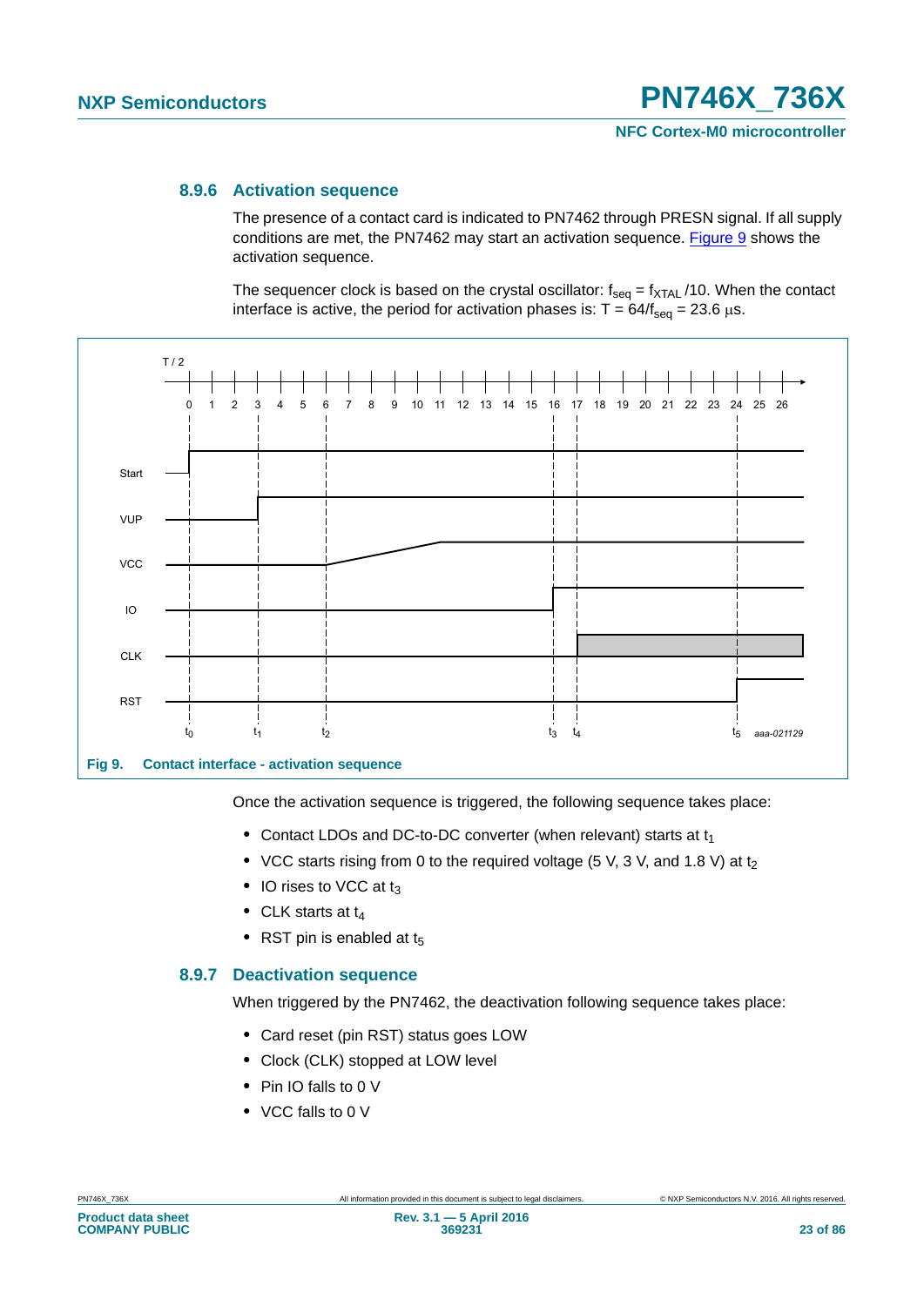### 8.9.6 Activation sequence

The presence of a contact card is indicated to PN7462 through PRESN signal. If all supply conditions are met, the PN7462 may start an activation sequence. Figure 9 shows the activation sequence.

The sequencer clock is based on the crystal oscillator: $f_{seq} = f_{XTAL} /10$. When the contact interface is active, the period for activation phases is: $T = 64/f_{seq} = 23.6\ \mu s$.

**Fig 9. Contact interface - activation sequence**

Once the activation sequence is triggered, the following sequence takes place:

- Contact LDOs and DC-to-DC converter (when relevant) starts at $t_1$
- VCC starts rising from 0 to the required voltage (5 V, 3 V, and 1.8 V) at $t_2$
- IO rises to VCC at $t_3$
- CLK starts at $t_4$
- RST pin is enabled at $t_5$

### 8.9.7 Deactivation sequence

When triggered by the PN7462, the deactivation following sequence takes place:

- Card reset (pin RST) status goes LOW
- Clock (CLK) stopped at LOW level
- Pin IO falls to 0 V
- VCC falls to 0 V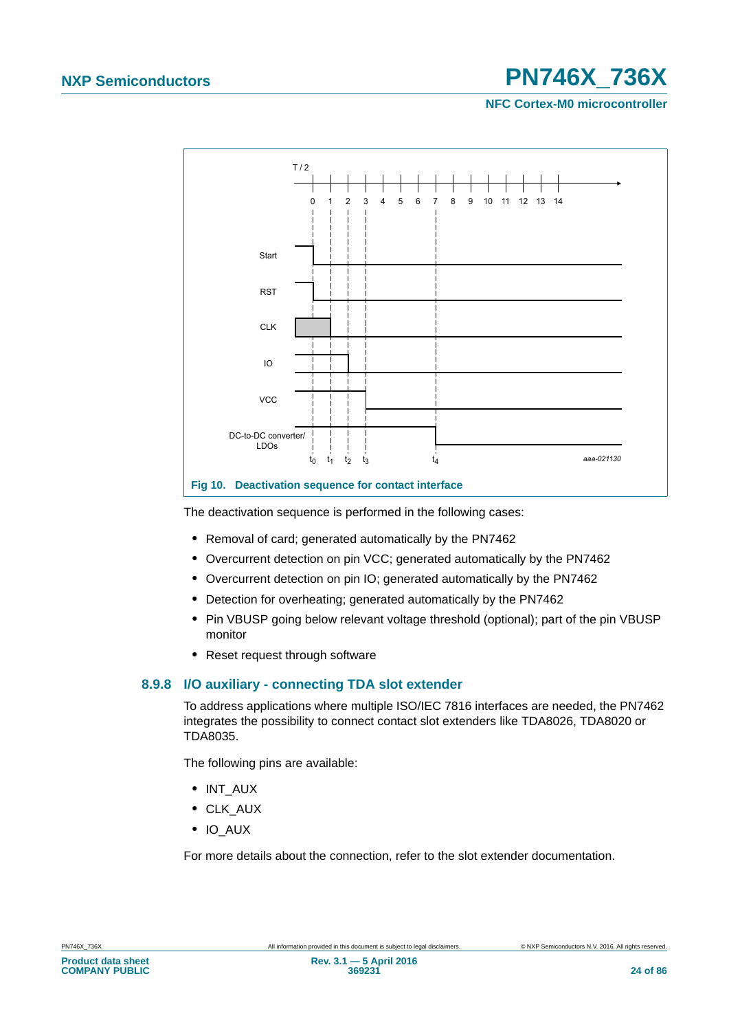Fig 10. Deactivation sequence for contact interface

The deactivation sequence is performed in the following cases:

- Removal of card; generated automatically by the PN7462
- Overcurrent detection on pin VCC; generated automatically by the PN7462
- Overcurrent detection on pin IO; generated automatically by the PN7462
- Detection for overheating; generated automatically by the PN7462
- Pin VBUSP going below relevant voltage threshold (optional); part of the pin VBUSP monitor
- Reset request through software

### 8.9.8 I/O auxiliary - connecting TDA slot extender

To address applications where multiple ISO/IEC 7816 interfaces are needed, the PN7462 integrates the possibility to connect contact slot extenders like TDA8026, TDA8020 or TDA8035.

The following pins are available:

- INT_AUX
- CLK_AUX
- IO_AUX

For more details about the connection, refer to the slot extender documentation.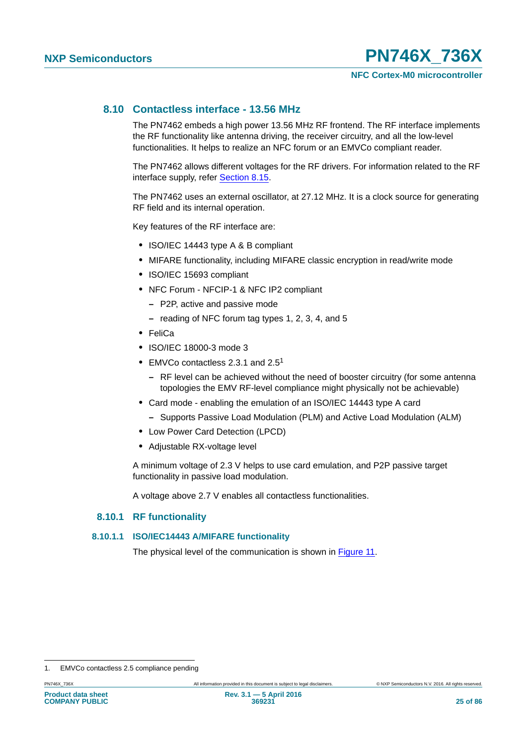## 8.10 Contactless interface - 13.56 MHz

The PN7462 embeds a high power 13.56 MHz RF frontend. The RF interface implements the RF functionality like antenna driving, the receiver circuitry, and all the low-level functionalities. It helps to realize an NFC forum or an EMVCo compliant reader.

The PN7462 allows different voltages for the RF drivers. For information related to the RF interface supply, refer Section 8.15.

The PN7462 uses an external oscillator, at 27.12 MHz. It is a clock source for generating RF field and its internal operation.

Key features of the RF interface are:

- ISO/IEC 14443 type A & B compliant
- MIFARE functionality, including MIFARE classic encryption in read/write mode
- ISO/IEC 15693 compliant
- NFC Forum - NFCIP-1 & NFC IP2 compliant
  - P2P, active and passive mode
  - reading of NFC forum tag types 1, 2, 3, 4, and 5
- FeliCa
- ISO/IEC 18000-3 mode 3
- EMVCo contactless 2.3.1 and 2.5[1]
  - RF level can be achieved without the need of booster circuitry (for some antenna topologies the EMV RF-level compliance might physically not be achievable)
- Card mode - enabling the emulation of an ISO/IEC 14443 type A card
  - Supports Passive Load Modulation (PLM) and Active Load Modulation (ALM)
- Low Power Card Detection (LPCD)
- Adjustable RX-voltage level

A minimum voltage of 2.3 V helps to use card emulation, and P2P passive target functionality in passive load modulation.

A voltage above 2.7 V enables all contactless functionalities.

### 8.10.1 RF functionality

#### 8.10.1.1 ISO/IEC14443 A/MIFARE functionality

The physical level of the communication is shown in Figure 11.

1. EMVCo contactless 2.5 compliance pending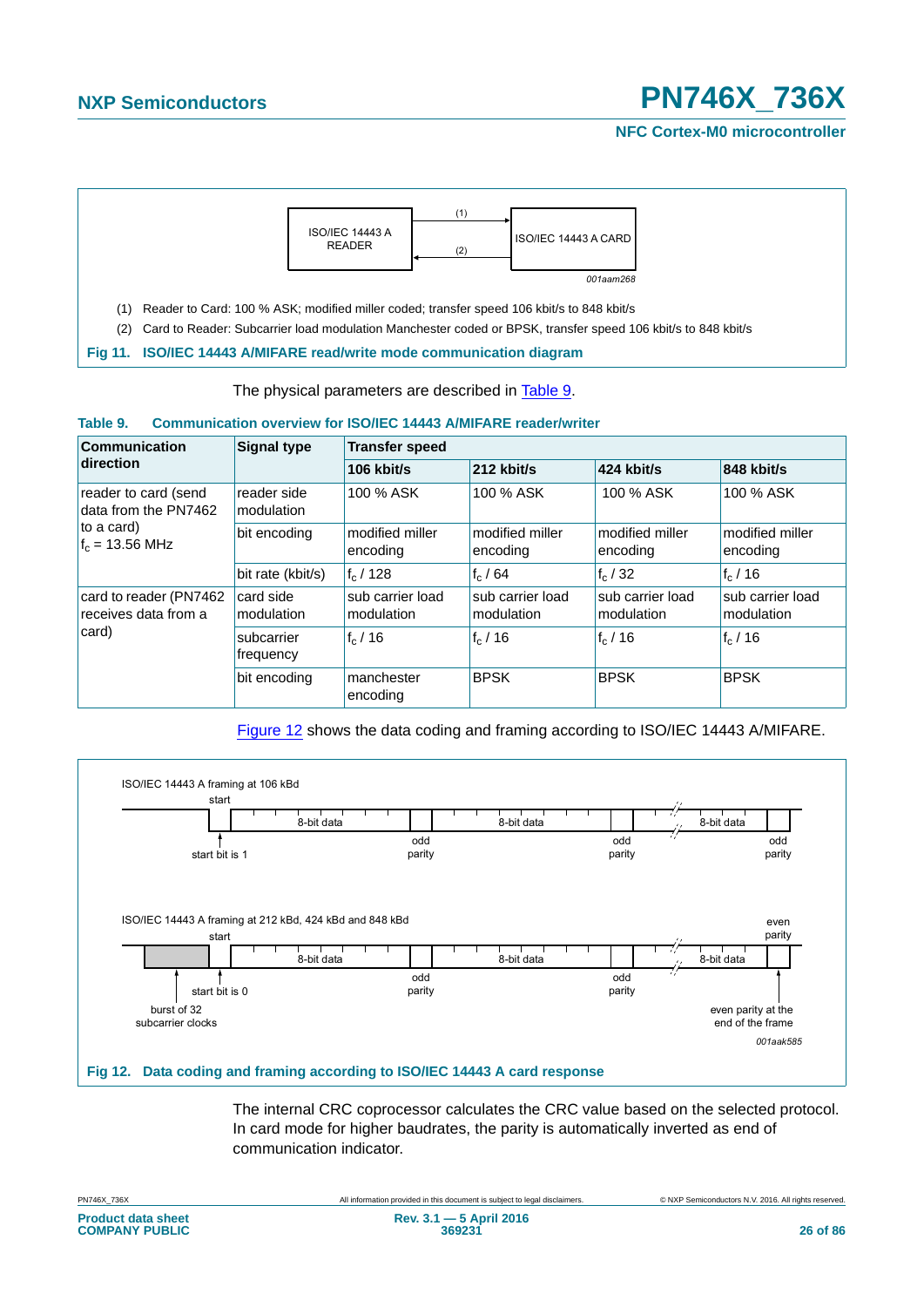(1) Reader to Card: 100 % ASK; modified miller coded; transfer speed 106 kbit/s to 848 kbit/s

(2) Card to Reader: Subcarrier load modulation Manchester coded or BPSK, transfer speed 106 kbit/s to 848 kbit/s

**Fig 11. ISO/IEC 14443 A/MIFARE read/write mode communication diagram**

The physical parameters are described in Table 9.

**Table 9. Communication overview for ISO/IEC 14443 A/MIFARE reader/writer**

| Communication direction | Signal type | Transfer speed | | | |
|---|---|---|---|---|---|
| | | 106 kbit/s | 212 kbit/s | 424 kbit/s | 848 kbit/s |
| reader to card (send data from the PN7462 to a card) $f_c$ = 13.56 MHz | reader side modulation | 100 % ASK | 100 % ASK | 100 % ASK | 100 % ASK |
| | bit encoding | modified miller encoding | modified miller encoding | modified miller encoding | modified miller encoding |
| | bit rate (kbit/s) | $f_c$ / 128 | $f_c$ / 64 | $f_c$ / 32 | $f_c$ / 16 |
| card to reader (PN7462 receives data from a card) | card side modulation | sub carrier load modulation | sub carrier load modulation | sub carrier load modulation | sub carrier load modulation |
| | subcarrier frequency | $f_c$ / 16 | $f_c$ / 16 | $f_c$ / 16 | $f_c$ / 16 |
| | bit encoding | manchester encoding | BPSK | BPSK | BPSK |

Figure 12 shows the data coding and framing according to ISO/IEC 14443 A/MIFARE.

**Fig 12. Data coding and framing according to ISO/IEC 14443 A card response**

The internal CRC coprocessor calculates the CRC value based on the selected protocol. In card mode for higher baudrates, the parity is automatically inverted as end of communication indicator.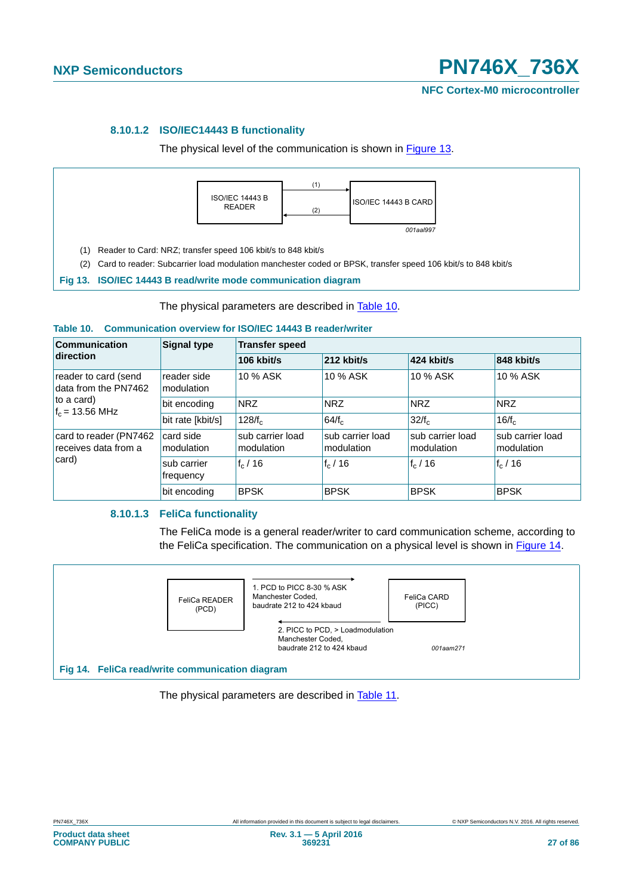#### 8.10.1.2 ISO/IEC14443 B functionality

The physical level of the communication is shown in Figure 13.

ISO/IEC 14443 B READER — (1) → ISO/IEC 14443 B CARD

ISO/IEC 14443 B CARD — (2) → ISO/IEC 14443 B READER

001aal997

(1) Reader to Card: NRZ; transfer speed 106 kbit/s to 848 kbit/s

(2) Card to reader: Subcarrier load modulation manchester coded or BPSK, transfer speed 106 kbit/s to 848 kbit/s

**Fig 13. ISO/IEC 14443 B read/write mode communication diagram**

The physical parameters are described in Table 10.

**Table 10. Communication overview for ISO/IEC 14443 B reader/writer**

| Communication direction | Signal type | Transfer speed | | | |
|---|---|---|---|---|---|
| | | 106 kbit/s | 212 kbit/s | 424 kbit/s | 848 kbit/s |
| reader to card (send data from the PN7462 to a card) $f_c$ = 13.56 MHz | reader side modulation | 10 % ASK | 10 % ASK | 10 % ASK | 10 % ASK |
| | bit encoding | NRZ | NRZ | NRZ | NRZ |
| | bit rate [kbit/s] | $128/f_c$ | $64/f_c$ | $32/f_c$ | $16/f_c$ |
| card to reader (PN7462 receives data from a card) | card side modulation | sub carrier load modulation | sub carrier load modulation | sub carrier load modulation | sub carrier load modulation |
| | sub carrier frequency | $f_c$ / 16 | $f_c$ / 16 | $f_c$ / 16 | $f_c$ / 16 |
| | bit encoding | BPSK | BPSK | BPSK | BPSK |

#### 8.10.1.3 FeliCa functionality

The FeliCa mode is a general reader/writer to card communication scheme, according to the FeliCa specification. The communication on a physical level is shown in Figure 14.

FeliCa READER (PCD) → FeliCa CARD (PICC): 1. PCD to PICC 8-30 % ASK Manchester Coded, baudrate 212 to 424 kbaud

FeliCa CARD (PICC) → FeliCa READER (PCD): 2. PICC to PCD, > Loadmodulation Manchester Coded, baudrate 212 to 424 kbaud

001aam271

**Fig 14. FeliCa read/write communication diagram**

The physical parameters are described in Table 11.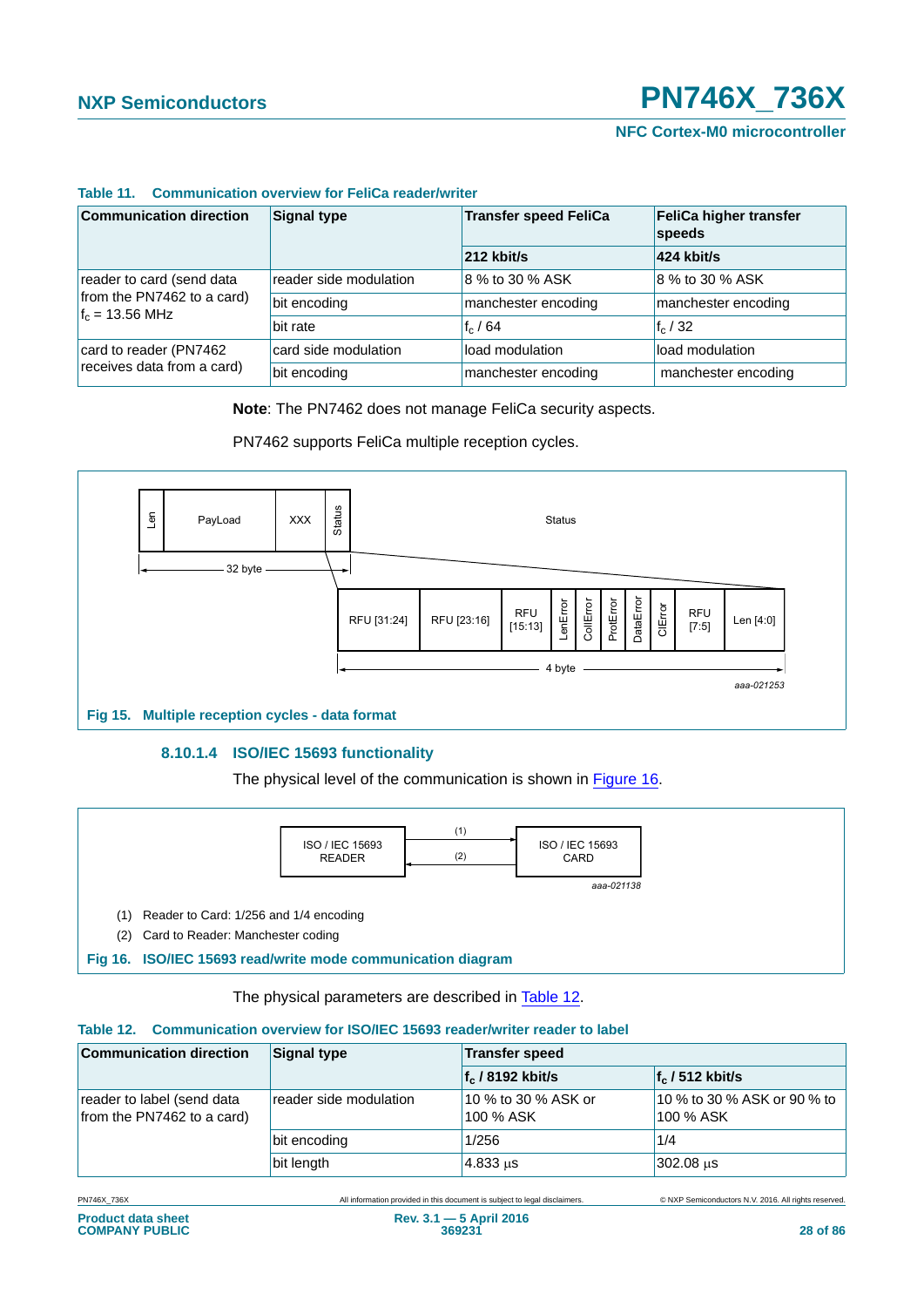**Table 11. Communication overview for FeliCa reader/writer**

| Communication direction | Signal type | Transfer speed FeliCa | FeliCa higher transfer speeds |
|---|---|---|---|
| | | 212 kbit/s | 424 kbit/s |
| reader to card (send data from the PN7462 to a card) $f_c$ = 13.56 MHz | reader side modulation | 8 % to 30 % ASK | 8 % to 30 % ASK |
| | bit encoding | manchester encoding | manchester encoding |
| | bit rate | $f_c$ / 64 | $f_c$ / 32 |
| card to reader (PN7462 receives data from a card) | card side modulation | load modulation | load modulation |
| | bit encoding | manchester encoding | manchester encoding |

**Note**: The PN7462 does not manage FeliCa security aspects.

PN7462 supports FeliCa multiple reception cycles.

Len | PayLoad | XXX | Status — 32 byte

Status: RFU [31:24] | RFU [23:16] | RFU [15:13] | LenError | CollError | ProtError | DataError | ClError | RFU [7:5] | Len [4:0] — 4 byte

aaa-021253

**Fig 15. Multiple reception cycles - data format**

#### 8.10.1.4 ISO/IEC 15693 functionality

The physical level of the communication is shown in Figure 16.

ISO / IEC 15693 READER — (1) → ISO / IEC 15693 CARD; ← (2)

aaa-021138

(1) Reader to Card: 1/256 and 1/4 encoding

(2) Card to Reader: Manchester coding

**Fig 16. ISO/IEC 15693 read/write mode communication diagram**

The physical parameters are described in Table 12.

**Table 12. Communication overview for ISO/IEC 15693 reader/writer reader to label**

| Communication direction | Signal type | Transfer speed | |
|---|---|---|---|
| | | $f_c$ / 8192 kbit/s | $f_c$ / 512 kbit/s |
| reader to label (send data from the PN7462 to a card) | reader side modulation | 10 % to 30 % ASK or 100 % ASK | 10 % to 30 % ASK or 90 % to 100 % ASK |
| | bit encoding | 1/256 | 1/4 |
| | bit length | 4.833 μs | 302.08 μs |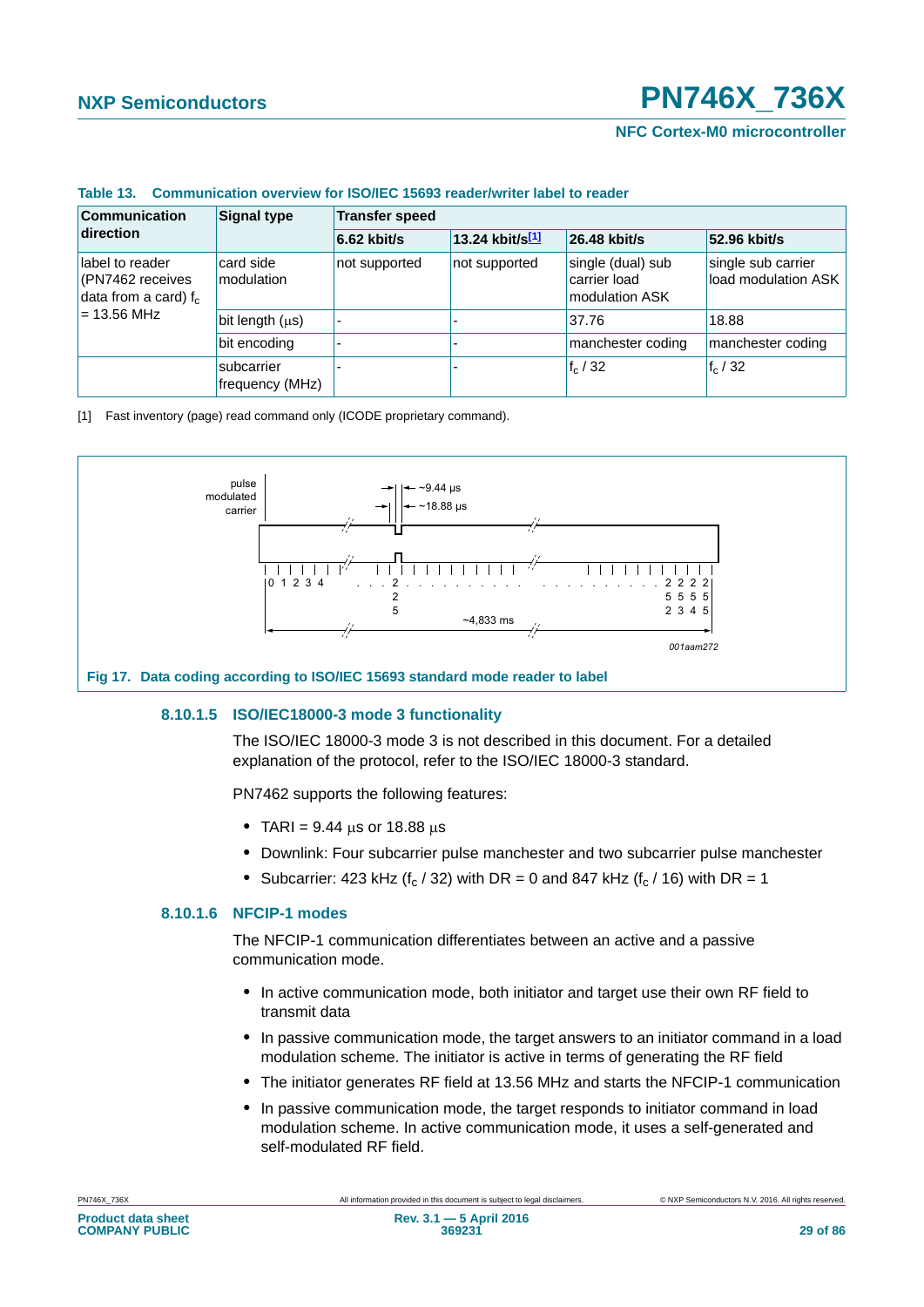**Table 13. Communication overview for ISO/IEC 15693 reader/writer label to reader**

| Communication direction | Signal type | Transfer speed | | | |
|---|---|---|---|---|---|
| | | 6.62 kbit/s | 13.24 kbit/s[1] | 26.48 kbit/s | 52.96 kbit/s |
| label to reader (PN7462 receives data from a card) $f_c$ = 13.56 MHz | card side modulation | not supported | not supported | single (dual) sub carrier load modulation ASK | single sub carrier load modulation ASK |
| | bit length (µs) | - | - | 37.76 | 18.88 |
| | bit encoding | - | - | manchester coding | manchester coding |
| | subcarrier frequency (MHz) | - | - | $f_c$ / 32 | $f_c$ / 32 |

[1] Fast inventory (page) read command only (ICODE proprietary command).

Fig 17. Data coding according to ISO/IEC 15693 standard mode reader to label

#### 8.10.1.5 ISO/IEC18000-3 mode 3 functionality

The ISO/IEC 18000-3 mode 3 is not described in this document. For a detailed explanation of the protocol, refer to the ISO/IEC 18000-3 standard.

PN7462 supports the following features:

- TARI = 9.44 µs or 18.88 µs
- Downlink: Four subcarrier pulse manchester and two subcarrier pulse manchester
- Subcarrier: 423 kHz ($f_c$ / 32) with DR = 0 and 847 kHz ($f_c$ / 16) with DR = 1

#### 8.10.1.6 NFCIP-1 modes

The NFCIP-1 communication differentiates between an active and a passive communication mode.

- In active communication mode, both initiator and target use their own RF field to transmit data
- In passive communication mode, the target answers to an initiator command in a load modulation scheme. The initiator is active in terms of generating the RF field
- The initiator generates RF field at 13.56 MHz and starts the NFCIP-1 communication
- In passive communication mode, the target responds to initiator command in load modulation scheme. In active communication mode, it uses a self-generated and self-modulated RF field.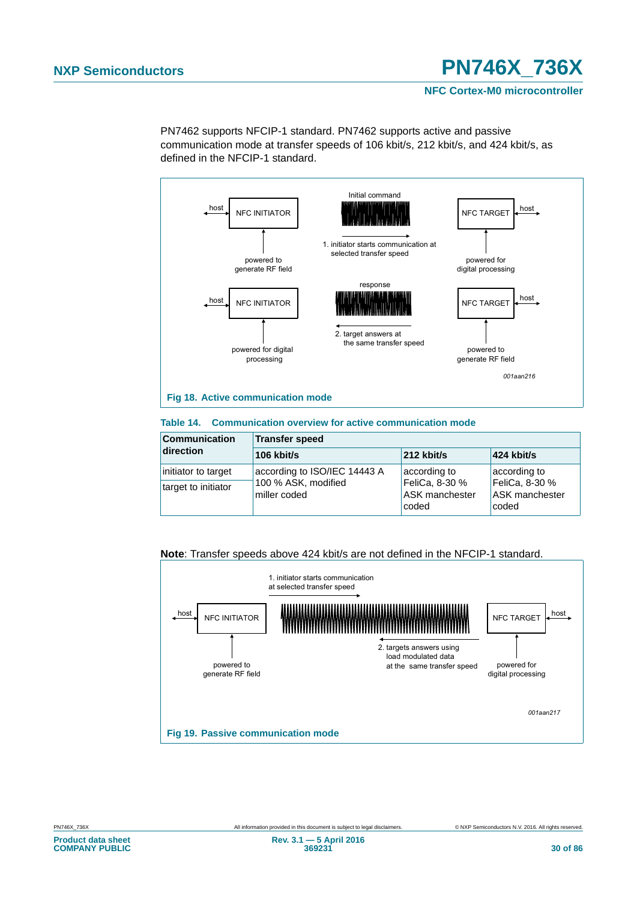PN7462 supports NFCIP-1 standard. PN7462 supports active and passive communication mode at transfer speeds of 106 kbit/s, 212 kbit/s, and 424 kbit/s, as defined in the NFCIP-1 standard.

**Fig 18. Active communication mode**

**Table 14. Communication overview for active communication mode**

| Communication direction | Transfer speed | | |
|---|---|---|---|
| | **106 kbit/s** | **212 kbit/s** | **424 kbit/s** |
| initiator to target | according to ISO/IEC 14443 A 100 % ASK, modified miller coded | according to FeliCa, 8-30 % ASK manchester coded | according to FeliCa, 8-30 % ASK manchester coded |
| target to initiator | | | |

**Note**: Transfer speeds above 424 kbit/s are not defined in the NFCIP-1 standard.

**Fig 19. Passive communication mode**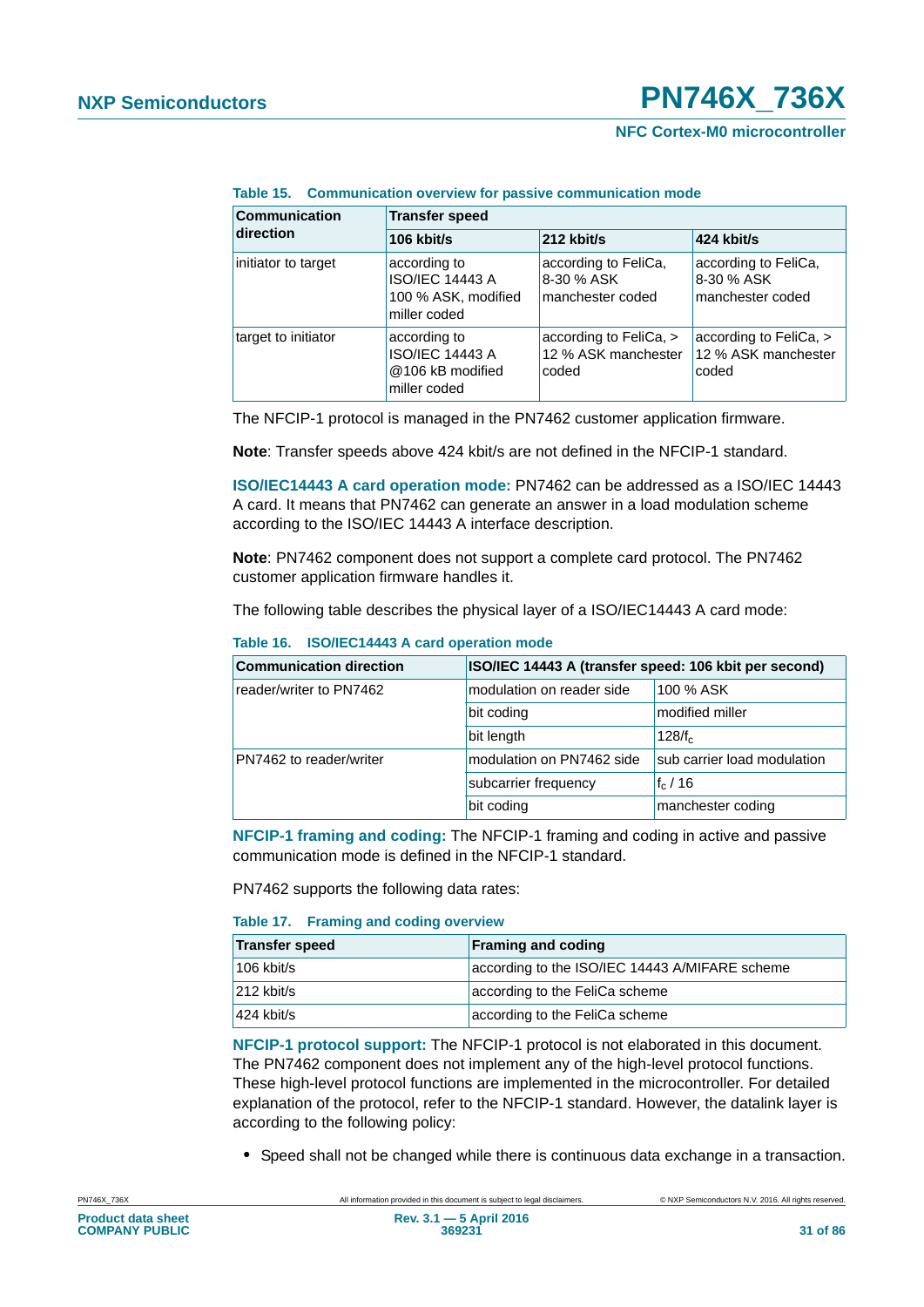**Table 15. Communication overview for passive communication mode**

| Communication direction | Transfer speed | | |
|---|---|---|---|
| | 106 kbit/s | 212 kbit/s | 424 kbit/s |
| initiator to target | according to ISO/IEC 14443 A 100 % ASK, modified miller coded | according to FeliCa, 8-30 % ASK manchester coded | according to FeliCa, 8-30 % ASK manchester coded |
| target to initiator | according to ISO/IEC 14443 A @106 kB modified miller coded | according to FeliCa, > 12 % ASK manchester coded | according to FeliCa, > 12 % ASK manchester coded |

The NFCIP-1 protocol is managed in the PN7462 customer application firmware.

**Note**: Transfer speeds above 424 kbit/s are not defined in the NFCIP-1 standard.

**ISO/IEC14443 A card operation mode:** PN7462 can be addressed as a ISO/IEC 14443 A card. It means that PN7462 can generate an answer in a load modulation scheme according to the ISO/IEC 14443 A interface description.

**Note**: PN7462 component does not support a complete card protocol. The PN7462 customer application firmware handles it.

The following table describes the physical layer of a ISO/IEC14443 A card mode:

**Table 16. ISO/IEC14443 A card operation mode**

| Communication direction | ISO/IEC 14443 A (transfer speed: 106 kbit per second) | |
|---|---|---|
| reader/writer to PN7462 | modulation on reader side | 100 % ASK |
| | bit coding | modified miller |
| | bit length | $128/f_c$ |
| PN7462 to reader/writer | modulation on PN7462 side | sub carrier load modulation |
| | subcarrier frequency | $f_c$ / 16 |
| | bit coding | manchester coding |

**NFCIP-1 framing and coding:** The NFCIP-1 framing and coding in active and passive communication mode is defined in the NFCIP-1 standard.

PN7462 supports the following data rates:

**Table 17. Framing and coding overview**

| Transfer speed | Framing and coding |
|---|---|
| 106 kbit/s | according to the ISO/IEC 14443 A/MIFARE scheme |
| 212 kbit/s | according to the FeliCa scheme |
| 424 kbit/s | according to the FeliCa scheme |

**NFCIP-1 protocol support:** The NFCIP-1 protocol is not elaborated in this document. The PN7462 component does not implement any of the high-level protocol functions. These high-level protocol functions are implemented in the microcontroller. For detailed explanation of the protocol, refer to the NFCIP-1 standard. However, the datalink layer is according to the following policy:

- Speed shall not be changed while there is continuous data exchange in a transaction.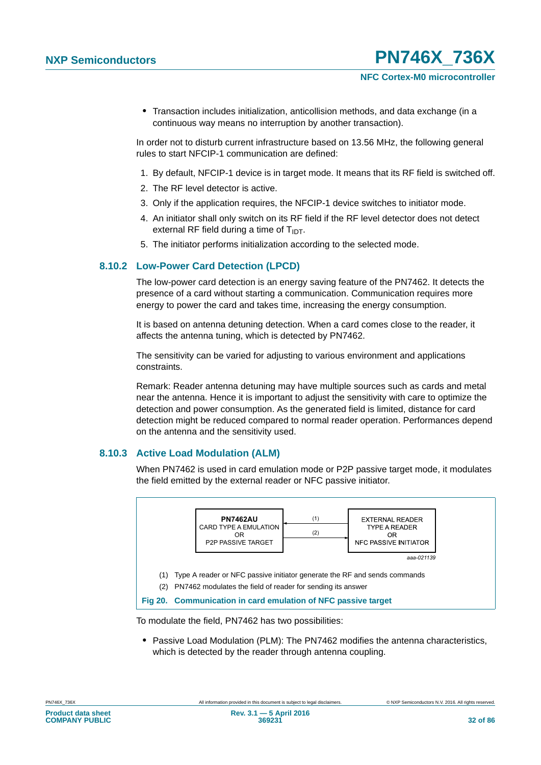- Transaction includes initialization, anticollision methods, and data exchange (in a continuous way means no interruption by another transaction).

In order not to disturb current infrastructure based on 13.56 MHz, the following general rules to start NFCIP-1 communication are defined:

1. By default, NFCIP-1 device is in target mode. It means that its RF field is switched off.
2. The RF level detector is active.
3. Only if the application requires, the NFCIP-1 device switches to initiator mode.
4. An initiator shall only switch on its RF field if the RF level detector does not detect external RF field during a time of $T_{IDT}$.
5. The initiator performs initialization according to the selected mode.

### 8.10.2 Low-Power Card Detection (LPCD)

The low-power card detection is an energy saving feature of the PN7462. It detects the presence of a card without starting a communication. Communication requires more energy to power the card and takes time, increasing the energy consumption.

It is based on antenna detuning detection. When a card comes close to the reader, it affects the antenna tuning, which is detected by PN7462.

The sensitivity can be varied for adjusting to various environment and applications constraints.

Remark: Reader antenna detuning may have multiple sources such as cards and metal near the antenna. Hence it is important to adjust the sensitivity with care to optimize the detection and power consumption. As the generated field is limited, distance for card detection might be reduced compared to normal reader operation. Performances depend on the antenna and the sensitivity used.

### 8.10.3 Active Load Modulation (ALM)

When PN7462 is used in card emulation mode or P2P passive target mode, it modulates the field emitted by the external reader or NFC passive initiator.

PN7462AU CARD TYPE A EMULATION OR P2P PASSIVE TARGET

(1) ← / (2) →

EXTERNAL READER TYPE A READER OR NFC PASSIVE INITIATOR

aaa-021139

(1) Type A reader or NFC passive initiator generate the RF and sends commands

(2) PN7462 modulates the field of reader for sending its answer

**Fig 20. Communication in card emulation of NFC passive target**

To modulate the field, PN7462 has two possibilities:

- Passive Load Modulation (PLM): The PN7462 modifies the antenna characteristics, which is detected by the reader through antenna coupling.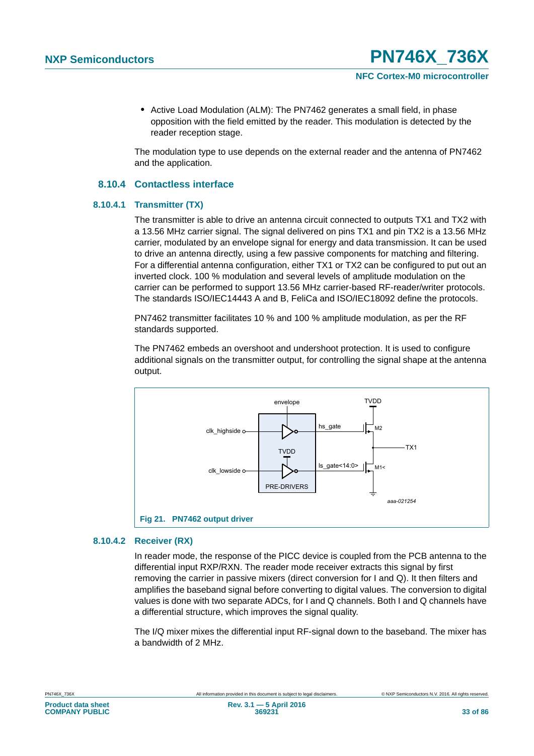- Active Load Modulation (ALM): The PN7462 generates a small field, in phase opposition with the field emitted by the reader. This modulation is detected by the reader reception stage.

The modulation type to use depends on the external reader and the antenna of PN7462 and the application.

### 8.10.4 Contactless interface

#### 8.10.4.1 Transmitter (TX)

The transmitter is able to drive an antenna circuit connected to outputs TX1 and TX2 with a 13.56 MHz carrier signal. The signal delivered on pins TX1 and pin TX2 is a 13.56 MHz carrier, modulated by an envelope signal for energy and data transmission. It can be used to drive an antenna directly, using a few passive components for matching and filtering. For a differential antenna configuration, either TX1 or TX2 can be configured to put out an inverted clock. 100 % modulation and several levels of amplitude modulation on the carrier can be performed to support 13.56 MHz carrier-based RF-reader/writer protocols. The standards ISO/IEC14443 A and B, FeliCa and ISO/IEC18092 define the protocols.

PN7462 transmitter facilitates 10 % and 100 % amplitude modulation, as per the RF standards supported.

The PN7462 embeds an overshoot and undershoot protection. It is used to configure additional signals on the transmitter output, for controlling the signal shape at the antenna output.

envelope, TVDD, clk_highside, hs_gate, M2, TX1, TVDD, clk_lowside, ls_gate<14:0>, M1<, PRE-DRIVERS, aaa-021254

**Fig 21. PN7462 output driver**

#### 8.10.4.2 Receiver (RX)

In reader mode, the response of the PICC device is coupled from the PCB antenna to the differential input RXP/RXN. The reader mode receiver extracts this signal by first removing the carrier in passive mixers (direct conversion for I and Q). It then filters and amplifies the baseband signal before converting to digital values. The conversion to digital values is done with two separate ADCs, for I and Q channels. Both I and Q channels have a differential structure, which improves the signal quality.

The I/Q mixer mixes the differential input RF-signal down to the baseband. The mixer has a bandwidth of 2 MHz.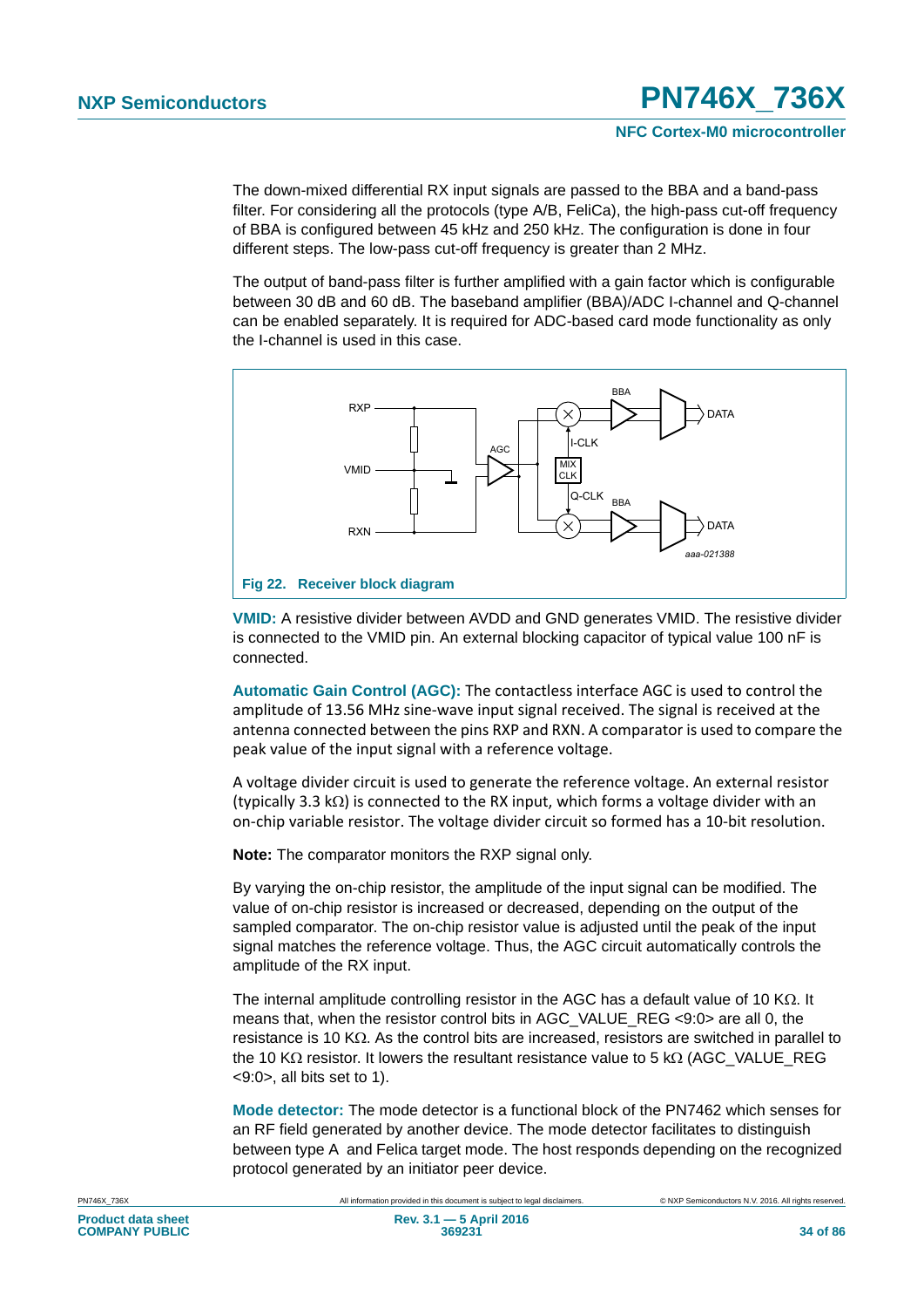The down-mixed differential RX input signals are passed to the BBA and a band-pass filter. For considering all the protocols (type A/B, FeliCa), the high-pass cut-off frequency of BBA is configured between 45 kHz and 250 kHz. The configuration is done in four different steps. The low-pass cut-off frequency is greater than 2 MHz.

The output of band-pass filter is further amplified with a gain factor which is configurable between 30 dB and 60 dB. The baseband amplifier (BBA)/ADC I-channel and Q-channel can be enabled separately. It is required for ADC-based card mode functionality as only the I-channel is used in this case.

**Fig 22. Receiver block diagram**

**VMID:** A resistive divider between AVDD and GND generates VMID. The resistive divider is connected to the VMID pin. An external blocking capacitor of typical value 100 nF is connected.

**Automatic Gain Control (AGC):** The contactless interface AGC is used to control the amplitude of 13.56 MHz sine-wave input signal received. The signal is received at the antenna connected between the pins RXP and RXN. A comparator is used to compare the peak value of the input signal with a reference voltage.

A voltage divider circuit is used to generate the reference voltage. An external resistor (typically 3.3 kΩ) is connected to the RX input, which forms a voltage divider with an on-chip variable resistor. The voltage divider circuit so formed has a 10-bit resolution.

**Note:** The comparator monitors the RXP signal only.

By varying the on-chip resistor, the amplitude of the input signal can be modified. The value of on-chip resistor is increased or decreased, depending on the output of the sampled comparator. The on-chip resistor value is adjusted until the peak of the input signal matches the reference voltage. Thus, the AGC circuit automatically controls the amplitude of the RX input.

The internal amplitude controlling resistor in the AGC has a default value of 10 KΩ. It means that, when the resistor control bits in AGC_VALUE_REG <9:0> are all 0, the resistance is 10 KΩ. As the control bits are increased, resistors are switched in parallel to the 10 KΩ resistor. It lowers the resultant resistance value to 5 kΩ (AGC_VALUE_REG <9:0>, all bits set to 1).

**Mode detector:** The mode detector is a functional block of the PN7462 which senses for an RF field generated by another device. The mode detector facilitates to distinguish between type A and Felica target mode. The host responds depending on the recognized protocol generated by an initiator peer device.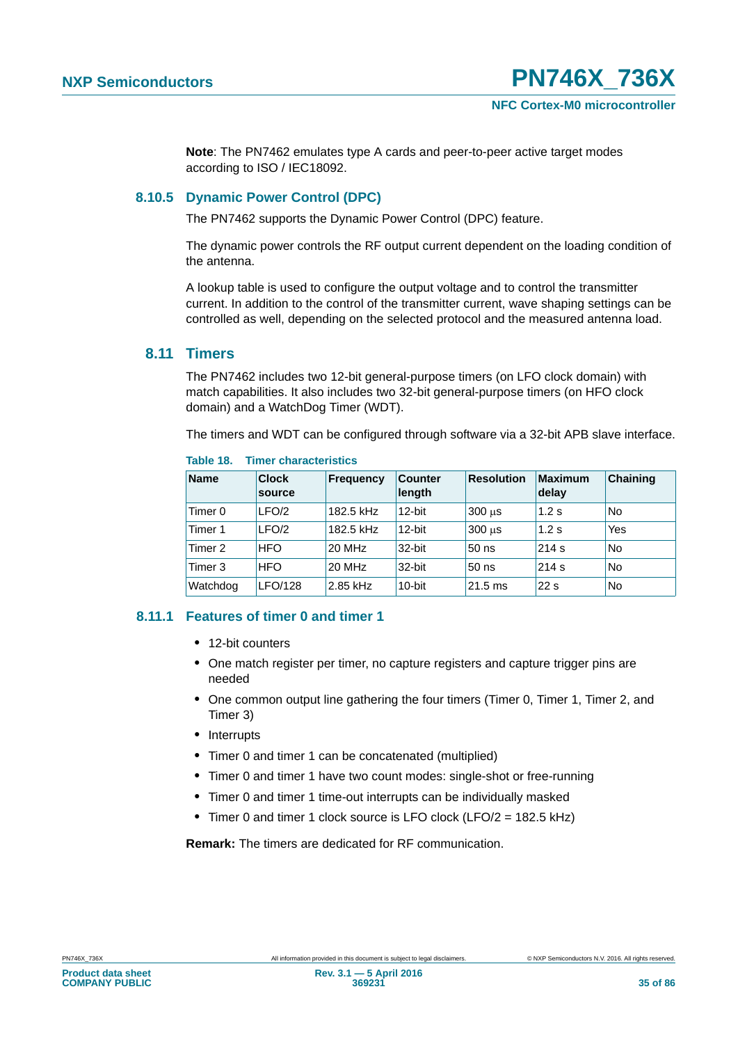**Note**: The PN7462 emulates type A cards and peer-to-peer active target modes according to ISO / IEC18092.

### 8.10.5 Dynamic Power Control (DPC)

The PN7462 supports the Dynamic Power Control (DPC) feature.

The dynamic power controls the RF output current dependent on the loading condition of the antenna.

A lookup table is used to configure the output voltage and to control the transmitter current. In addition to the control of the transmitter current, wave shaping settings can be controlled as well, depending on the selected protocol and the measured antenna load.

## 8.11 Timers

The PN7462 includes two 12-bit general-purpose timers (on LFO clock domain) with match capabilities. It also includes two 32-bit general-purpose timers (on HFO clock domain) and a WatchDog Timer (WDT).

The timers and WDT can be configured through software via a 32-bit APB slave interface.

**Table 18. Timer characteristics**

| Name | Clock source | Frequency | Counter length | Resolution | Maximum delay | Chaining |
|---|---|---|---|---|---|---|
| Timer 0 | LFO/2 | 182.5 kHz | 12-bit | 300 μs | 1.2 s | No |
| Timer 1 | LFO/2 | 182.5 kHz | 12-bit | 300 μs | 1.2 s | Yes |
| Timer 2 | HFO | 20 MHz | 32-bit | 50 ns | 214 s | No |
| Timer 3 | HFO | 20 MHz | 32-bit | 50 ns | 214 s | No |
| Watchdog | LFO/128 | 2.85 kHz | 10-bit | 21.5 ms | 22 s | No |

### 8.11.1 Features of timer 0 and timer 1

- 12-bit counters
- One match register per timer, no capture registers and capture trigger pins are needed
- One common output line gathering the four timers (Timer 0, Timer 1, Timer 2, and Timer 3)
- Interrupts
- Timer 0 and timer 1 can be concatenated (multiplied)
- Timer 0 and timer 1 have two count modes: single-shot or free-running
- Timer 0 and timer 1 time-out interrupts can be individually masked
- Timer 0 and timer 1 clock source is LFO clock (LFO/2 = 182.5 kHz)

**Remark:** The timers are dedicated for RF communication.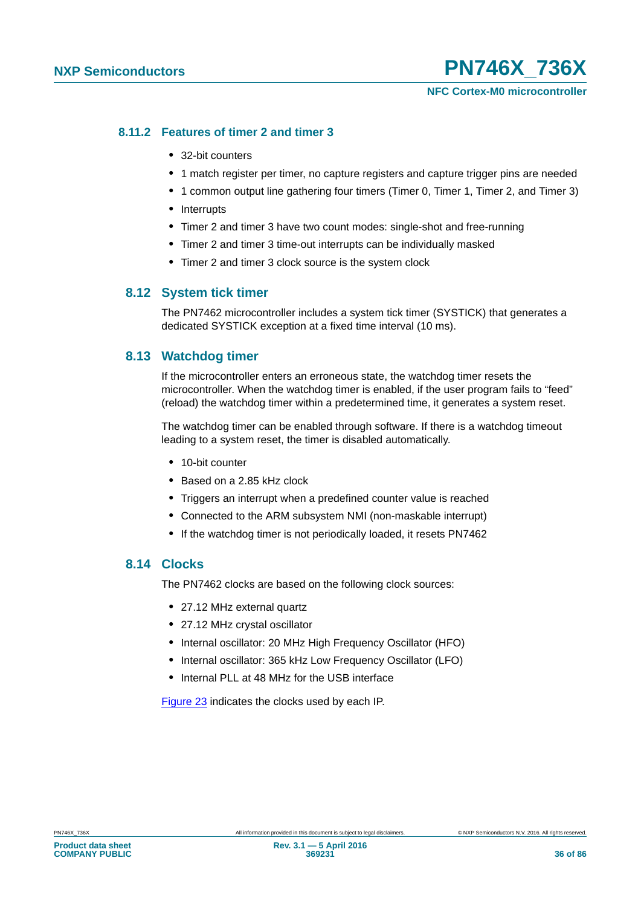### 8.11.2 Features of timer 2 and timer 3

- 32-bit counters
- 1 match register per timer, no capture registers and capture trigger pins are needed
- 1 common output line gathering four timers (Timer 0, Timer 1, Timer 2, and Timer 3)
- Interrupts
- Timer 2 and timer 3 have two count modes: single-shot and free-running
- Timer 2 and timer 3 time-out interrupts can be individually masked
- Timer 2 and timer 3 clock source is the system clock

## 8.12 System tick timer

The PN7462 microcontroller includes a system tick timer (SYSTICK) that generates a dedicated SYSTICK exception at a fixed time interval (10 ms).

## 8.13 Watchdog timer

If the microcontroller enters an erroneous state, the watchdog timer resets the microcontroller. When the watchdog timer is enabled, if the user program fails to “feed” (reload) the watchdog timer within a predetermined time, it generates a system reset.

The watchdog timer can be enabled through software. If there is a watchdog timeout leading to a system reset, the timer is disabled automatically.

- 10-bit counter
- Based on a 2.85 kHz clock
- Triggers an interrupt when a predefined counter value is reached
- Connected to the ARM subsystem NMI (non-maskable interrupt)
- If the watchdog timer is not periodically loaded, it resets PN7462

## 8.14 Clocks

The PN7462 clocks are based on the following clock sources:

- 27.12 MHz external quartz
- 27.12 MHz crystal oscillator
- Internal oscillator: 20 MHz High Frequency Oscillator (HFO)
- Internal oscillator: 365 kHz Low Frequency Oscillator (LFO)
- Internal PLL at 48 MHz for the USB interface

Figure 23 indicates the clocks used by each IP.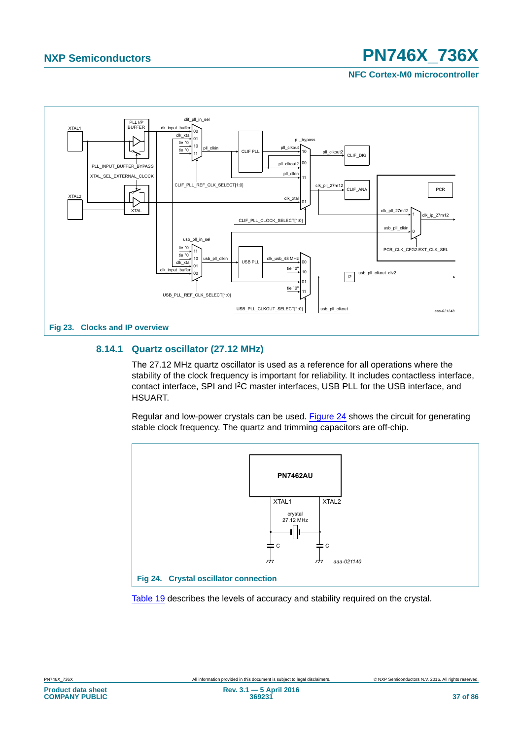Fig 23. Clocks and IP overview

### 8.14.1 Quartz oscillator (27.12 MHz)

The 27.12 MHz quartz oscillator is used as a reference for all operations where the stability of the clock frequency is important for reliability. It includes contactless interface, contact interface, SPI and I²C master interfaces, USB PLL for the USB interface, and HSUART.

Regular and low-power crystals can be used. Figure 24 shows the circuit for generating stable clock frequency. The quartz and trimming capacitors are off-chip.

Fig 24. Crystal oscillator connection

Table 19 describes the levels of accuracy and stability required on the crystal.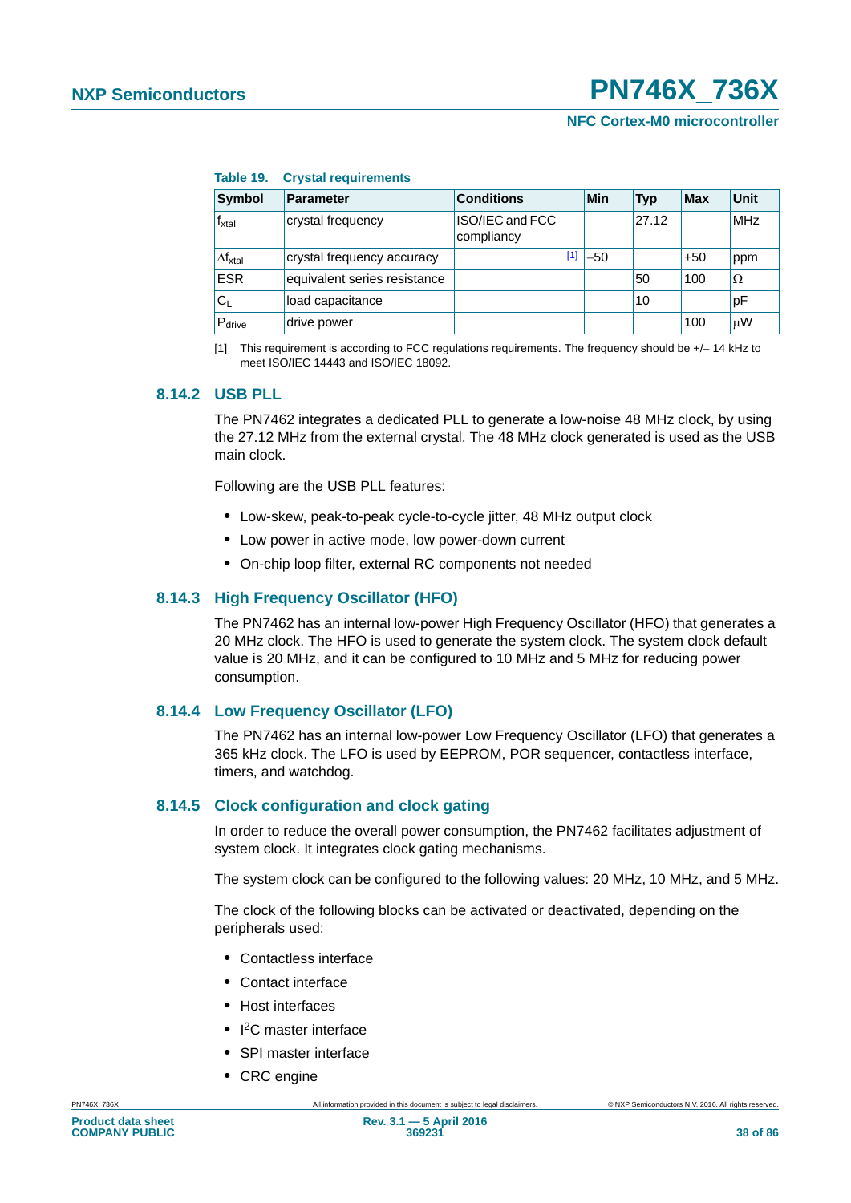**Table 19. Crystal requirements**

| Symbol | Parameter | Conditions | Min | Typ | Max | Unit |
|---|---|---|---|---|---|---|
| $f_{xtal}$ | crystal frequency | ISO/IEC and FCC compliancy | | 27.12 | | MHz |
| $\Delta f_{xtal}$ | crystal frequency accuracy | [1] | −50 | | +50 | ppm |
| ESR | equivalent series resistance | | | 50 | 100 | Ω |
| $C_L$ | load capacitance | | | 10 | | pF |
| $P_{drive}$ | drive power | | | | 100 | μW |

[1] This requirement is according to FCC regulations requirements. The frequency should be +/− 14 kHz to meet ISO/IEC 14443 and ISO/IEC 18092.

### 8.14.2 USB PLL

The PN7462 integrates a dedicated PLL to generate a low-noise 48 MHz clock, by using the 27.12 MHz from the external crystal. The 48 MHz clock generated is used as the USB main clock.

Following are the USB PLL features:

- Low-skew, peak-to-peak cycle-to-cycle jitter, 48 MHz output clock
- Low power in active mode, low power-down current
- On-chip loop filter, external RC components not needed

### 8.14.3 High Frequency Oscillator (HFO)

The PN7462 has an internal low-power High Frequency Oscillator (HFO) that generates a 20 MHz clock. The HFO is used to generate the system clock. The system clock default value is 20 MHz, and it can be configured to 10 MHz and 5 MHz for reducing power consumption.

### 8.14.4 Low Frequency Oscillator (LFO)

The PN7462 has an internal low-power Low Frequency Oscillator (LFO) that generates a 365 kHz clock. The LFO is used by EEPROM, POR sequencer, contactless interface, timers, and watchdog.

### 8.14.5 Clock configuration and clock gating

In order to reduce the overall power consumption, the PN7462 facilitates adjustment of system clock. It integrates clock gating mechanisms.

The system clock can be configured to the following values: 20 MHz, 10 MHz, and 5 MHz.

The clock of the following blocks can be activated or deactivated, depending on the peripherals used:

- Contactless interface
- Contact interface
- Host interfaces
- $I^2C$ master interface
- SPI master interface
- CRC engine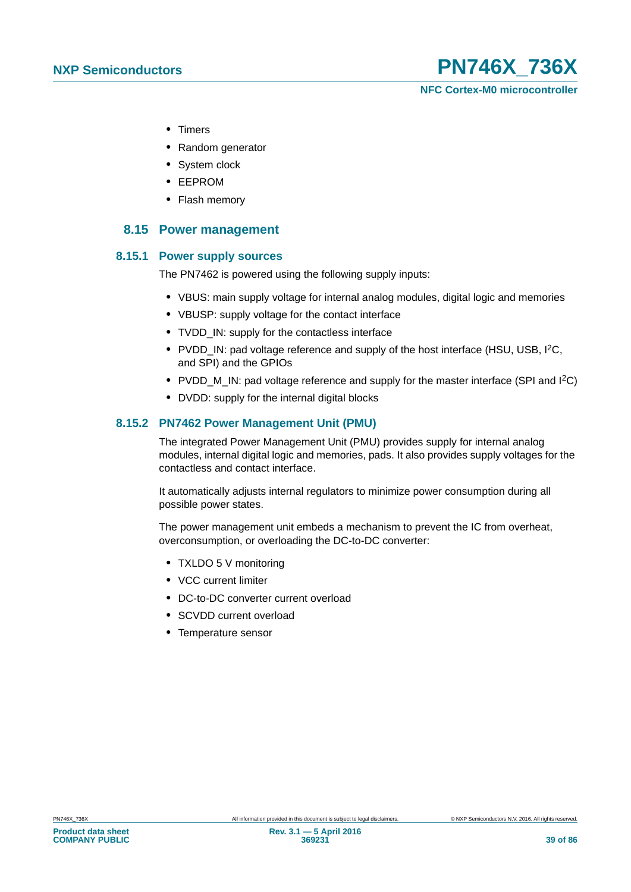- Timers
- Random generator
- System clock
- EEPROM
- Flash memory

## 8.15 Power management

### 8.15.1 Power supply sources

The PN7462 is powered using the following supply inputs:

- VBUS: main supply voltage for internal analog modules, digital logic and memories
- VBUSP: supply voltage for the contact interface
- TVDD_IN: supply for the contactless interface
- PVDD_IN: pad voltage reference and supply of the host interface (HSU, USB, $I^2C$, and SPI) and the GPIOs
- PVDD_M_IN: pad voltage reference and supply for the master interface (SPI and $I^2C$)
- DVDD: supply for the internal digital blocks

### 8.15.2 PN7462 Power Management Unit (PMU)

The integrated Power Management Unit (PMU) provides supply for internal analog modules, internal digital logic and memories, pads. It also provides supply voltages for the contactless and contact interface.

It automatically adjusts internal regulators to minimize power consumption during all possible power states.

The power management unit embeds a mechanism to prevent the IC from overheat, overconsumption, or overloading the DC-to-DC converter:

- TXLDO 5 V monitoring
- VCC current limiter
- DC-to-DC converter current overload
- SCVDD current overload
- Temperature sensor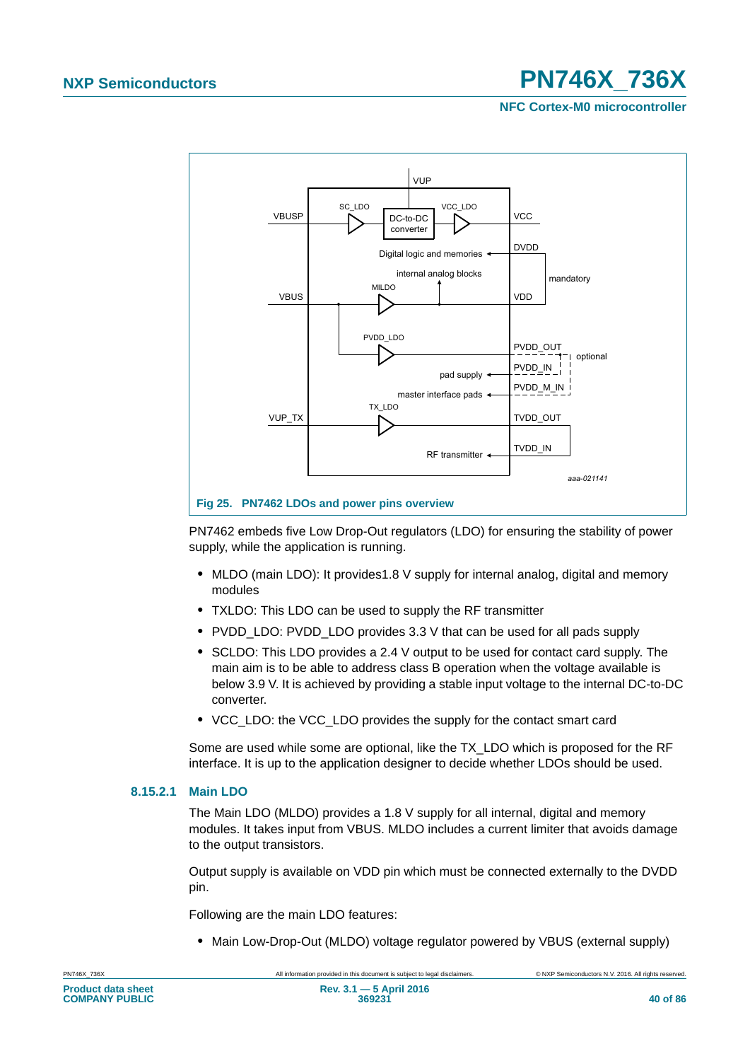Fig 25. PN7462 LDOs and power pins overview

PN7462 embeds five Low Drop-Out regulators (LDO) for ensuring the stability of power supply, while the application is running.

- MLDO (main LDO): It provides1.8 V supply for internal analog, digital and memory modules
- TXLDO: This LDO can be used to supply the RF transmitter
- PVDD_LDO: PVDD_LDO provides 3.3 V that can be used for all pads supply
- SCLDO: This LDO provides a 2.4 V output to be used for contact card supply. The main aim is to be able to address class B operation when the voltage available is below 3.9 V. It is achieved by providing a stable input voltage to the internal DC-to-DC converter.
- VCC_LDO: the VCC_LDO provides the supply for the contact smart card

Some are used while some are optional, like the TX_LDO which is proposed for the RF interface. It is up to the application designer to decide whether LDOs should be used.

### 8.15.2.1 Main LDO

The Main LDO (MLDO) provides a 1.8 V supply for all internal, digital and memory modules. It takes input from VBUS. MLDO includes a current limiter that avoids damage to the output transistors.

Output supply is available on VDD pin which must be connected externally to the DVDD pin.

Following are the main LDO features:

- Main Low-Drop-Out (MLDO) voltage regulator powered by VBUS (external supply)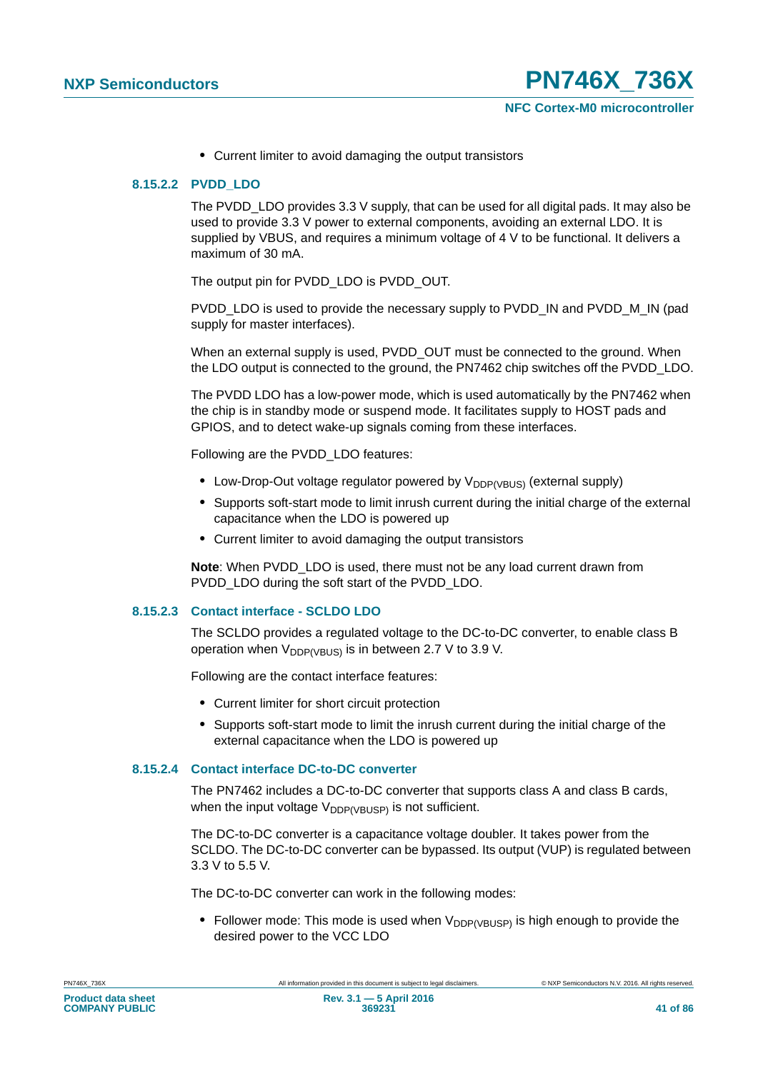- Current limiter to avoid damaging the output transistors

#### 8.15.2.2 PVDD_LDO

The PVDD_LDO provides 3.3 V supply, that can be used for all digital pads. It may also be used to provide 3.3 V power to external components, avoiding an external LDO. It is supplied by VBUS, and requires a minimum voltage of 4 V to be functional. It delivers a maximum of 30 mA.

The output pin for PVDD_LDO is PVDD_OUT.

PVDD_LDO is used to provide the necessary supply to PVDD_IN and PVDD_M_IN (pad supply for master interfaces).

When an external supply is used, PVDD_OUT must be connected to the ground. When the LDO output is connected to the ground, the PN7462 chip switches off the PVDD_LDO.

The PVDD LDO has a low-power mode, which is used automatically by the PN7462 when the chip is in standby mode or suspend mode. It facilitates supply to HOST pads and GPIOS, and to detect wake-up signals coming from these interfaces.

Following are the PVDD_LDO features:

- Low-Drop-Out voltage regulator powered by $V_{DDP(VBUS)}$ (external supply)
- Supports soft-start mode to limit inrush current during the initial charge of the external capacitance when the LDO is powered up
- Current limiter to avoid damaging the output transistors

**Note**: When PVDD_LDO is used, there must not be any load current drawn from PVDD_LDO during the soft start of the PVDD_LDO.

#### 8.15.2.3 Contact interface - SCLDO LDO

The SCLDO provides a regulated voltage to the DC-to-DC converter, to enable class B operation when $V_{DDP(VBUS)}$ is in between 2.7 V to 3.9 V.

Following are the contact interface features:

- Current limiter for short circuit protection
- Supports soft-start mode to limit the inrush current during the initial charge of the external capacitance when the LDO is powered up

#### 8.15.2.4 Contact interface DC-to-DC converter

The PN7462 includes a DC-to-DC converter that supports class A and class B cards, when the input voltage $V_{DDP(VBUSP)}$ is not sufficient.

The DC-to-DC converter is a capacitance voltage doubler. It takes power from the SCLDO. The DC-to-DC converter can be bypassed. Its output (VUP) is regulated between 3.3 V to 5.5 V.

The DC-to-DC converter can work in the following modes:

- Follower mode: This mode is used when $V_{DDP(VBUSP)}$ is high enough to provide the desired power to the VCC LDO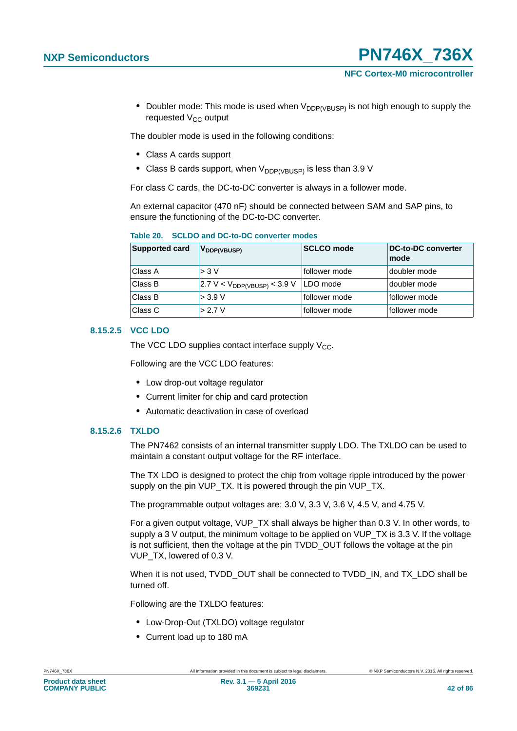- Doubler mode: This mode is used when $V_{DDP(VBUSP)}$ is not high enough to supply the requested $V_{CC}$ output

The doubler mode is used in the following conditions:

- Class A cards support
- Class B cards support, when $V_{DDP(VBUSP)}$ is less than 3.9 V

For class C cards, the DC-to-DC converter is always in a follower mode.

An external capacitor (470 nF) should be connected between SAM and SAP pins, to ensure the functioning of the DC-to-DC converter.

**Table 20. SCLDO and DC-to-DC converter modes**

| Supported card | $V_{DDP(VBUSP)}$ | SCLCO mode | DC-to-DC converter mode |
|---|---|---|---|
| Class A | > 3 V | follower mode | doubler mode |
| Class B | 2.7 V < $V_{DDP(VBUSP)}$ < 3.9 V | LDO mode | doubler mode |
| Class B | > 3.9 V | follower mode | follower mode |
| Class C | > 2.7 V | follower mode | follower mode |

#### 8.15.2.5 VCC LDO

The VCC LDO supplies contact interface supply $V_{CC}$.

Following are the VCC LDO features:

- Low drop-out voltage regulator
- Current limiter for chip and card protection
- Automatic deactivation in case of overload

#### 8.15.2.6 TXLDO

The PN7462 consists of an internal transmitter supply LDO. The TXLDO can be used to maintain a constant output voltage for the RF interface.

The TX LDO is designed to protect the chip from voltage ripple introduced by the power supply on the pin VUP_TX. It is powered through the pin VUP_TX.

The programmable output voltages are: 3.0 V, 3.3 V, 3.6 V, 4.5 V, and 4.75 V.

For a given output voltage, VUP_TX shall always be higher than 0.3 V. In other words, to supply a 3 V output, the minimum voltage to be applied on VUP_TX is 3.3 V. If the voltage is not sufficient, then the voltage at the pin TVDD_OUT follows the voltage at the pin VUP_TX, lowered of 0.3 V.

When it is not used, TVDD_OUT shall be connected to TVDD_IN, and TX_LDO shall be turned off.

Following are the TXLDO features:

- Low-Drop-Out (TXLDO) voltage regulator
- Current load up to 180 mA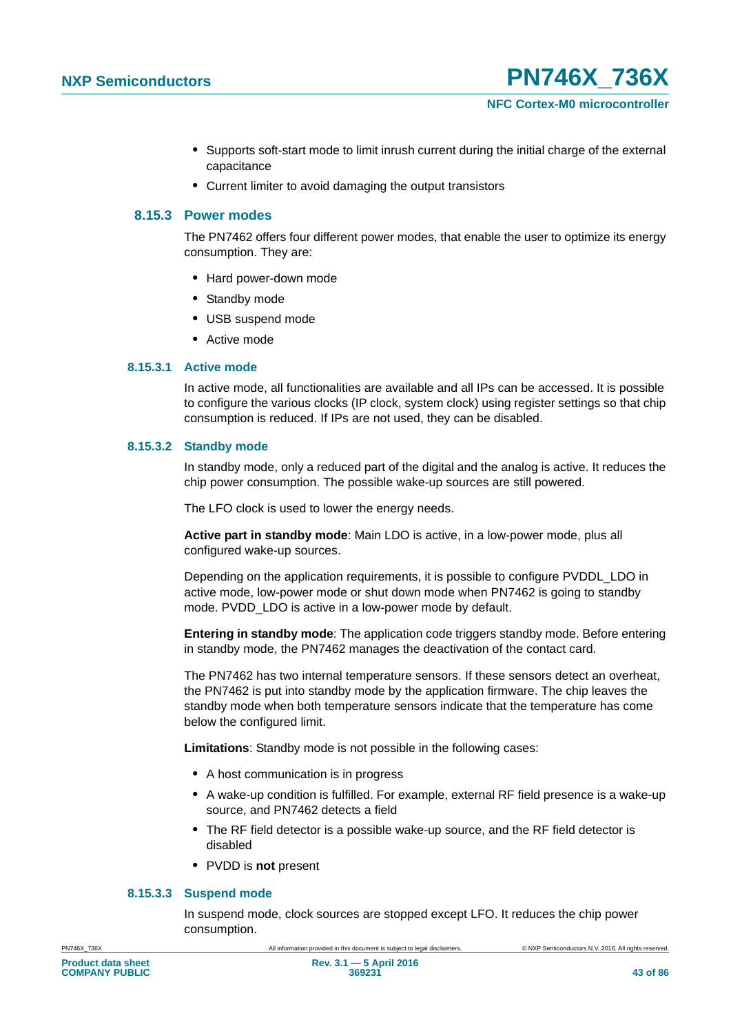- Supports soft-start mode to limit inrush current during the initial charge of the external capacitance
- Current limiter to avoid damaging the output transistors

### 8.15.3 Power modes

The PN7462 offers four different power modes, that enable the user to optimize its energy consumption. They are:

- Hard power-down mode
- Standby mode
- USB suspend mode
- Active mode

#### 8.15.3.1 Active mode

In active mode, all functionalities are available and all IPs can be accessed. It is possible to configure the various clocks (IP clock, system clock) using register settings so that chip consumption is reduced. If IPs are not used, they can be disabled.

#### 8.15.3.2 Standby mode

In standby mode, only a reduced part of the digital and the analog is active. It reduces the chip power consumption. The possible wake-up sources are still powered.

The LFO clock is used to lower the energy needs.

**Active part in standby mode**: Main LDO is active, in a low-power mode, plus all configured wake-up sources.

Depending on the application requirements, it is possible to configure PVDDL_LDO in active mode, low-power mode or shut down mode when PN7462 is going to standby mode. PVDD_LDO is active in a low-power mode by default.

**Entering in standby mode**: The application code triggers standby mode. Before entering in standby mode, the PN7462 manages the deactivation of the contact card.

The PN7462 has two internal temperature sensors. If these sensors detect an overheat, the PN7462 is put into standby mode by the application firmware. The chip leaves the standby mode when both temperature sensors indicate that the temperature has come below the configured limit.

**Limitations**: Standby mode is not possible in the following cases:

- A host communication is in progress
- A wake-up condition is fulfilled. For example, external RF field presence is a wake-up source, and PN7462 detects a field
- The RF field detector is a possible wake-up source, and the RF field detector is disabled
- PVDD is **not** present

#### 8.15.3.3 Suspend mode

In suspend mode, clock sources are stopped except LFO. It reduces the chip power consumption.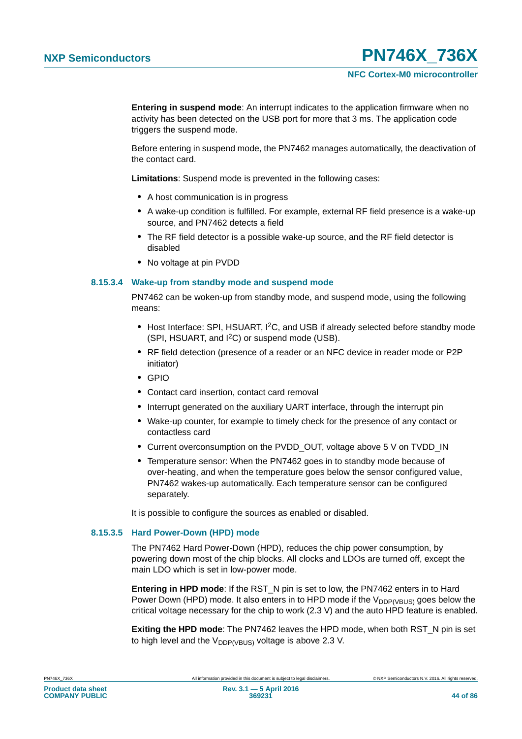**Entering in suspend mode**: An interrupt indicates to the application firmware when no activity has been detected on the USB port for more that 3 ms. The application code triggers the suspend mode.

Before entering in suspend mode, the PN7462 manages automatically, the deactivation of the contact card.

**Limitations**: Suspend mode is prevented in the following cases:

- A host communication is in progress
- A wake-up condition is fulfilled. For example, external RF field presence is a wake-up source, and PN7462 detects a field
- The RF field detector is a possible wake-up source, and the RF field detector is disabled
- No voltage at pin PVDD

#### 8.15.3.4 Wake-up from standby mode and suspend mode

PN7462 can be woken-up from standby mode, and suspend mode, using the following means:

- Host Interface: SPI, HSUART, $I^2C$, and USB if already selected before standby mode (SPI, HSUART, and $I^2C$) or suspend mode (USB).
- RF field detection (presence of a reader or an NFC device in reader mode or P2P initiator)
- GPIO
- Contact card insertion, contact card removal
- Interrupt generated on the auxiliary UART interface, through the interrupt pin
- Wake-up counter, for example to timely check for the presence of any contact or contactless card
- Current overconsumption on the PVDD_OUT, voltage above 5 V on TVDD_IN
- Temperature sensor: When the PN7462 goes in to standby mode because of over-heating, and when the temperature goes below the sensor configured value, PN7462 wakes-up automatically. Each temperature sensor can be configured separately.

It is possible to configure the sources as enabled or disabled.

#### 8.15.3.5 Hard Power-Down (HPD) mode

The PN7462 Hard Power-Down (HPD), reduces the chip power consumption, by powering down most of the chip blocks. All clocks and LDOs are turned off, except the main LDO which is set in low-power mode.

**Entering in HPD mode**: If the RST_N pin is set to low, the PN7462 enters in to Hard Power Down (HPD) mode. It also enters in to HPD mode if the $V_{DDP(VBUS)}$ goes below the critical voltage necessary for the chip to work (2.3 V) and the auto HPD feature is enabled.

**Exiting the HPD mode**: The PN7462 leaves the HPD mode, when both RST_N pin is set to high level and the $V_{DDP(VBUS)}$ voltage is above 2.3 V.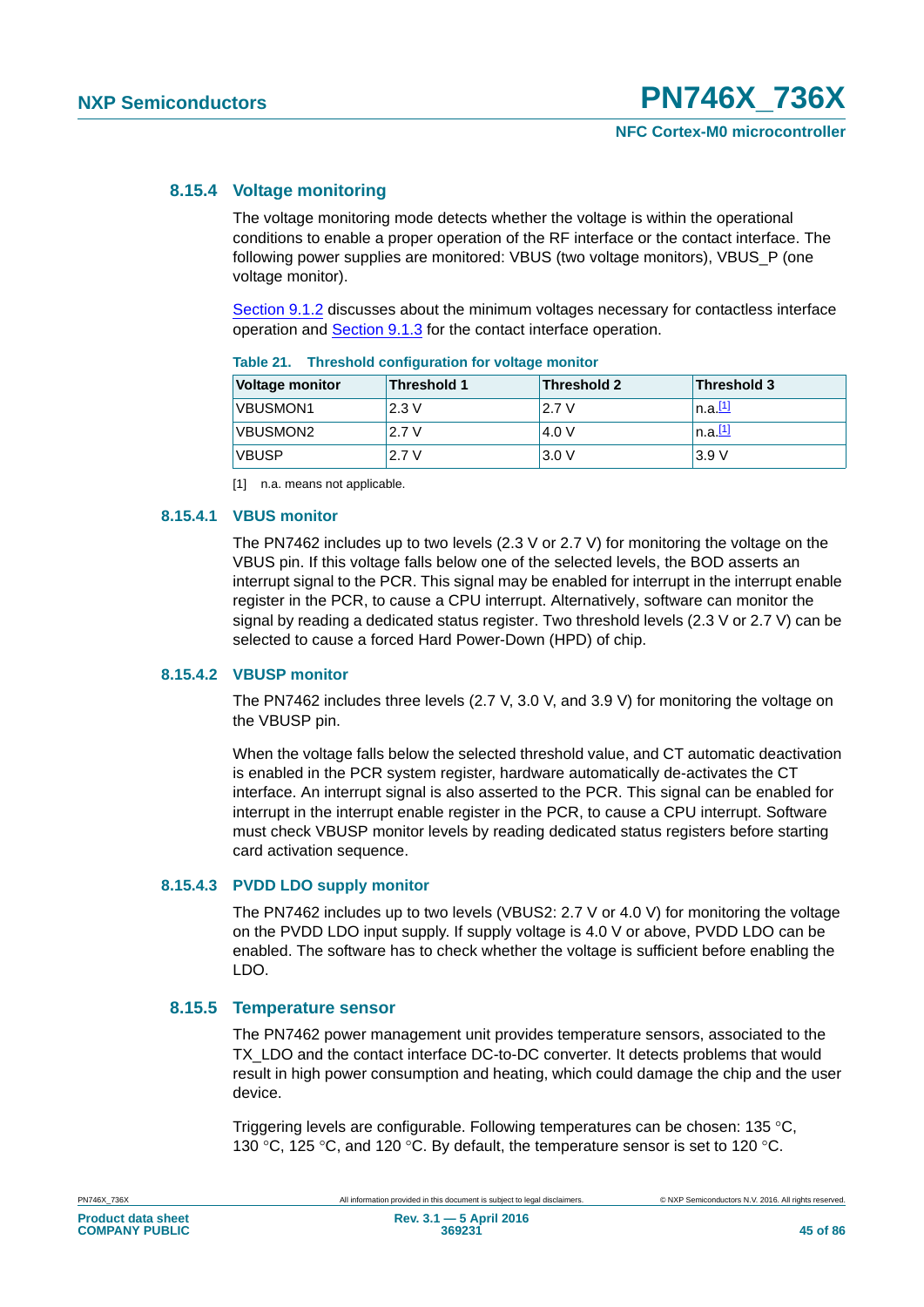### 8.15.4 Voltage monitoring

The voltage monitoring mode detects whether the voltage is within the operational conditions to enable a proper operation of the RF interface or the contact interface. The following power supplies are monitored: VBUS (two voltage monitors), VBUS_P (one voltage monitor).

Section 9.1.2 discusses about the minimum voltages necessary for contactless interface operation and Section 9.1.3 for the contact interface operation.

**Table 21. Threshold configuration for voltage monitor**

| Voltage monitor | Threshold 1 | Threshold 2 | Threshold 3 |
|---|---|---|---|
| VBUSMON1 | 2.3 V | 2.7 V | n.a.[1] |
| VBUSMON2 | 2.7 V | 4.0 V | n.a.[1] |
| VBUSP | 2.7 V | 3.0 V | 3.9 V |

[1] n.a. means not applicable.

#### 8.15.4.1 VBUS monitor

The PN7462 includes up to two levels (2.3 V or 2.7 V) for monitoring the voltage on the VBUS pin. If this voltage falls below one of the selected levels, the BOD asserts an interrupt signal to the PCR. This signal may be enabled for interrupt in the interrupt enable register in the PCR, to cause a CPU interrupt. Alternatively, software can monitor the signal by reading a dedicated status register. Two threshold levels (2.3 V or 2.7 V) can be selected to cause a forced Hard Power-Down (HPD) of chip.

#### 8.15.4.2 VBUSP monitor

The PN7462 includes three levels (2.7 V, 3.0 V, and 3.9 V) for monitoring the voltage on the VBUSP pin.

When the voltage falls below the selected threshold value, and CT automatic deactivation is enabled in the PCR system register, hardware automatically de-activates the CT interface. An interrupt signal is also asserted to the PCR. This signal can be enabled for interrupt in the interrupt enable register in the PCR, to cause a CPU interrupt. Software must check VBUSP monitor levels by reading dedicated status registers before starting card activation sequence.

#### 8.15.4.3 PVDD LDO supply monitor

The PN7462 includes up to two levels (VBUS2: 2.7 V or 4.0 V) for monitoring the voltage on the PVDD LDO input supply. If supply voltage is 4.0 V or above, PVDD LDO can be enabled. The software has to check whether the voltage is sufficient before enabling the LDO.

### 8.15.5 Temperature sensor

The PN7462 power management unit provides temperature sensors, associated to the TX_LDO and the contact interface DC-to-DC converter. It detects problems that would result in high power consumption and heating, which could damage the chip and the user device.

Triggering levels are configurable. Following temperatures can be chosen: 135 °C, 130 °C, 125 °C, and 120 °C. By default, the temperature sensor is set to 120 °C.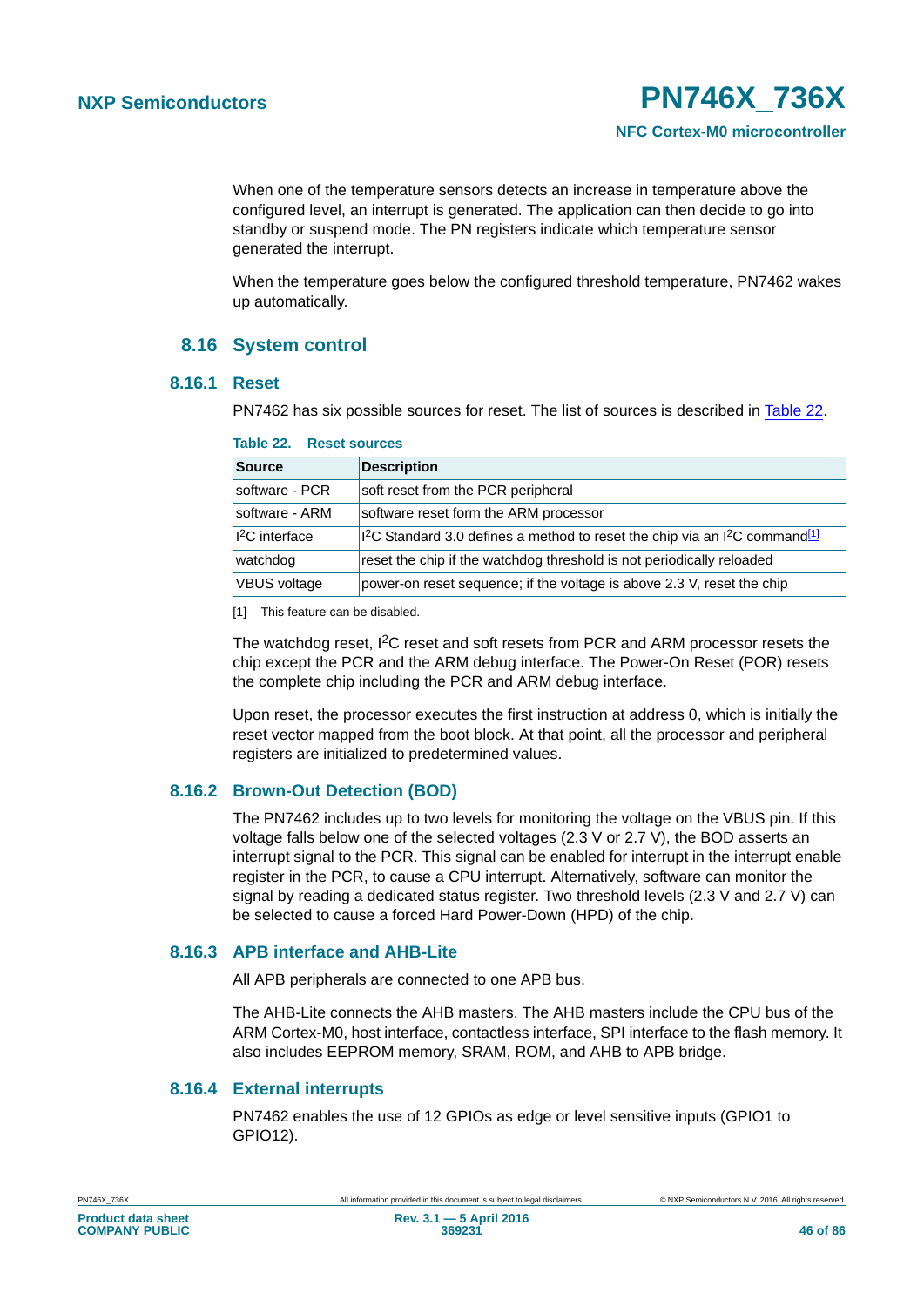When one of the temperature sensors detects an increase in temperature above the configured level, an interrupt is generated. The application can then decide to go into standby or suspend mode. The PN registers indicate which temperature sensor generated the interrupt.

When the temperature goes below the configured threshold temperature, PN7462 wakes up automatically.

## 8.16 System control

### 8.16.1 Reset

PN7462 has six possible sources for reset. The list of sources is described in Table 22.

**Table 22. Reset sources**

| Source | Description |
|---|---|
| software - PCR | soft reset from the PCR peripheral |
| software - ARM | software reset form the ARM processor |
| $I^2C$ interface | $I^2C$ Standard 3.0 defines a method to reset the chip via an $I^2C$ command[1] |
| watchdog | reset the chip if the watchdog threshold is not periodically reloaded |
| VBUS voltage | power-on reset sequence; if the voltage is above 2.3 V, reset the chip |

[1] This feature can be disabled.

The watchdog reset, $I^2C$ reset and soft resets from PCR and ARM processor resets the chip except the PCR and the ARM debug interface. The Power-On Reset (POR) resets the complete chip including the PCR and ARM debug interface.

Upon reset, the processor executes the first instruction at address 0, which is initially the reset vector mapped from the boot block. At that point, all the processor and peripheral registers are initialized to predetermined values.

### 8.16.2 Brown-Out Detection (BOD)

The PN7462 includes up to two levels for monitoring the voltage on the VBUS pin. If this voltage falls below one of the selected voltages (2.3 V or 2.7 V), the BOD asserts an interrupt signal to the PCR. This signal can be enabled for interrupt in the interrupt enable register in the PCR, to cause a CPU interrupt. Alternatively, software can monitor the signal by reading a dedicated status register. Two threshold levels (2.3 V and 2.7 V) can be selected to cause a forced Hard Power-Down (HPD) of the chip.

### 8.16.3 APB interface and AHB-Lite

All APB peripherals are connected to one APB bus.

The AHB-Lite connects the AHB masters. The AHB masters include the CPU bus of the ARM Cortex-M0, host interface, contactless interface, SPI interface to the flash memory. It also includes EEPROM memory, SRAM, ROM, and AHB to APB bridge.

### 8.16.4 External interrupts

PN7462 enables the use of 12 GPIOs as edge or level sensitive inputs (GPIO1 to GPIO12).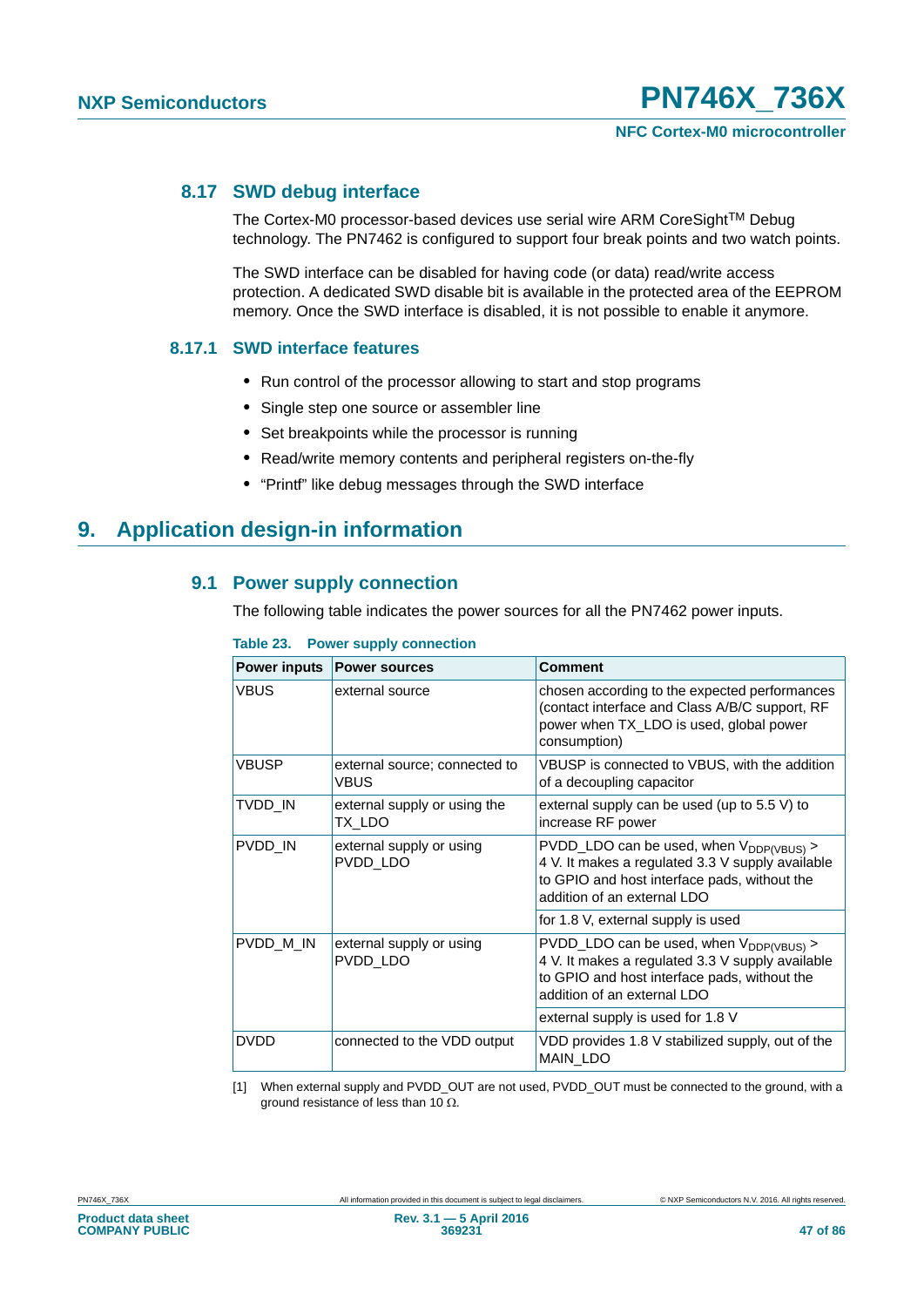### 8.17 SWD debug interface

The Cortex-M0 processor-based devices use serial wire ARM CoreSight$^{TM}$ Debug technology. The PN7462 is configured to support four break points and two watch points.

The SWD interface can be disabled for having code (or data) read/write access protection. A dedicated SWD disable bit is available in the protected area of the EEPROM memory. Once the SWD interface is disabled, it is not possible to enable it anymore.

#### 8.17.1 SWD interface features

- Run control of the processor allowing to start and stop programs
- Single step one source or assembler line
- Set breakpoints while the processor is running
- Read/write memory contents and peripheral registers on-the-fly
- “Printf” like debug messages through the SWD interface

## 9. Application design-in information

### 9.1 Power supply connection

The following table indicates the power sources for all the PN7462 power inputs.

**Table 23. Power supply connection**

| Power inputs | Power sources | Comment |
|---|---|---|
| VBUS | external source | chosen according to the expected performances (contact interface and Class A/B/C support, RF power when TX_LDO is used, global power consumption) |
| VBUSP | external source; connected to VBUS | VBUSP is connected to VBUS, with the addition of a decoupling capacitor |
| TVDD_IN | external supply or using the TX_LDO | external supply can be used (up to 5.5 V) to increase RF power |
| PVDD_IN | external supply or using PVDD_LDO | PVDD_LDO can be used, when $V_{DDP(VBUS)}$ > 4 V. It makes a regulated 3.3 V supply available to GPIO and host interface pads, without the addition of an external LDO |
| | | for 1.8 V, external supply is used |
| PVDD_M_IN | external supply or using PVDD_LDO | PVDD_LDO can be used, when $V_{DDP(VBUS)}$ > 4 V. It makes a regulated 3.3 V supply available to GPIO and host interface pads, without the addition of an external LDO |
| | | external supply is used for 1.8 V |
| DVDD | connected to the VDD output | VDD provides 1.8 V stabilized supply, out of the MAIN_LDO |

[1] When external supply and PVDD_OUT are not used, PVDD_OUT must be connected to the ground, with a ground resistance of less than 10 Ω.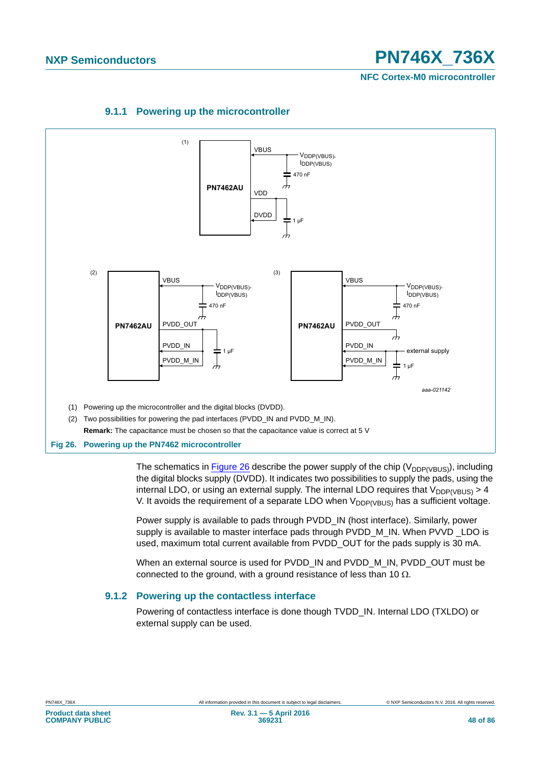### 9.1.1 Powering up the microcontroller

(1) Powering up the microcontroller and the digital blocks (DVDD).

(2) Two possibilities for powering the pad interfaces (PVDD_IN and PVDD_M_IN).

**Remark:** The capacitance must be chosen so that the capacitance value is correct at 5 V

**Fig 26. Powering up the PN7462 microcontroller**

The schematics in Figure 26 describe the power supply of the chip ($V_{DDP(VBUS)}$), including the digital blocks supply (DVDD). It indicates two possibilities to supply the pads, using the internal LDO, or using an external supply. The internal LDO requires that $V_{DDP(VBUS)}$ > 4 V. It avoids the requirement of a separate LDO when $V_{DDP(VBUS)}$ has a sufficient voltage.

Power supply is available to pads through PVDD_IN (host interface). Similarly, power supply is available to master interface pads through PVDD_M_IN. When PVVD _LDO is used, maximum total current available from PVDD_OUT for the pads supply is 30 mA.

When an external source is used for PVDD_IN and PVDD_M_IN, PVDD_OUT must be connected to the ground, with a ground resistance of less than 10 Ω.

### 9.1.2 Powering up the contactless interface

Powering of contactless interface is done though TVDD_IN. Internal LDO (TXLDO) or external supply can be used.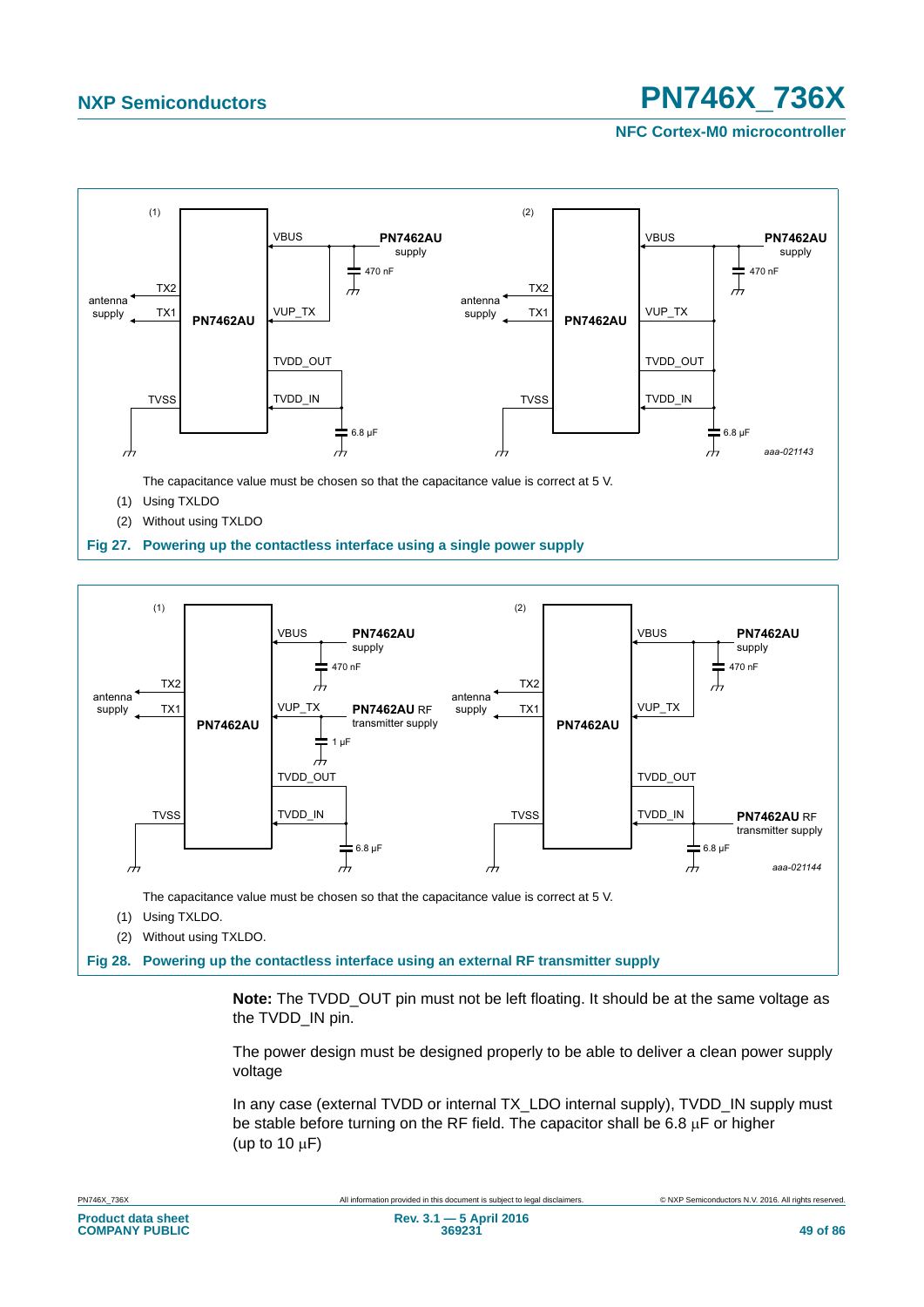The capacitance value must be chosen so that the capacitance value is correct at 5 V.

(1) Using TXLDO

(2) Without using TXLDO

**Fig 27. Powering up the contactless interface using a single power supply**

The capacitance value must be chosen so that the capacitance value is correct at 5 V.

(1) Using TXLDO.

(2) Without using TXLDO.

**Fig 28. Powering up the contactless interface using an external RF transmitter supply**

**Note:** The TVDD_OUT pin must not be left floating. It should be at the same voltage as the TVDD_IN pin.

The power design must be designed properly to be able to deliver a clean power supply voltage

In any case (external TVDD or internal TX_LDO internal supply), TVDD_IN supply must be stable before turning on the RF field. The capacitor shall be 6.8 μF or higher (up to 10 μF)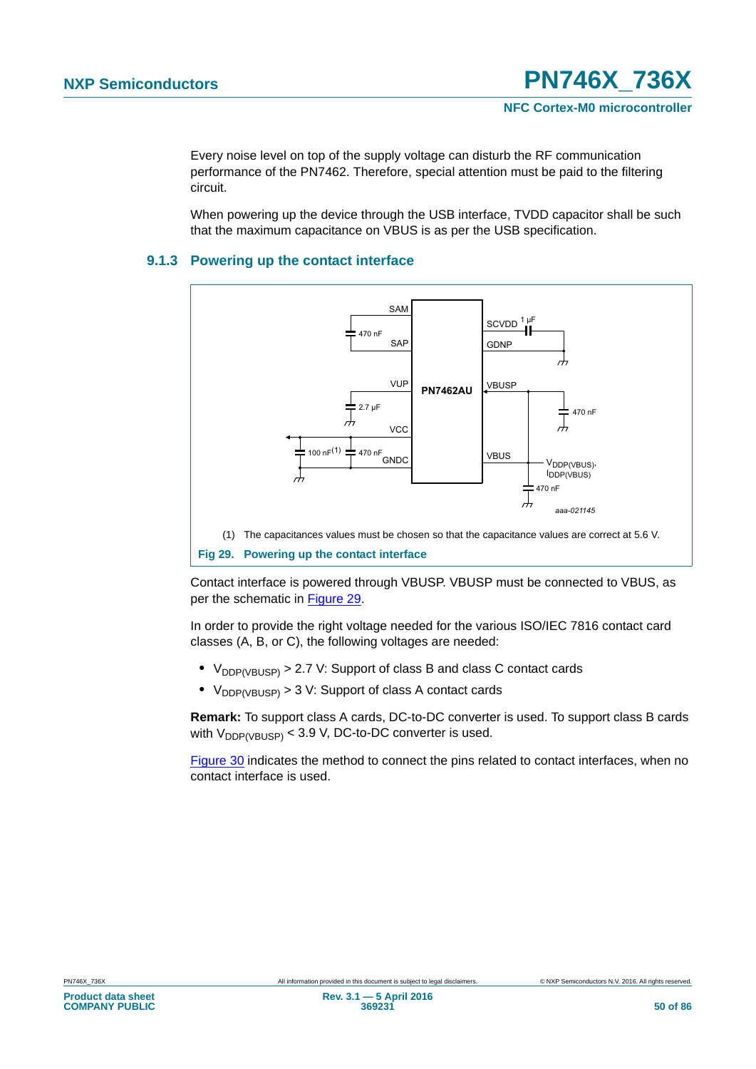Every noise level on top of the supply voltage can disturb the RF communication performance of the PN7462. Therefore, special attention must be paid to the filtering circuit.

When powering up the device through the USB interface, TVDD capacitor shall be such that the maximum capacitance on VBUS is as per the USB specification.

### 9.1.3 Powering up the contact interface

(1) The capacitances values must be chosen so that the capacitance values are correct at 5.6 V.

**Fig 29. Powering up the contact interface**

Contact interface is powered through VBUSP. VBUSP must be connected to VBUS, as per the schematic in Figure 29.

In order to provide the right voltage needed for the various ISO/IEC 7816 contact card classes (A, B, or C), the following voltages are needed:

- $V_{DDP(VBUSP)}$ > 2.7 V: Support of class B and class C contact cards
- $V_{DDP(VBUSP)}$ > 3 V: Support of class A contact cards

**Remark:** To support class A cards, DC-to-DC converter is used. To support class B cards with $V_{DDP(VBUSP)}$ < 3.9 V, DC-to-DC converter is used.

Figure 30 indicates the method to connect the pins related to contact interfaces, when no contact interface is used.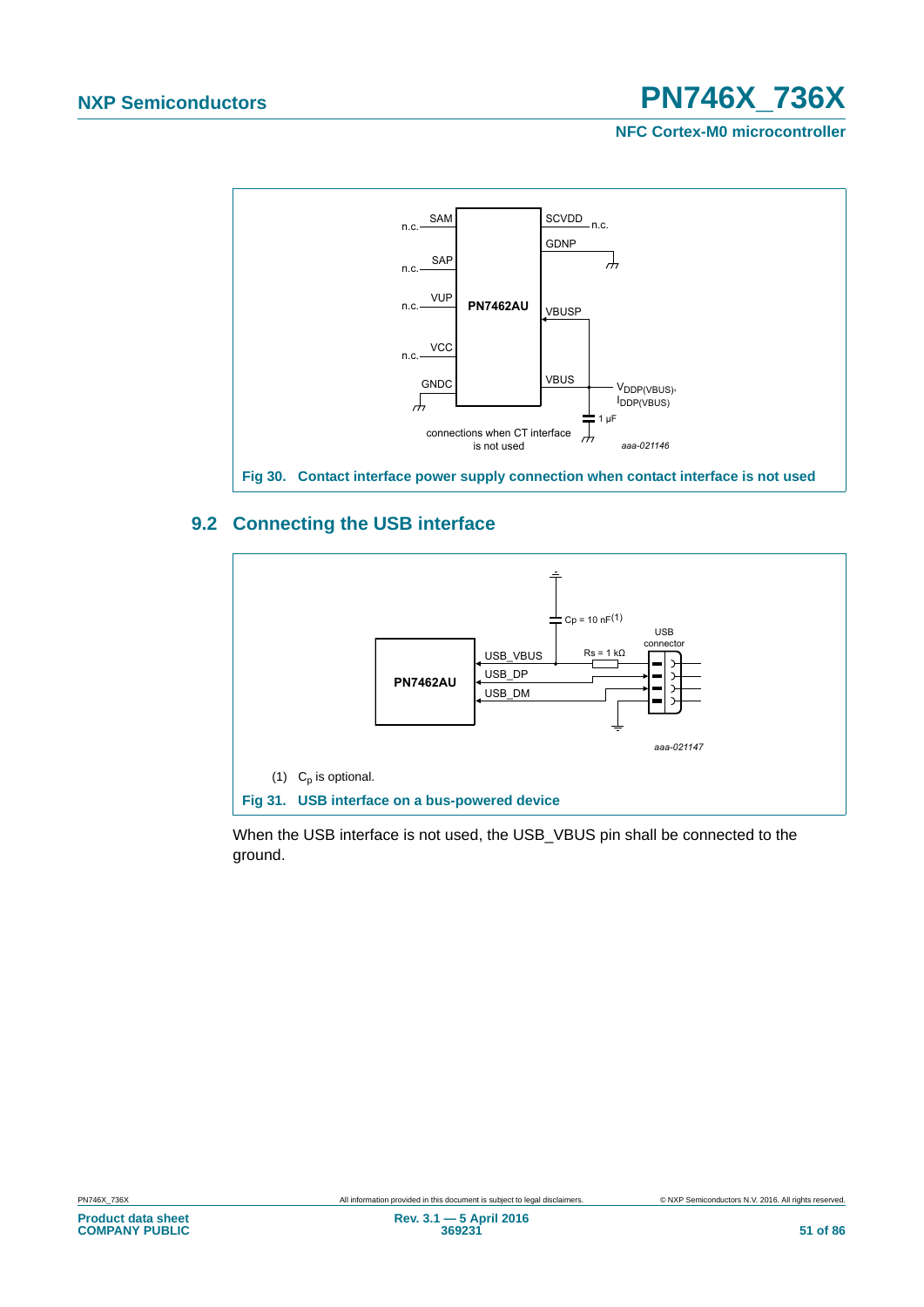Fig 30. Contact interface power supply connection when contact interface is not used

## 9.2 Connecting the USB interface

(1) $C_p$ is optional.

Fig 31. USB interface on a bus-powered device

When the USB interface is not used, the USB_VBUS pin shall be connected to the ground.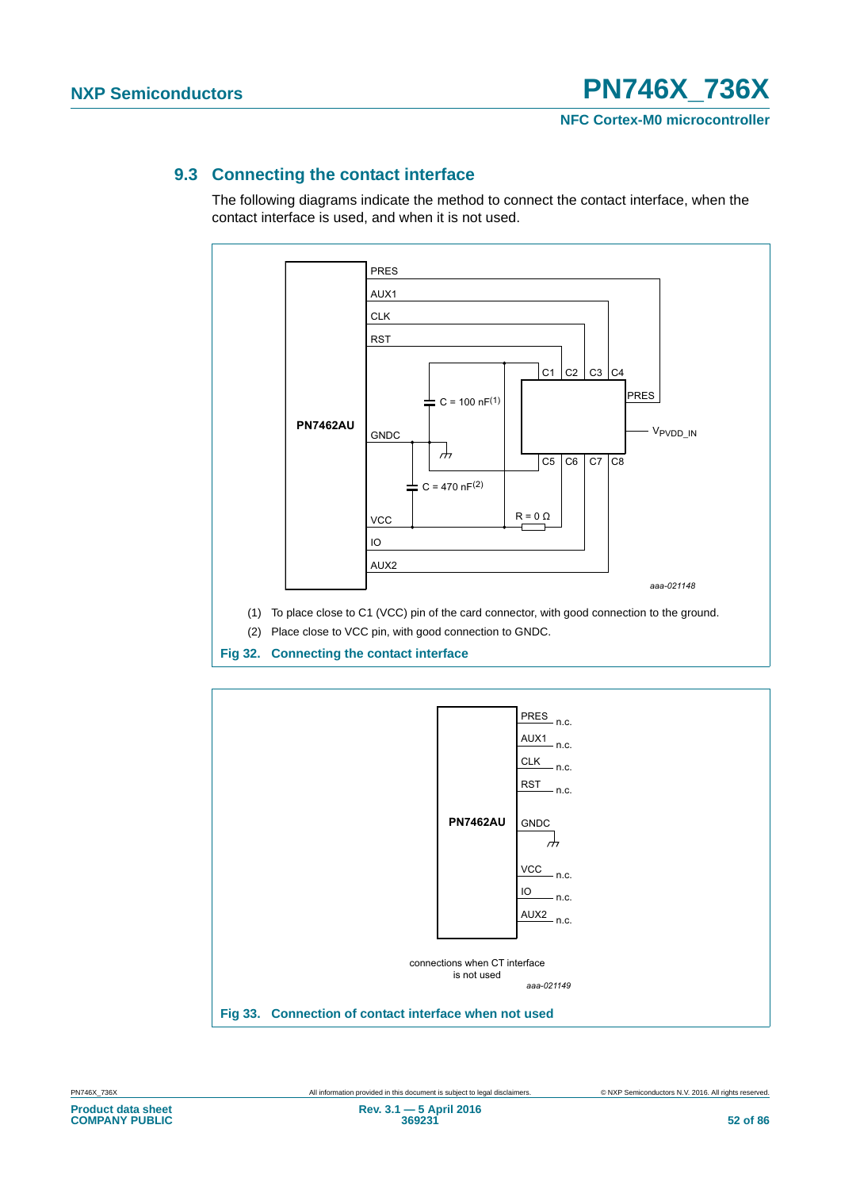## 9.3 Connecting the contact interface

The following diagrams indicate the method to connect the contact interface, when the contact interface is used, and when it is not used.

(1) To place close to C1 (VCC) pin of the card connector, with good connection to the ground.

(2) Place close to VCC pin, with good connection to GNDC.

**Fig 32. Connecting the contact interface**

**Fig 33. Connection of contact interface when not used**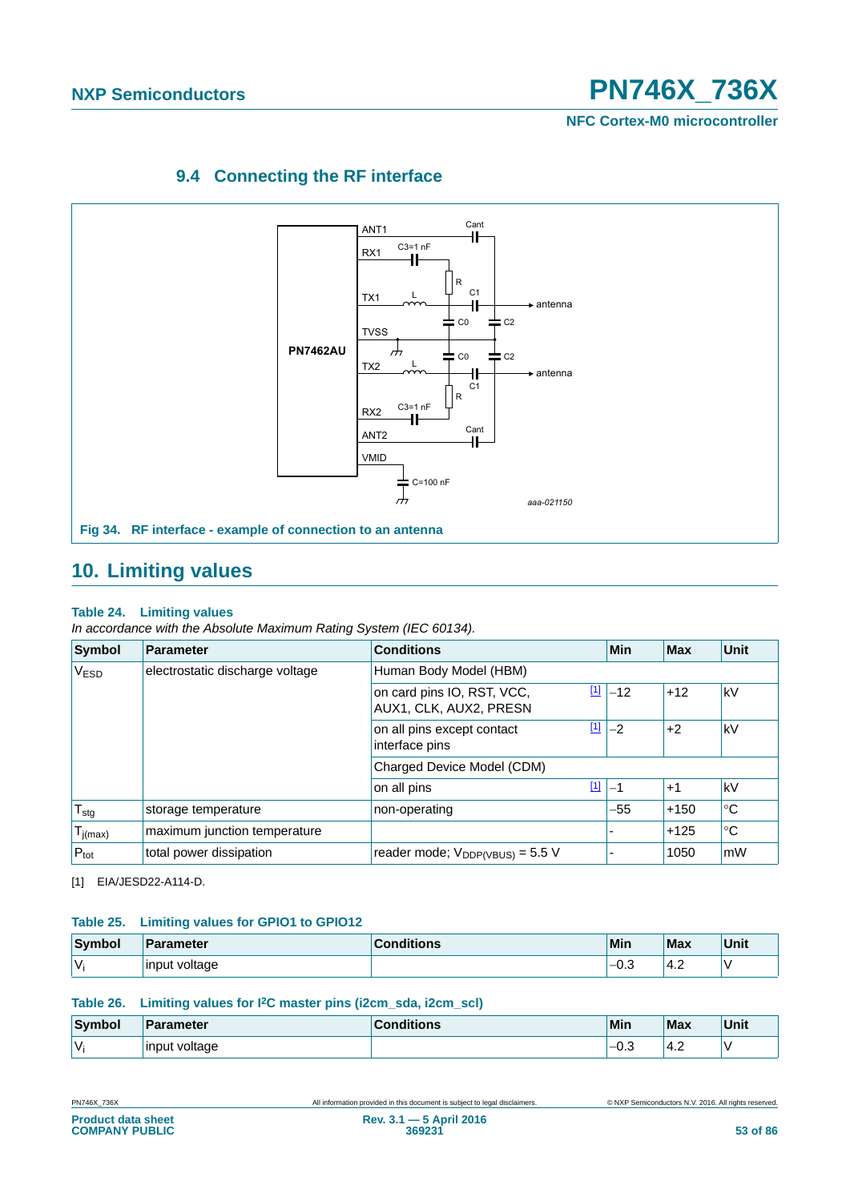## 9.4 Connecting the RF interface

Fig 34. RF interface - example of connection to an antenna

# 10. Limiting values

**Table 24. Limiting values**

*In accordance with the Absolute Maximum Rating System (IEC 60134).*

| Symbol | Parameter | Conditions | | Min | Max | Unit |
|---|---|---|---|---|---|---|
| $V_{ESD}$ | electrostatic discharge voltage | Human Body Model (HBM) | | | | |
| | | on card pins IO, RST, VCC, AUX1, CLK, AUX2, PRESN | [1] | −12 | +12 | kV |
| | | on all pins except contact interface pins | [1] | −2 | +2 | kV |
| | | Charged Device Model (CDM) | | | | |
| | | on all pins | [1] | −1 | +1 | kV |
| $T_{stg}$ | storage temperature | non-operating | | −55 | +150 | °C |
| $T_{j(max)}$ | maximum junction temperature | | | - | +125 | °C |
| $P_{tot}$ | total power dissipation | reader mode; $V_{DDP(VBUS)}$ = 5.5 V | | - | 1050 | mW |

[1] EIA/JESD22-A114-D.

**Table 25. Limiting values for GPIO1 to GPIO12**

| Symbol | Parameter | Conditions | Min | Max | Unit |
|---|---|---|---|---|---|
| $V_i$ | input voltage | | −0.3 | 4.2 | V |

**Table 26. Limiting values for I²C master pins (i2cm_sda, i2cm_scl)**

| Symbol | Parameter | Conditions | Min | Max | Unit |
|---|---|---|---|---|---|
| $V_i$ | input voltage | | −0.3 | 4.2 | V |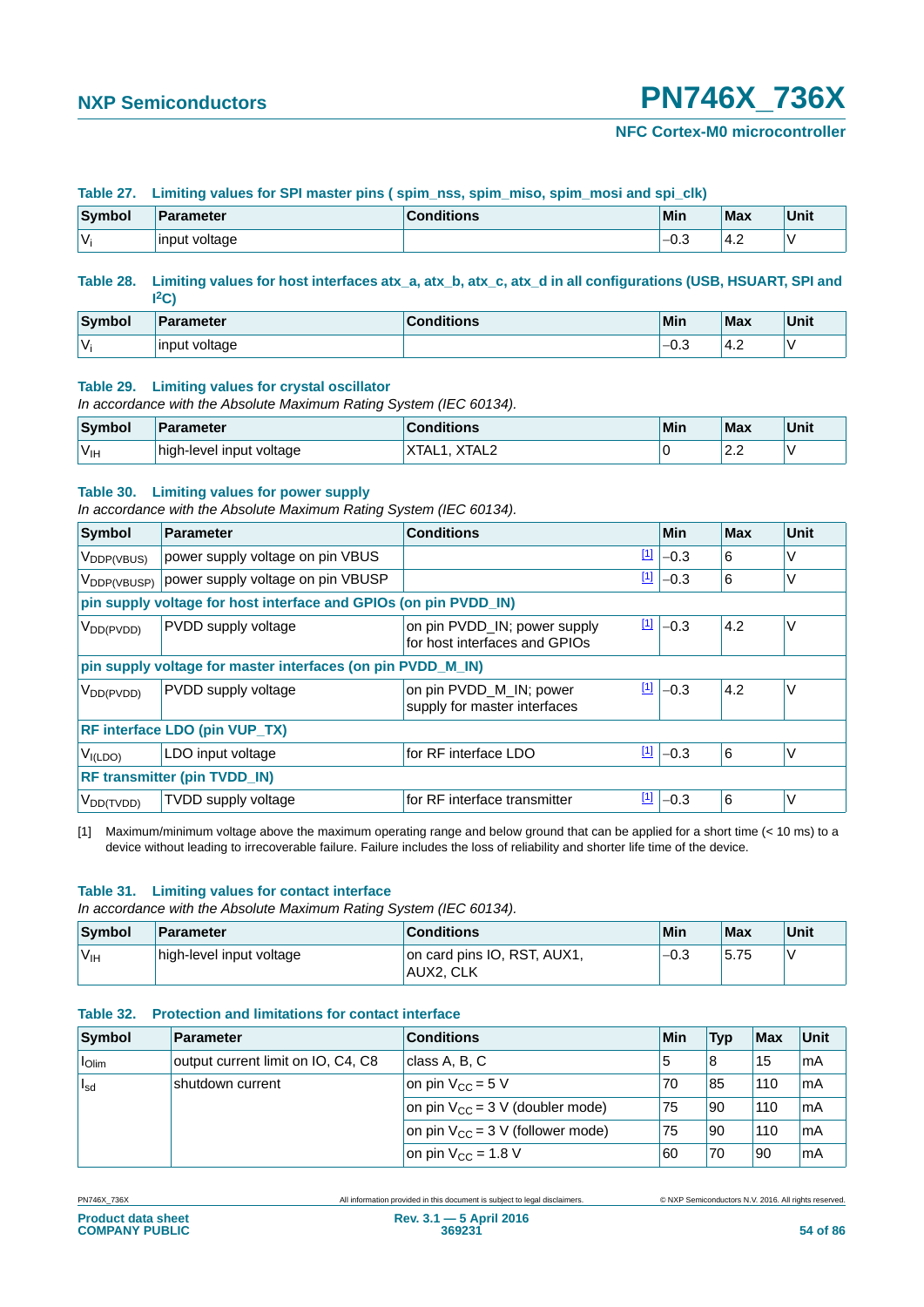**Table 27. Limiting values for SPI master pins ( spim_nss, spim_miso, spim_mosi and spi_clk)**

| Symbol | Parameter | Conditions | Min | Max | Unit |
|---|---|---|---|---|---|
| $V_i$ | input voltage | | –0.3 | 4.2 | V |

**Table 28. Limiting values for host interfaces atx_a, atx_b, atx_c, atx_d in all configurations (USB, HSUART, SPI and $I^2C$)**

| Symbol | Parameter | Conditions | Min | Max | Unit |
|---|---|---|---|---|---|
| $V_i$ | input voltage | | –0.3 | 4.2 | V |

**Table 29. Limiting values for crystal oscillator**

*In accordance with the Absolute Maximum Rating System (IEC 60134).*

| Symbol | Parameter | Conditions | Min | Max | Unit |
|---|---|---|---|---|---|
| $V_{IH}$ | high-level input voltage | XTAL1, XTAL2 | 0 | 2.2 | V |

**Table 30. Limiting values for power supply**

*In accordance with the Absolute Maximum Rating System (IEC 60134).*

| Symbol | Parameter | Conditions | Min | Max | Unit |
|---|---|---|---|---|---|
| $V_{DDP(VBUS)}$ | power supply voltage on pin VBUS | [1] | –0.3 | 6 | V |
| $V_{DDP(VBUSP)}$ | power supply voltage on pin VBUSP | [1] | –0.3 | 6 | V |
| **pin supply voltage for host interface and GPIOs (on pin PVDD_IN)** | | | | | |
| $V_{DD(PVDD)}$ | PVDD supply voltage | on pin PVDD_IN; power supply for host interfaces and GPIOs [1] | –0.3 | 4.2 | V |
| **pin supply voltage for master interfaces (on pin PVDD_M_IN)** | | | | | |
| $V_{DD(PVDD)}$ | PVDD supply voltage | on pin PVDD_M_IN; power supply for master interfaces [1] | –0.3 | 4.2 | V |
| **RF interface LDO (pin VUP_TX)** | | | | | |
| $V_{I(LDO)}$ | LDO input voltage | for RF interface LDO [1] | –0.3 | 6 | V |
| **RF transmitter (pin TVDD_IN)** | | | | | |
| $V_{DD(TVDD)}$ | TVDD supply voltage | for RF interface transmitter [1] | –0.3 | 6 | V |

[1] Maximum/minimum voltage above the maximum operating range and below ground that can be applied for a short time (< 10 ms) to a device without leading to irrecoverable failure. Failure includes the loss of reliability and shorter life time of the device.

**Table 31. Limiting values for contact interface**

*In accordance with the Absolute Maximum Rating System (IEC 60134).*

| Symbol | Parameter | Conditions | Min | Max | Unit |
|---|---|---|---|---|---|
| $V_{IH}$ | high-level input voltage | on card pins IO, RST, AUX1, AUX2, CLK | –0.3 | 5.75 | V |

**Table 32. Protection and limitations for contact interface**

| Symbol | Parameter | Conditions | Min | Typ | Max | Unit |
|---|---|---|---|---|---|---|
| $I_{Olim}$ | output current limit on IO, C4, C8 | class A, B, C | 5 | 8 | 15 | mA |
| $I_{sd}$ | shutdown current | on pin $V_{CC}$ = 5 V | 70 | 85 | 110 | mA |
| | | on pin $V_{CC}$ = 3 V (doubler mode) | 75 | 90 | 110 | mA |
| | | on pin $V_{CC}$ = 3 V (follower mode) | 75 | 90 | 110 | mA |
| | | on pin $V_{CC}$ = 1.8 V | 60 | 70 | 90 | mA |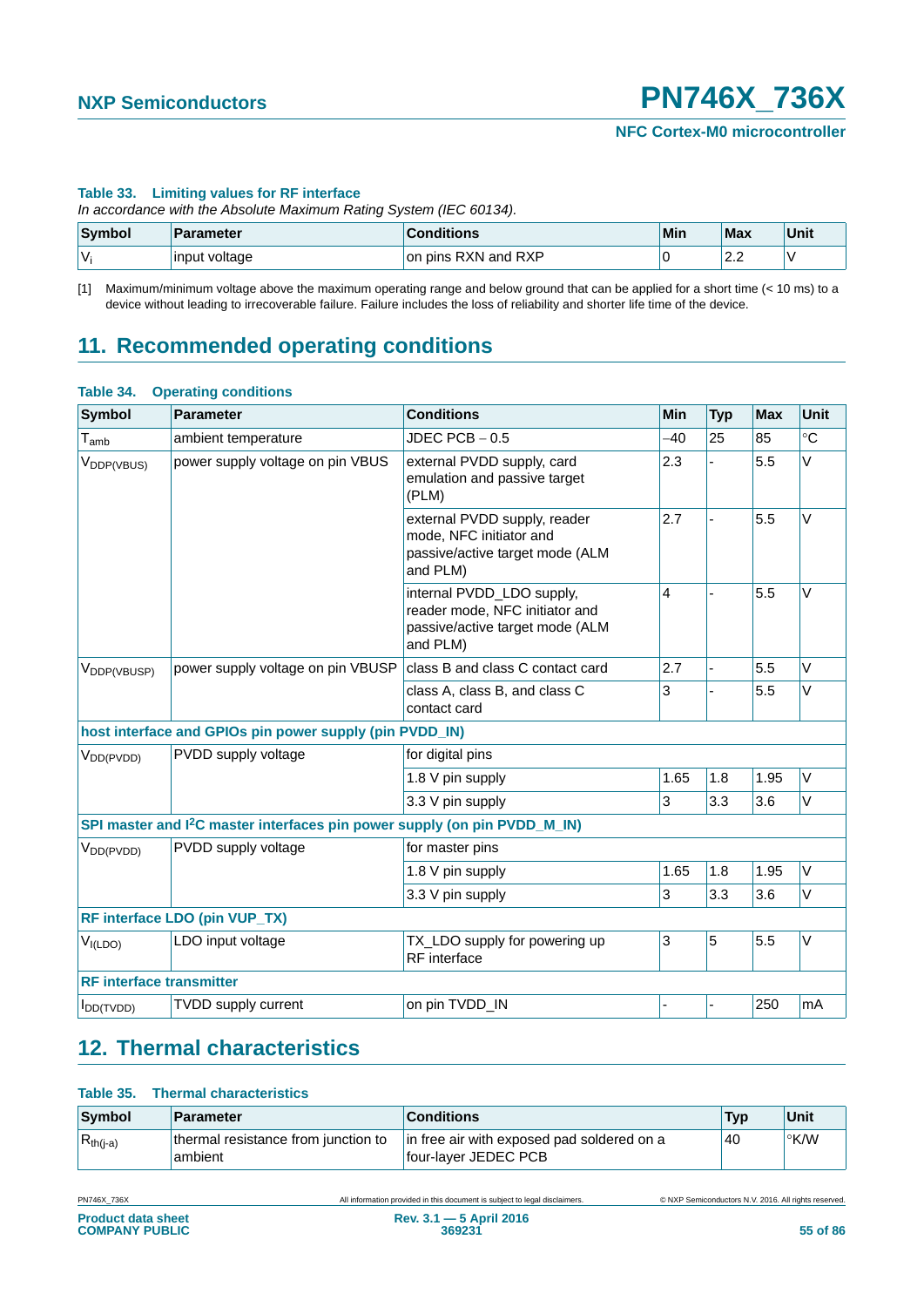**Table 33. Limiting values for RF interface**

*In accordance with the Absolute Maximum Rating System (IEC 60134).*

| Symbol | Parameter | Conditions | Min | Max | Unit |
|---|---|---|---|---|---|
| $V_i$ | input voltage | on pins RXN and RXP | 0 | 2.2 | V |

[1] Maximum/minimum voltage above the maximum operating range and below ground that can be applied for a short time (< 10 ms) to a device without leading to irrecoverable failure. Failure includes the loss of reliability and shorter life time of the device.

## 11. Recommended operating conditions

**Table 34. Operating conditions**

| Symbol | Parameter | Conditions | Min | Typ | Max | Unit |
|---|---|---|---|---|---|---|
| $T_{amb}$ | ambient temperature | JDEC PCB – 0.5 | –40 | 25 | 85 | °C |
| $V_{DDP(VBUS)}$ | power supply voltage on pin VBUS | external PVDD supply, card emulation and passive target (PLM) | 2.3 | - | 5.5 | V |
| | | external PVDD supply, reader mode, NFC initiator and passive/active target mode (ALM and PLM) | 2.7 | - | 5.5 | V |
| | | internal PVDD_LDO supply, reader mode, NFC initiator and passive/active target mode (ALM and PLM) | 4 | - | 5.5 | V |
| $V_{DDP(VBUSP)}$ | power supply voltage on pin VBUSP | class B and class C contact card | 2.7 | - | 5.5 | V |
| | | class A, class B, and class C contact card | 3 | - | 5.5 | V |
| **host interface and GPIOs pin power supply (pin PVDD_IN)** | | | | | | |
| $V_{DD(PVDD)}$ | PVDD supply voltage | for digital pins | | | | |
| | | 1.8 V pin supply | 1.65 | 1.8 | 1.95 | V |
| | | 3.3 V pin supply | 3 | 3.3 | 3.6 | V |
| **SPI master and I$^2$C master interfaces pin power supply (on pin PVDD_M_IN)** | | | | | | |
| $V_{DD(PVDD)}$ | PVDD supply voltage | for master pins | | | | |
| | | 1.8 V pin supply | 1.65 | 1.8 | 1.95 | V |
| | | 3.3 V pin supply | 3 | 3.3 | 3.6 | V |
| **RF interface LDO (pin VUP_TX)** | | | | | | |
| $V_{I(LDO)}$ | LDO input voltage | TX_LDO supply for powering up RF interface | 3 | 5 | 5.5 | V |
| **RF interface transmitter** | | | | | | |
| $I_{DD(TVDD)}$ | TVDD supply current | on pin TVDD_IN | - | - | 250 | mA |

## 12. Thermal characteristics

**Table 35. Thermal characteristics**

| Symbol | Parameter | Conditions | Typ | Unit |
|---|---|---|---|---|
| $R_{th(j-a)}$ | thermal resistance from junction to ambient | in free air with exposed pad soldered on a four-layer JEDEC PCB | 40 | °K/W |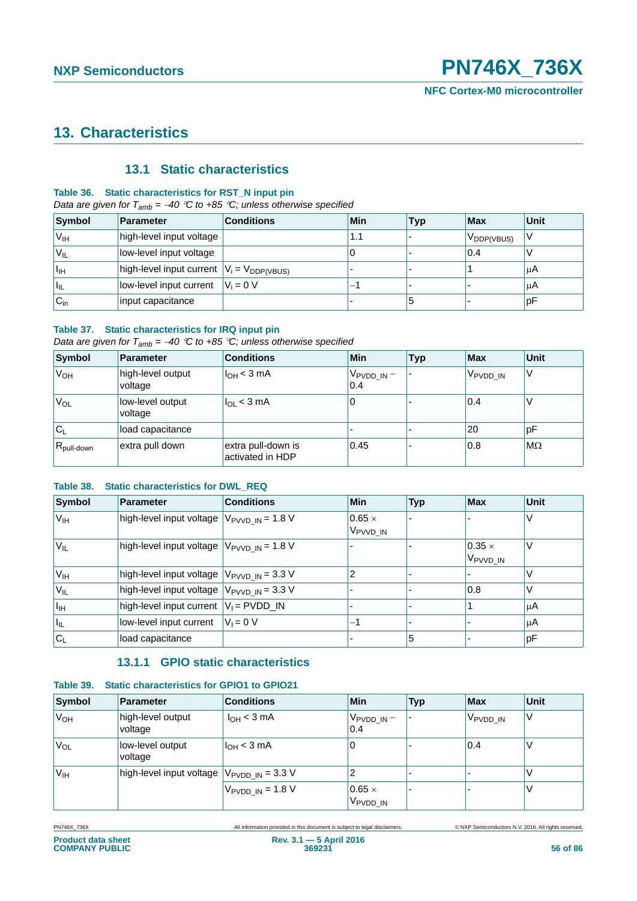## 13. Characteristics

### 13.1 Static characteristics

**Table 36. Static characteristics for RST_N input pin**

*Data are given for $T_{amb}$ = −40 °C to +85 °C; unless otherwise specified*

| Symbol | Parameter | Conditions | Min | Typ | Max | Unit |
|---|---|---|---|---|---|---|
| $V_{IH}$ | high-level input voltage | | 1.1 | - | $V_{DDP(VBUS)}$ | V |
| $V_{IL}$ | low-level input voltage | | 0 | - | 0.4 | V |
| $I_{IH}$ | high-level input current | $V_i = V_{DDP(VBUS)}$ | - | - | 1 | μA |
| $I_{IL}$ | low-level input current | $V_i$ = 0 V | −1 | - | - | μA |
| $C_{in}$ | input capacitance | | - | 5 | - | pF |

**Table 37. Static characteristics for IRQ input pin**

*Data are given for $T_{amb}$ = −40 °C to +85 °C; unless otherwise specified*

| Symbol | Parameter | Conditions | Min | Typ | Max | Unit |
|---|---|---|---|---|---|---|
| $V_{OH}$ | high-level output voltage | $I_{OH}$ < 3 mA | $V_{PVDD\_IN}$ − 0.4 | - | $V_{PVDD\_IN}$ | V |
| $V_{OL}$ | low-level output voltage | $I_{OL}$ < 3 mA | 0 | - | 0.4 | V |
| $C_L$ | load capacitance | | - | - | 20 | pF |
| $R_{pull-down}$ | extra pull down | extra pull-down is activated in HDP | 0.45 | - | 0.8 | MΩ |

**Table 38. Static characteristics for DWL_REQ**

| Symbol | Parameter | Conditions | Min | Typ | Max | Unit |
|---|---|---|---|---|---|---|
| $V_{IH}$ | high-level input voltage | $V_{PVVD\_IN}$ = 1.8 V | 0.65 × $V_{PVVD\_IN}$ | - | - | V |
| $V_{IL}$ | high-level input voltage | $V_{PVVD\_IN}$ = 1.8 V | - | - | 0.35 × $V_{PVVD\_IN}$ | V |
| $V_{IH}$ | high-level input voltage | $V_{PVVD\_IN}$ = 3.3 V | 2 | - | - | V |
| $V_{IL}$ | high-level input voltage | $V_{PVVD\_IN}$ = 3.3 V | - | - | 0.8 | V |
| $I_{IH}$ | high-level input current | $V_I$ = PVDD_IN | - | - | 1 | μA |
| $I_{IL}$ | low-level input current | $V_I$ = 0 V | −1 | - | - | μA |
| $C_L$ | load capacitance | | - | 5 | - | pF |

#### 13.1.1 GPIO static characteristics

**Table 39. Static characteristics for GPIO1 to GPIO21**

| Symbol | Parameter | Conditions | Min | Typ | Max | Unit |
|---|---|---|---|---|---|---|
| $V_{OH}$ | high-level output voltage | $I_{OH}$ < 3 mA | $V_{PVDD\_IN}$ − 0.4 | - | $V_{PVDD\_IN}$ | V |
| $V_{OL}$ | low-level output voltage | $I_{OH}$ < 3 mA | 0 | - | 0.4 | V |
| $V_{IH}$ | high-level input voltage | $V_{PVDD\_IN}$ = 3.3 V | 2 | - | - | V |
| | | $V_{PVDD\_IN}$ = 1.8 V | 0.65 × $V_{PVDD\_IN}$ | - | - | V |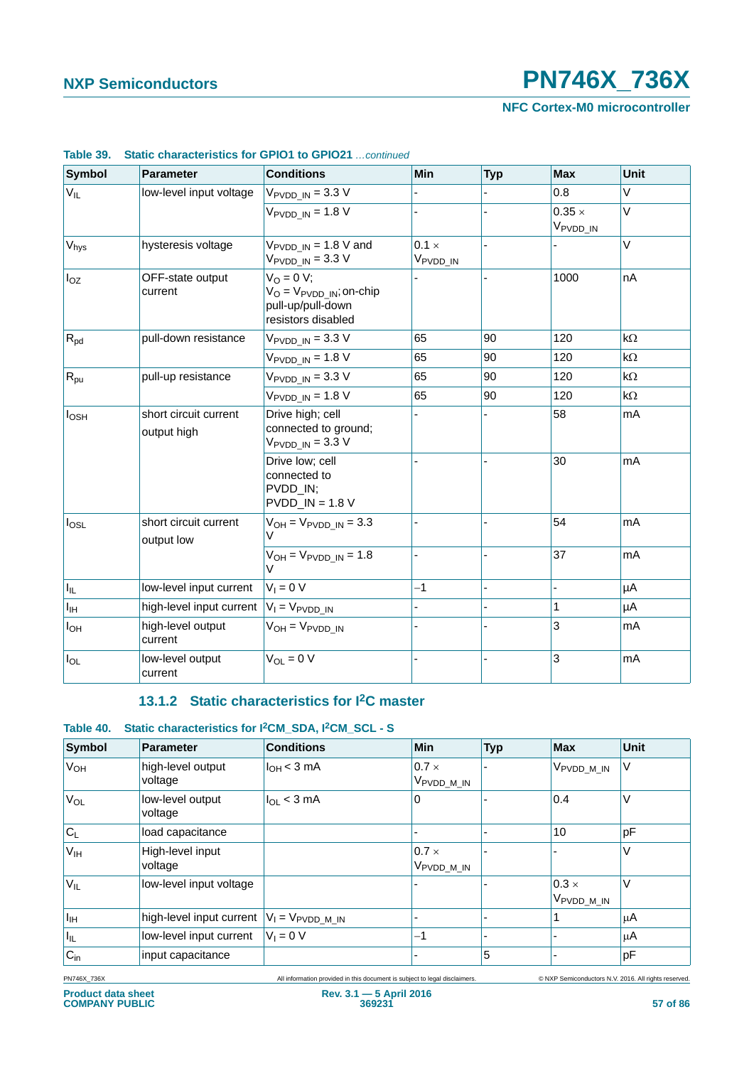**Table 39. Static characteristics for GPIO1 to GPIO21** *...continued*

| Symbol | Parameter | Conditions | Min | Typ | Max | Unit |
|---|---|---|---|---|---|---|
| $V_{IL}$ | low-level input voltage | $V_{PVDD\_IN}$ = 3.3 V | - | - | 0.8 | V |
| | | $V_{PVDD\_IN}$ = 1.8 V | - | - | 0.35 × $V_{PVDD\_IN}$ | V |
| $V_{hys}$ | hysteresis voltage | $V_{PVDD\_IN}$ = 1.8 V and $V_{PVDD\_IN}$ = 3.3 V | 0.1 × $V_{PVDD\_IN}$ | - | - | V |
| $I_{OZ}$ | OFF-state output current | $V_O$ = 0 V; $V_O$ = $V_{PVDD\_IN}$; on-chip pull-up/pull-down resistors disabled | - | - | 1000 | nA |
| $R_{pd}$ | pull-down resistance | $V_{PVDD\_IN}$ = 3.3 V | 65 | 90 | 120 | kΩ |
| | | $V_{PVDD\_IN}$ = 1.8 V | 65 | 90 | 120 | kΩ |
| $R_{pu}$ | pull-up resistance | $V_{PVDD\_IN}$ = 3.3 V | 65 | 90 | 120 | kΩ |
| | | $V_{PVDD\_IN}$ = 1.8 V | 65 | 90 | 120 | kΩ |
| $I_{OSH}$ | short circuit current output high | Drive high; cell connected to ground; $V_{PVDD\_IN}$ = 3.3 V | - | - | 58 | mA |
| | | Drive low; cell connected to PVDD_IN; PVDD_IN = 1.8 V | - | - | 30 | mA |
| $I_{OSL}$ | short circuit current output low | $V_{OH}$ = $V_{PVDD\_IN}$ = 3.3 V | - | - | 54 | mA |
| | | $V_{OH}$ = $V_{PVDD\_IN}$ = 1.8 V | - | - | 37 | mA |
| $I_{IL}$ | low-level input current | $V_I$ = 0 V | −1 | - | - | μA |
| $I_{IH}$ | high-level input current | $V_I$ = $V_{PVDD\_IN}$ | - | - | 1 | μA |
| $I_{OH}$ | high-level output current | $V_{OH}$ = $V_{PVDD\_IN}$ | - | - | 3 | mA |
| $I_{OL}$ | low-level output current | $V_{OL}$ = 0 V | - | - | 3 | mA |

### 13.1.2 Static characteristics for I²C master

**Table 40. Static characteristics for I²CM_SDA, I²CM_SCL - S**

| Symbol | Parameter | Conditions | Min | Typ | Max | Unit |
|---|---|---|---|---|---|---|
| $V_{OH}$ | high-level output voltage | $I_{OH}$ < 3 mA | 0.7 × $V_{PVDD\_M\_IN}$ | - | $V_{PVDD\_M\_IN}$ | V |
| $V_{OL}$ | low-level output voltage | $I_{OL}$ < 3 mA | 0 | - | 0.4 | V |
| $C_L$ | load capacitance | | - | - | 10 | pF |
| $V_{IH}$ | High-level input voltage | | 0.7 × $V_{PVDD\_M\_IN}$ | - | - | V |
| $V_{IL}$ | low-level input voltage | | - | - | 0.3 × $V_{PVDD\_M\_IN}$ | V |
| $I_{IH}$ | high-level input current | $V_I$ = $V_{PVDD\_M\_IN}$ | - | - | 1 | μA |
| $I_{IL}$ | low-level input current | $V_I$ = 0 V | −1 | - | - | μA |
| $C_{in}$ | input capacitance | | - | 5 | - | pF |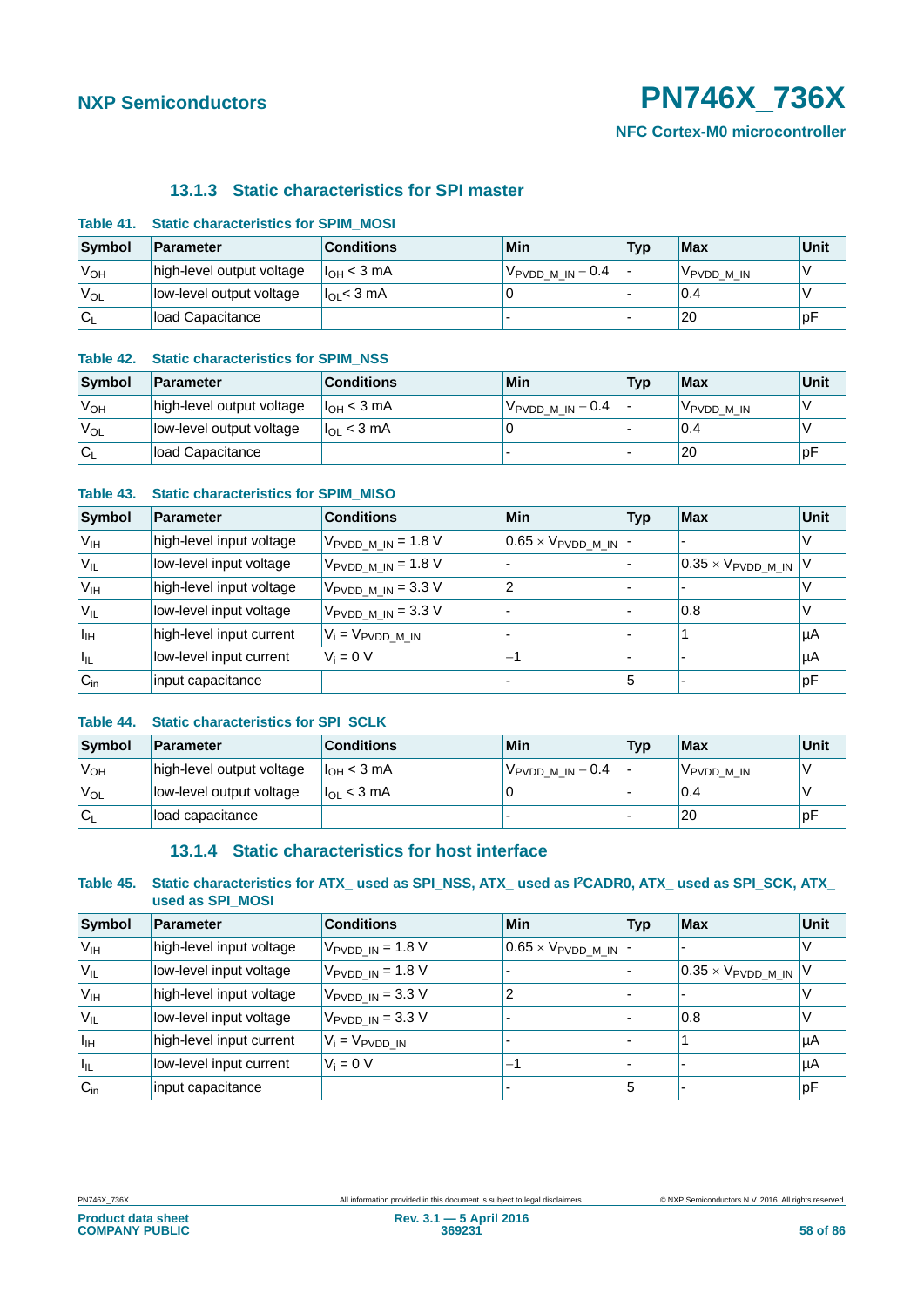### 13.1.3 Static characteristics for SPI master

**Table 41. Static characteristics for SPIM_MOSI**

| Symbol | Parameter | Conditions | Min | Typ | Max | Unit |
|---|---|---|---|---|---|---|
| $V_{OH}$ | high-level output voltage | $I_{OH}$ < 3 mA | $V_{PVDD\_M\_IN} - 0.4$ | - | $V_{PVDD\_M\_IN}$ | V |
| $V_{OL}$ | low-level output voltage | $I_{OL}$< 3 mA | 0 | - | 0.4 | V |
| $C_L$ | load Capacitance | | - | - | 20 | pF |

**Table 42. Static characteristics for SPIM_NSS**

| Symbol | Parameter | Conditions | Min | Typ | Max | Unit |
|---|---|---|---|---|---|---|
| $V_{OH}$ | high-level output voltage | $I_{OH}$ < 3 mA | $V_{PVDD\_M\_IN} - 0.4$ | - | $V_{PVDD\_M\_IN}$ | V |
| $V_{OL}$ | low-level output voltage | $I_{OL}$ < 3 mA | 0 | - | 0.4 | V |
| $C_L$ | load Capacitance | | - | - | 20 | pF |

**Table 43. Static characteristics for SPIM_MISO**

| Symbol | Parameter | Conditions | Min | Typ | Max | Unit |
|---|---|---|---|---|---|---|
| $V_{IH}$ | high-level input voltage | $V_{PVDD\_M\_IN}$ = 1.8 V | $0.65 \times V_{PVDD\_M\_IN}$ | - | - | V |
| $V_{IL}$ | low-level input voltage | $V_{PVDD\_M\_IN}$ = 1.8 V | - | - | $0.35 \times V_{PVDD\_M\_IN}$ | V |
| $V_{IH}$ | high-level input voltage | $V_{PVDD\_M\_IN}$ = 3.3 V | 2 | - | - | V |
| $V_{IL}$ | low-level input voltage | $V_{PVDD\_M\_IN}$ = 3.3 V | - | - | 0.8 | V |
| $I_{IH}$ | high-level input current | $V_i = V_{PVDD\_M\_IN}$ | - | - | 1 | µA |
| $I_{IL}$ | low-level input current | $V_i$ = 0 V | −1 | - | - | µA |
| $C_{in}$ | input capacitance | | - | 5 | - | pF |

**Table 44. Static characteristics for SPI_SCLK**

| Symbol | Parameter | Conditions | Min | Typ | Max | Unit |
|---|---|---|---|---|---|---|
| $V_{OH}$ | high-level output voltage | $I_{OH}$ < 3 mA | $V_{PVDD\_M\_IN} - 0.4$ | - | $V_{PVDD\_M\_IN}$ | V |
| $V_{OL}$ | low-level output voltage | $I_{OL}$ < 3 mA | 0 | - | 0.4 | V |
| $C_L$ | load capacitance | | - | - | 20 | pF |

### 13.1.4 Static characteristics for host interface

**Table 45. Static characteristics for ATX_ used as SPI_NSS, ATX_ used as I2CADR0, ATX_ used as SPI_SCK, ATX_ used as SPI_MOSI**

| Symbol | Parameter | Conditions | Min | Typ | Max | Unit |
|---|---|---|---|---|---|---|
| $V_{IH}$ | high-level input voltage | $V_{PVDD\_IN}$ = 1.8 V | $0.65 \times V_{PVDD\_M\_IN}$ | - | - | V |
| $V_{IL}$ | low-level input voltage | $V_{PVDD\_IN}$ = 1.8 V | - | - | $0.35 \times V_{PVDD\_M\_IN}$ | V |
| $V_{IH}$ | high-level input voltage | $V_{PVDD\_IN}$ = 3.3 V | 2 | - | - | V |
| $V_{IL}$ | low-level input voltage | $V_{PVDD\_IN}$ = 3.3 V | - | - | 0.8 | V |
| $I_{IH}$ | high-level input current | $V_i = V_{PVDD\_IN}$ | - | - | 1 | µA |
| $I_{IL}$ | low-level input current | $V_i$ = 0 V | −1 | - | - | µA |
| $C_{in}$ | input capacitance | | - | 5 | - | pF |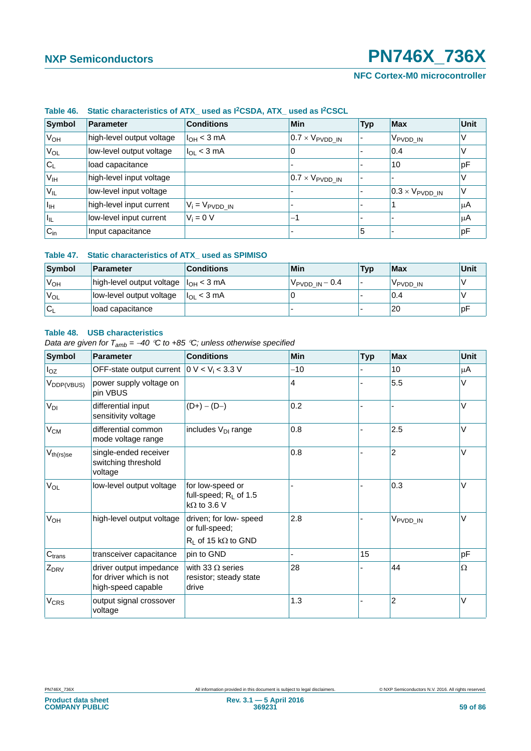**Table 46. Static characteristics of ATX_ used as I²CSDA, ATX_ used as I²CSCL**

| Symbol | Parameter | Conditions | Min | Typ | Max | Unit |
|---|---|---|---|---|---|---|
| $V_{OH}$ | high-level output voltage | $I_{OH}$ < 3 mA | 0.7 × $V_{PVDD\_IN}$ | - | $V_{PVDD\_IN}$ | V |
| $V_{OL}$ | low-level output voltage | $I_{OL}$ < 3 mA | 0 | - | 0.4 | V |
| $C_L$ | load capacitance | | - | - | 10 | pF |
| $V_{IH}$ | high-level input voltage | | 0.7 × $V_{PVDD\_IN}$ | - | - | V |
| $V_{IL}$ | low-level input voltage | | - | - | 0.3 × $V_{PVDD\_IN}$ | V |
| $I_{IH}$ | high-level input current | $V_i$ = $V_{PVDD\_IN}$ | - | - | 1 | μA |
| $I_{IL}$ | low-level input current | $V_i$ = 0 V | −1 | - | - | μA |
| $C_{in}$ | Input capacitance | | - | 5 | - | pF |

**Table 47. Static characteristics of ATX_ used as SPIMISO**

| Symbol | Parameter | Conditions | Min | Typ | Max | Unit |
|---|---|---|---|---|---|---|
| $V_{OH}$ | high-level output voltage | $I_{OH}$ < 3 mA | $V_{PVDD\_IN}$ − 0.4 | - | $V_{PVDD\_IN}$ | V |
| $V_{OL}$ | low-level output voltage | $I_{OL}$ < 3 mA | 0 | - | 0.4 | V |
| $C_L$ | load capacitance | | - | - | 20 | pF |

**Table 48. USB characteristics**

*Data are given for $T_{amb}$ = −40 °C to +85 °C; unless otherwise specified*

| Symbol | Parameter | Conditions | Min | Typ | Max | Unit |
|---|---|---|---|---|---|---|
| $I_{OZ}$ | OFF-state output current | 0 V < $V_i$ < 3.3 V | −10 | - | 10 | μA |
| $V_{DDP(VBUS)}$ | power supply voltage on pin VBUS | | 4 | - | 5.5 | V |
| $V_{DI}$ | differential input sensitivity voltage | (D+) − (D−) | 0.2 | - | - | V |
| $V_{CM}$ | differential common mode voltage range | includes $V_{DI}$ range | 0.8 | - | 2.5 | V |
| $V_{th(rs)se}$ | single-ended receiver switching threshold voltage | | 0.8 | - | 2 | V |
| $V_{OL}$ | low-level output voltage | for low-speed or full-speed; $R_L$ of 1.5 kΩ to 3.6 V | - | - | 0.3 | V |
| $V_{OH}$ | high-level output voltage | driven; for low- speed or full-speed; $R_L$ of 15 kΩ to GND | 2.8 | - | $V_{PVDD\_IN}$ | V |
| $C_{trans}$ | transceiver capacitance | pin to GND | - | 15 | | pF |
| $Z_{DRV}$ | driver output impedance for driver which is not high-speed capable | with 33 Ω series resistor; steady state drive | 28 | - | 44 | Ω |
| $V_{CRS}$ | output signal crossover voltage | | 1.3 | - | 2 | V |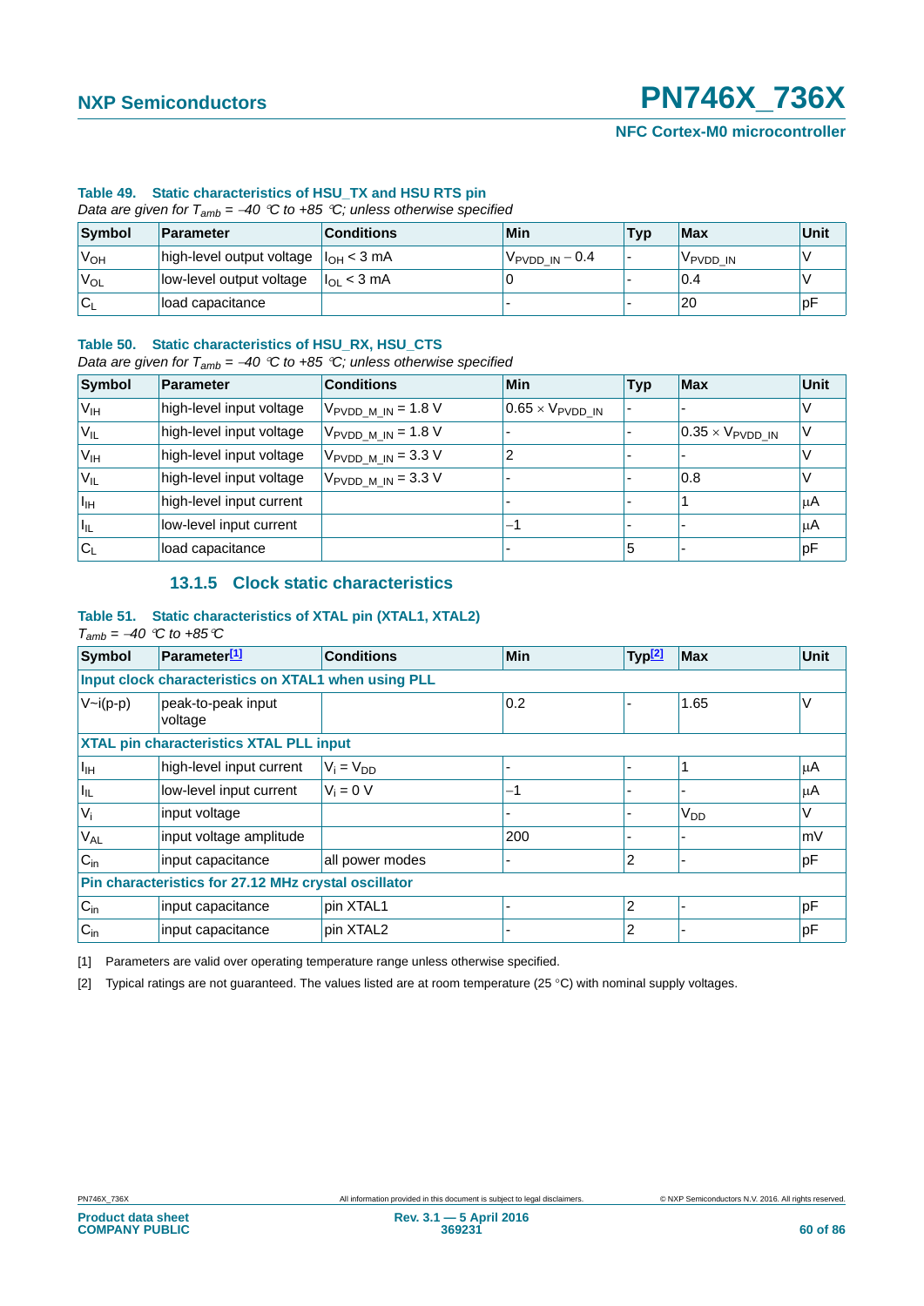**Table 49. Static characteristics of HSU_TX and HSU RTS pin**

*Data are given for $T_{amb}$ = −40 °C to +85 °C; unless otherwise specified*

| Symbol | Parameter | Conditions | Min | Typ | Max | Unit |
|---|---|---|---|---|---|---|
| $V_{OH}$ | high-level output voltage | $I_{OH}$ < 3 mA | $V_{PVDD\_IN}$ − 0.4 | - | $V_{PVDD\_IN}$ | V |
| $V_{OL}$ | low-level output voltage | $I_{OL}$ < 3 mA | 0 | - | 0.4 | V |
| $C_L$ | load capacitance | | - | - | 20 | pF |

**Table 50. Static characteristics of HSU_RX, HSU_CTS**

*Data are given for $T_{amb}$ = −40 °C to +85 °C; unless otherwise specified*

| Symbol | Parameter | Conditions | Min | Typ | Max | Unit |
|---|---|---|---|---|---|---|
| $V_{IH}$ | high-level input voltage | $V_{PVDD\_M\_IN}$ = 1.8 V | 0.65 × $V_{PVDD\_IN}$ | - | - | V |
| $V_{IL}$ | high-level input voltage | $V_{PVDD\_M\_IN}$ = 1.8 V | - | - | 0.35 × $V_{PVDD\_IN}$ | V |
| $V_{IH}$ | high-level input voltage | $V_{PVDD\_M\_IN}$ = 3.3 V | 2 | - | - | V |
| $V_{IL}$ | high-level input voltage | $V_{PVDD\_M\_IN}$ = 3.3 V | - | - | 0.8 | V |
| $I_{IH}$ | high-level input current | | - | - | 1 | μA |
| $I_{IL}$ | low-level input current | | −1 | - | - | μA |
| $C_L$ | load capacitance | | - | 5 | - | pF |

### 13.1.5 Clock static characteristics

**Table 51. Static characteristics of XTAL pin (XTAL1, XTAL2)**

*$T_{amb}$ = −40 °C to +85 °C*

| Symbol | Parameter[1] | Conditions | Min | Typ[2] | Max | Unit |
|---|---|---|---|---|---|---|
| **Input clock characteristics on XTAL1 when using PLL** | | | | | | |
| V~i(p-p) | peak-to-peak input voltage | | 0.2 | - | 1.65 | V |
| **XTAL pin characteristics XTAL PLL input** | | | | | | |
| $I_{IH}$ | high-level input current | $V_i$ = $V_{DD}$ | - | - | 1 | μA |
| $I_{IL}$ | low-level input current | $V_i$ = 0 V | −1 | - | - | μA |
| $V_i$ | input voltage | | - | - | $V_{DD}$ | V |
| $V_{AL}$ | input voltage amplitude | | 200 | - | - | mV |
| $C_{in}$ | input capacitance | all power modes | - | 2 | - | pF |
| **Pin characteristics for 27.12 MHz crystal oscillator** | | | | | | |
| $C_{in}$ | input capacitance | pin XTAL1 | - | 2 | - | pF |
| $C_{in}$ | input capacitance | pin XTAL2 | - | 2 | - | pF |

[1] Parameters are valid over operating temperature range unless otherwise specified.

[2] Typical ratings are not guaranteed. The values listed are at room temperature (25 °C) with nominal supply voltages.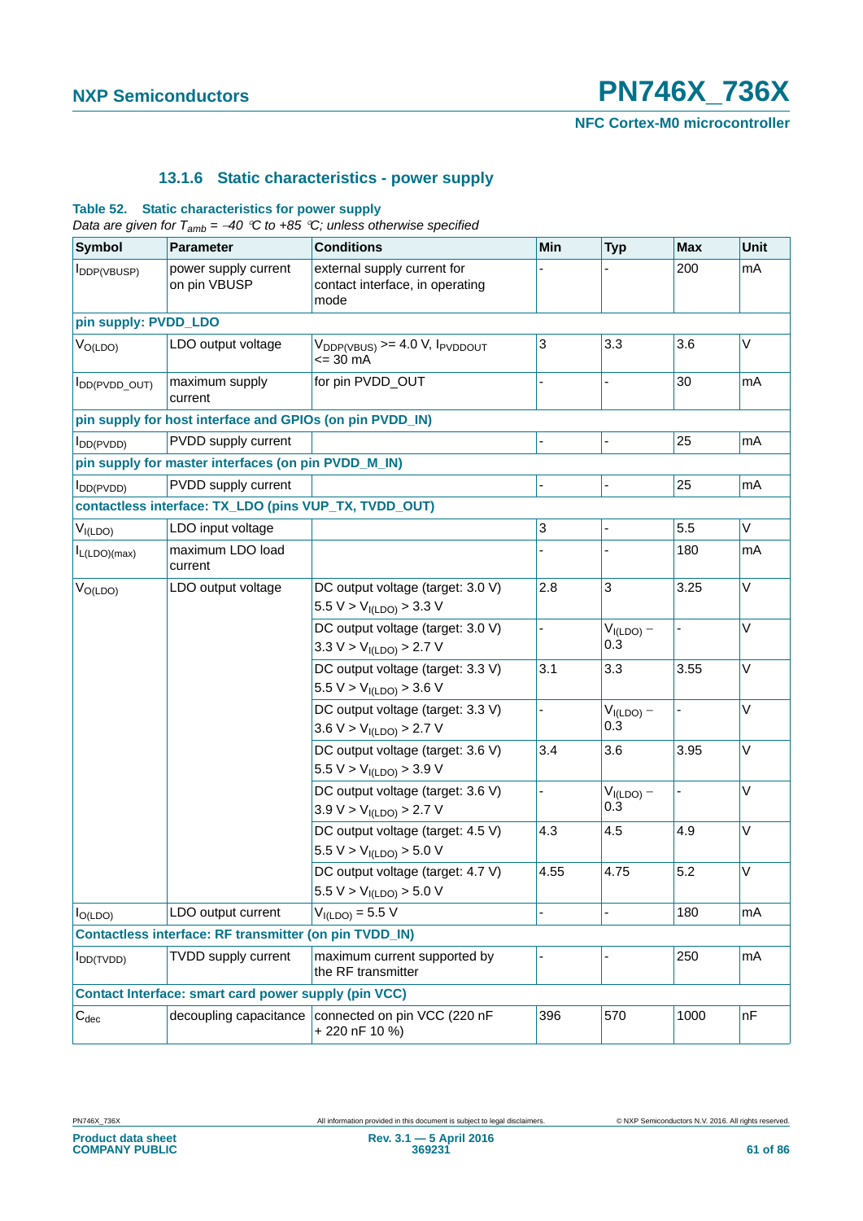### 13.1.6 Static characteristics - power supply

**Table 52. Static characteristics for power supply**

*Data are given for $T_{amb}$ = −40 °C to +85 °C; unless otherwise specified*

| Symbol | Parameter | Conditions | Min | Typ | Max | Unit |
|---|---|---|---|---|---|---|
| $I_{DDP(VBUSP)}$ | power supply current on pin VBUSP | external supply current for contact interface, in operating mode | - | - | 200 | mA |
| **pin supply: PVDD_LDO** | | | | | | |
| $V_{O(LDO)}$ | LDO output voltage | $V_{DDP(VBUS)}$ >= 4.0 V, $I_{PVDDOUT}$ <= 30 mA | 3 | 3.3 | 3.6 | V |
| $I_{DD(PVDD\_OUT)}$ | maximum supply current | for pin PVDD_OUT | - | - | 30 | mA |
| **pin supply for host interface and GPIOs (on pin PVDD_IN)** | | | | | | |
| $I_{DD(PVDD)}$ | PVDD supply current | | - | - | 25 | mA |
| **pin supply for master interfaces (on pin PVDD_M_IN)** | | | | | | |
| $I_{DD(PVDD)}$ | PVDD supply current | | - | - | 25 | mA |
| **contactless interface: TX_LDO (pins VUP_TX, TVDD_OUT)** | | | | | | |
| $V_{I(LDO)}$ | LDO input voltage | | 3 | - | 5.5 | V |
| $I_{L(LDO)(max)}$ | maximum LDO load current | | - | - | 180 | mA |
| $V_{O(LDO)}$ | LDO output voltage | DC output voltage (target: 3.0 V) 5.5 V > $V_{I(LDO)}$ > 3.3 V | 2.8 | 3 | 3.25 | V |
| | | DC output voltage (target: 3.0 V) 3.3 V > $V_{I(LDO)}$ > 2.7 V | - | $V_{I(LDO)}$ − 0.3 | - | V |
| | | DC output voltage (target: 3.3 V) 5.5 V > $V_{I(LDO)}$ > 3.6 V | 3.1 | 3.3 | 3.55 | V |
| | | DC output voltage (target: 3.3 V) 3.6 V > $V_{I(LDO)}$ > 2.7 V | - | $V_{I(LDO)}$ − 0.3 | - | V |
| | | DC output voltage (target: 3.6 V) 5.5 V > $V_{I(LDO)}$ > 3.9 V | 3.4 | 3.6 | 3.95 | V |
| | | DC output voltage (target: 3.6 V) 3.9 V > $V_{I(LDO)}$ > 2.7 V | - | $V_{I(LDO)}$ − 0.3 | - | V |
| | | DC output voltage (target: 4.5 V) 5.5 V > $V_{I(LDO)}$ > 5.0 V | 4.3 | 4.5 | 4.9 | V |
| | | DC output voltage (target: 4.7 V) 5.5 V > $V_{I(LDO)}$ > 5.0 V | 4.55 | 4.75 | 5.2 | V |
| $I_{O(LDO)}$ | LDO output current | $V_{I(LDO)}$ = 5.5 V | - | - | 180 | mA |
| **Contactless interface: RF transmitter (on pin TVDD_IN)** | | | | | | |
| $I_{DD(TVDD)}$ | TVDD supply current | maximum current supported by the RF transmitter | - | - | 250 | mA |
| **Contact Interface: smart card power supply (pin VCC)** | | | | | | |
| $C_{dec}$ | decoupling capacitance | connected on pin VCC (220 nF + 220 nF 10 %) | 396 | 570 | 1000 | nF |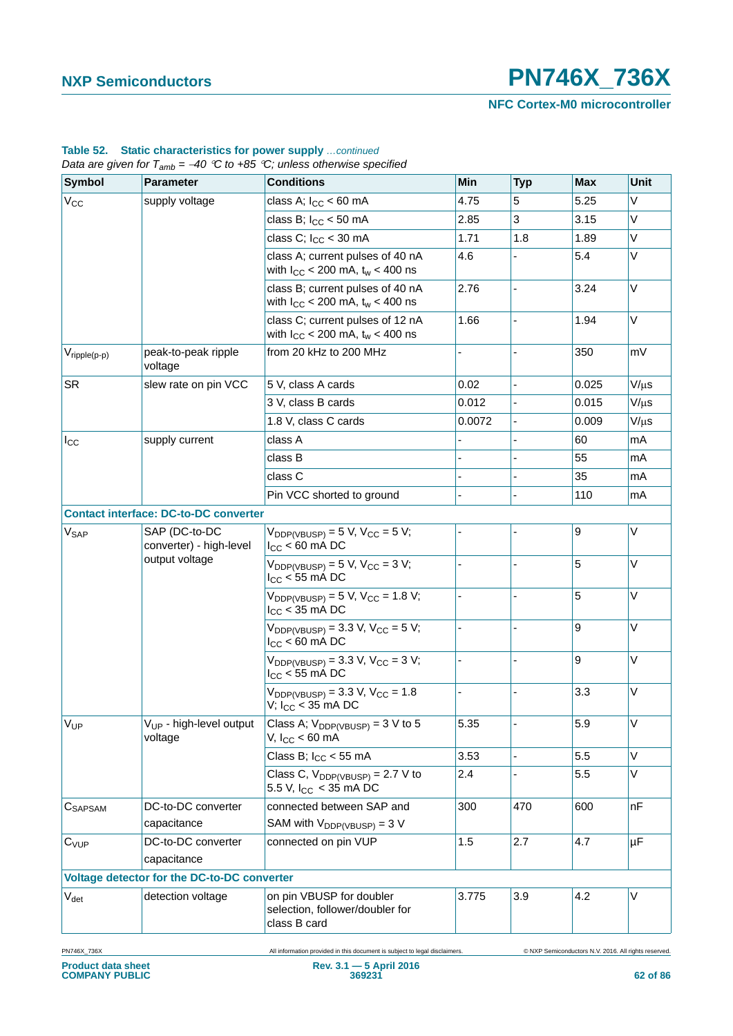**Table 52. Static characteristics for power supply** *...continued*

*Data are given for $T_{amb}$ = −40 °C to +85 °C; unless otherwise specified*

| Symbol | Parameter | Conditions | Min | Typ | Max | Unit |
|---|---|---|---|---|---|---|
| $V_{CC}$ | supply voltage | class A; $I_{CC}$ < 60 mA | 4.75 | 5 | 5.25 | V |
| | | class B; $I_{CC}$ < 50 mA | 2.85 | 3 | 3.15 | V |
| | | class C; $I_{CC}$ < 30 mA | 1.71 | 1.8 | 1.89 | V |
| | | class A; current pulses of 40 nA with $I_{CC}$ < 200 mA, $t_w$ < 400 ns | 4.6 | - | 5.4 | V |
| | | class B; current pulses of 40 nA with $I_{CC}$ < 200 mA, $t_w$ < 400 ns | 2.76 | - | 3.24 | V |
| | | class C; current pulses of 12 nA with $I_{CC}$ < 200 mA, $t_w$ < 400 ns | 1.66 | - | 1.94 | V |
| $V_{ripple(p-p)}$ | peak-to-peak ripple voltage | from 20 kHz to 200 MHz | - | - | 350 | mV |
| SR | slew rate on pin VCC | 5 V, class A cards | 0.02 | - | 0.025 | V/μs |
| | | 3 V, class B cards | 0.012 | - | 0.015 | V/μs |
| | | 1.8 V, class C cards | 0.0072 | - | 0.009 | V/μs |
| $I_{CC}$ | supply current | class A | - | - | 60 | mA |
| | | class B | - | - | 55 | mA |
| | | class C | - | - | 35 | mA |
| | | Pin VCC shorted to ground | - | - | 110 | mA |
| **Contact interface: DC-to-DC converter** | | | | | | |
| $V_{SAP}$ | SAP (DC-to-DC converter) - high-level output voltage | $V_{DDP(VBUSP)}$ = 5 V, $V_{CC}$ = 5 V; $I_{CC}$ < 60 mA DC | - | - | 9 | V |
| | | $V_{DDP(VBUSP)}$ = 5 V, $V_{CC}$ = 3 V; $I_{CC}$ < 55 mA DC | - | - | 5 | V |
| | | $V_{DDP(VBUSP)}$ = 5 V, $V_{CC}$ = 1.8 V; $I_{CC}$ < 35 mA DC | - | - | 5 | V |
| | | $V_{DDP(VBUSP)}$ = 3.3 V, $V_{CC}$ = 5 V; $I_{CC}$ < 60 mA DC | - | - | 9 | V |
| | | $V_{DDP(VBUSP)}$ = 3.3 V, $V_{CC}$ = 3 V; $I_{CC}$ < 55 mA DC | - | - | 9 | V |
| | | $V_{DDP(VBUSP)}$ = 3.3 V, $V_{CC}$ = 1.8 V; $I_{CC}$ < 35 mA DC | - | - | 3.3 | V |
| $V_{UP}$ | $V_{UP}$ - high-level output voltage | Class A; $V_{DDP(VBUSP)}$ = 3 V to 5 V, $I_{CC}$ < 60 mA | 5.35 | - | 5.9 | V |
| | | Class B; $I_{CC}$ < 55 mA | 3.53 | - | 5.5 | V |
| | | Class C, $V_{DDP(VBUSP)}$ = 2.7 V to 5.5 V, $I_{CC}$ < 35 mA DC | 2.4 | - | 5.5 | V |
| $C_{SAPSAM}$ | DC-to-DC converter capacitance | connected between SAP and SAM with $V_{DDP(VBUSP)}$ = 3 V | 300 | 470 | 600 | nF |
| $C_{VUP}$ | DC-to-DC converter capacitance | connected on pin VUP | 1.5 | 2.7 | 4.7 | μF |
| **Voltage detector for the DC-to-DC converter** | | | | | | |
| $V_{det}$ | detection voltage | on pin VBUSP for doubler selection, follower/doubler for class B card | 3.775 | 3.9 | 4.2 | V |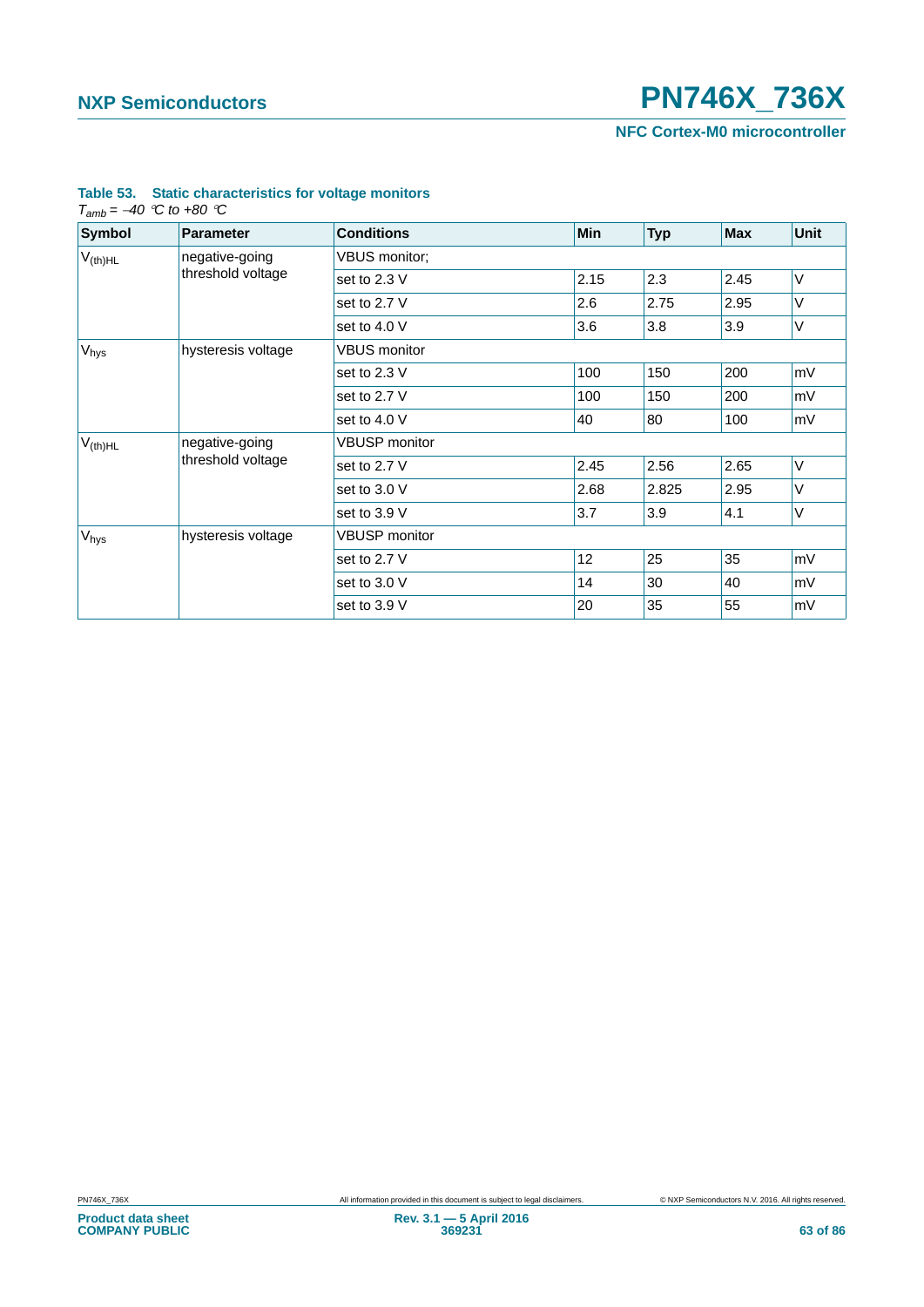**Table 53. Static characteristics for voltage monitors**

*$T_{amb}$ = −40 °C to +80 °C*

| Symbol | Parameter | Conditions | Min | Typ | Max | Unit |
|---|---|---|---|---|---|---|
| $V_{(th)HL}$ | negative-going threshold voltage | VBUS monitor; | | | | |
| | | set to 2.3 V | 2.15 | 2.3 | 2.45 | V |
| | | set to 2.7 V | 2.6 | 2.75 | 2.95 | V |
| | | set to 4.0 V | 3.6 | 3.8 | 3.9 | V |
| $V_{hys}$ | hysteresis voltage | VBUS monitor | | | | |
| | | set to 2.3 V | 100 | 150 | 200 | mV |
| | | set to 2.7 V | 100 | 150 | 200 | mV |
| | | set to 4.0 V | 40 | 80 | 100 | mV |
| $V_{(th)HL}$ | negative-going threshold voltage | VBUSP monitor | | | | |
| | | set to 2.7 V | 2.45 | 2.56 | 2.65 | V |
| | | set to 3.0 V | 2.68 | 2.825 | 2.95 | V |
| | | set to 3.9 V | 3.7 | 3.9 | 4.1 | V |
| $V_{hys}$ | hysteresis voltage | VBUSP monitor | | | | |
| | | set to 2.7 V | 12 | 25 | 35 | mV |
| | | set to 3.0 V | 14 | 30 | 40 | mV |
| | | set to 3.9 V | 20 | 35 | 55 | mV |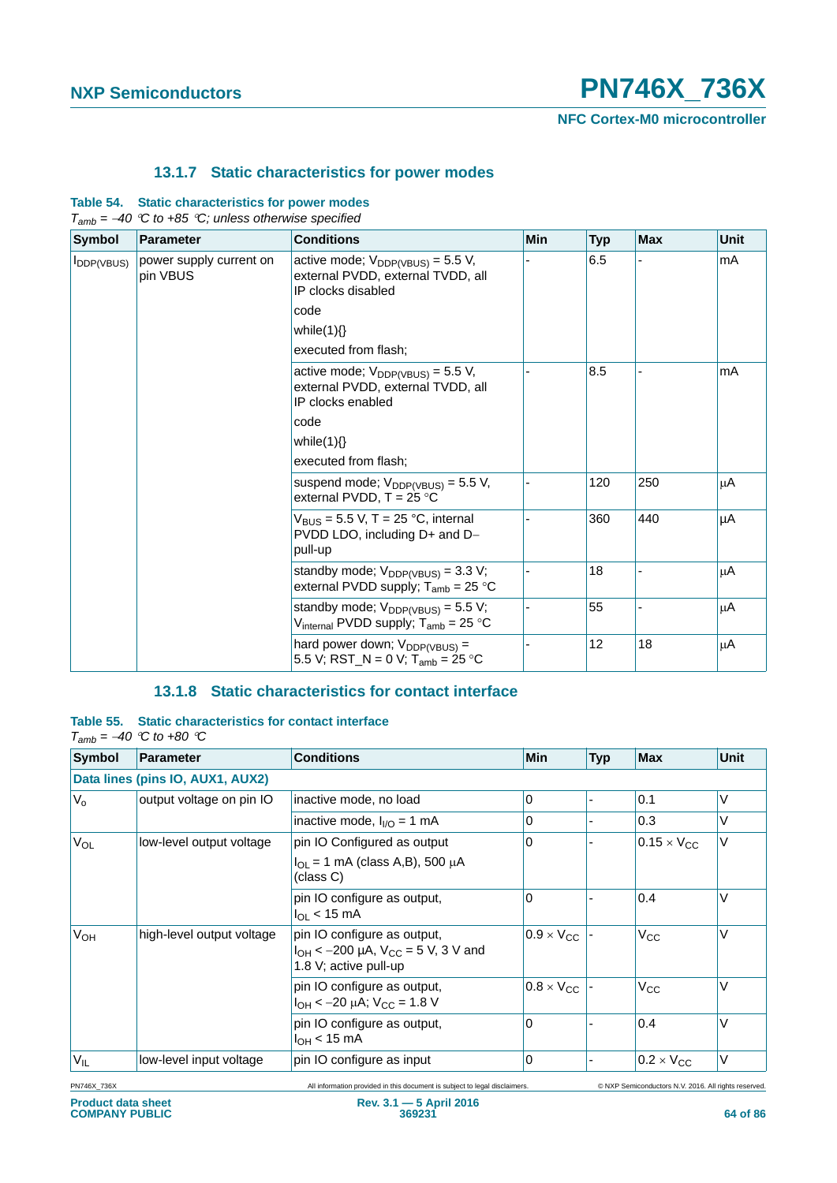### 13.1.7 Static characteristics for power modes

**Table 54. Static characteristics for power modes**

*$T_{amb}$ = −40 °C to +85 °C; unless otherwise specified*

| Symbol | Parameter | Conditions | Min | Typ | Max | Unit |
|---|---|---|---|---|---|---|
| $I_{DDP(VBUS)}$ | power supply current on pin VBUS | active mode; $V_{DDP(VBUS)}$ = 5.5 V, external PVDD, external TVDD, all IP clocks disabled<br>code<br>while(1){}<br>executed from flash; | - | 6.5 | - | mA |
| | | active mode; $V_{DDP(VBUS)}$ = 5.5 V, external PVDD, external TVDD, all IP clocks enabled<br>code<br>while(1){}<br>executed from flash; | - | 8.5 | - | mA |
| | | suspend mode; $V_{DDP(VBUS)}$ = 5.5 V, external PVDD, T = 25 °C | - | 120 | 250 | μA |
| | | $V_{BUS}$ = 5.5 V, T = 25 °C, internal PVDD LDO, including D+ and D− pull-up | - | 360 | 440 | μA |
| | | standby mode; $V_{DDP(VBUS)}$ = 3.3 V; external PVDD supply; $T_{amb}$ = 25 °C | - | 18 | - | μA |
| | | standby mode; $V_{DDP(VBUS)}$ = 5.5 V; $V_{internal}$ PVDD supply; $T_{amb}$ = 25 °C | - | 55 | - | μA |
| | | hard power down; $V_{DDP(VBUS)}$ = 5.5 V; RST_N = 0 V; $T_{amb}$ = 25 °C | - | 12 | 18 | μA |

### 13.1.8 Static characteristics for contact interface

**Table 55. Static characteristics for contact interface**

*$T_{amb}$ = −40 °C to +80 °C*

| Symbol | Parameter | Conditions | Min | Typ | Max | Unit |
|---|---|---|---|---|---|---|
| **Data lines (pins IO, AUX1, AUX2)** | | | | | | |
| $V_o$ | output voltage on pin IO | inactive mode, no load | 0 | - | 0.1 | V |
| | | inactive mode, $I_{I/O}$ = 1 mA | 0 | - | 0.3 | V |
| $V_{OL}$ | low-level output voltage | pin IO Configured as output<br>$I_{OL}$ = 1 mA (class A,B), 500 μA (class C) | 0 | - | 0.15 × $V_{CC}$ | V |
| | | pin IO configure as output, $I_{OL}$ < 15 mA | 0 | - | 0.4 | V |
| $V_{OH}$ | high-level output voltage | pin IO configure as output, $I_{OH}$ < −200 μA, $V_{CC}$ = 5 V, 3 V and 1.8 V; active pull-up | 0.9 × $V_{CC}$ | - | $V_{CC}$ | V |
| | | pin IO configure as output, $I_{OH}$ < −20 μA; $V_{CC}$ = 1.8 V | 0.8 × $V_{CC}$ | - | $V_{CC}$ | V |
| | | pin IO configure as output, $I_{OH}$ < 15 mA | 0 | - | 0.4 | V |
| $V_{IL}$ | low-level input voltage | pin IO configure as input | 0 | - | 0.2 × $V_{CC}$ | V |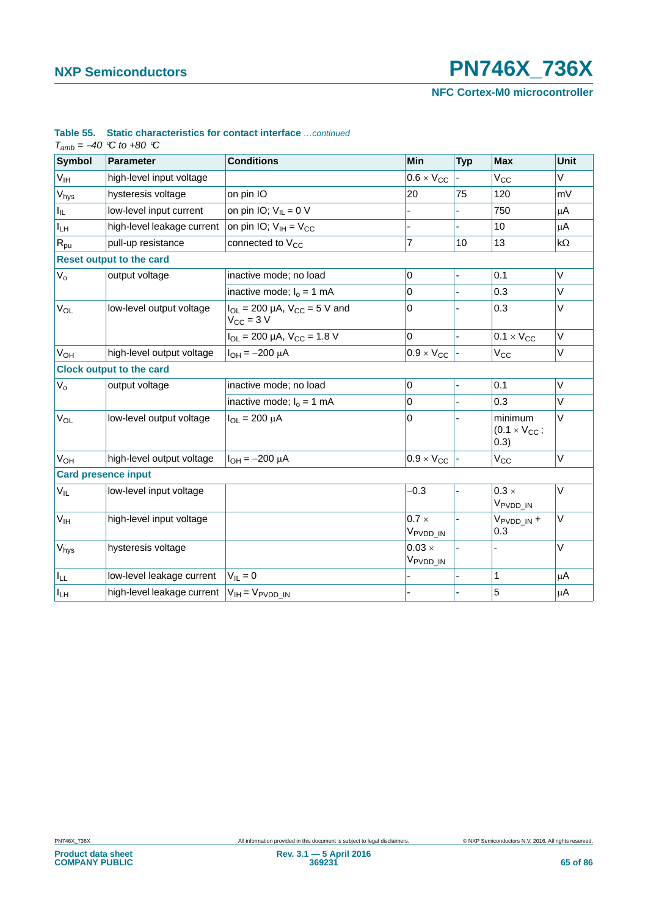**Table 55. Static characteristics for contact interface** *...continued*

*$T_{amb}$ = −40 °C to +80 °C*

| Symbol | Parameter | Conditions | Min | Typ | Max | Unit |
|---|---|---|---|---|---|---|
| $V_{IH}$ | high-level input voltage | | $0.6 \times V_{CC}$ | - | $V_{CC}$ | V |
| $V_{hys}$ | hysteresis voltage | on pin IO | 20 | 75 | 120 | mV |
| $I_{IL}$ | low-level input current | on pin IO; $V_{IL}$ = 0 V | - | - | 750 | μA |
| $I_{LH}$ | high-level leakage current | on pin IO; $V_{IH} = V_{CC}$ | - | - | 10 | μA |
| $R_{pu}$ | pull-up resistance | connected to $V_{CC}$ | 7 | 10 | 13 | kΩ |
| **Reset output to the card** | | | | | | |
| $V_o$ | output voltage | inactive mode; no load | 0 | - | 0.1 | V |
| | | inactive mode; $I_o$ = 1 mA | 0 | - | 0.3 | V |
| $V_{OL}$ | low-level output voltage | $I_{OL}$ = 200 μA, $V_{CC}$ = 5 V and $V_{CC}$ = 3 V | 0 | - | 0.3 | V |
| | | $I_{OL}$ = 200 μA, $V_{CC}$ = 1.8 V | 0 | - | $0.1 \times V_{CC}$ | V |
| $V_{OH}$ | high-level output voltage | $I_{OH}$ = −200 μA | $0.9 \times V_{CC}$ | - | $V_{CC}$ | V |
| **Clock output to the card** | | | | | | |
| $V_o$ | output voltage | inactive mode; no load | 0 | - | 0.1 | V |
| | | inactive mode; $I_o$ = 1 mA | 0 | - | 0.3 | V |
| $V_{OL}$ | low-level output voltage | $I_{OL}$ = 200 μA | 0 | - | minimum ($0.1 \times V_{CC}$; 0.3) | V |
| $V_{OH}$ | high-level output voltage | $I_{OH}$ = −200 μA | $0.9 \times V_{CC}$ | - | $V_{CC}$ | V |
| **Card presence input** | | | | | | |
| $V_{IL}$ | low-level input voltage | | −0.3 | - | $0.3 \times V_{PVDD\_IN}$ | V |
| $V_{IH}$ | high-level input voltage | | $0.7 \times V_{PVDD\_IN}$ | - | $V_{PVDD\_IN}$ + 0.3 | V |
| $V_{hys}$ | hysteresis voltage | | $0.03 \times V_{PVDD\_IN}$ | - | - | V |
| $I_{LL}$ | low-level leakage current | $V_{IL}$ = 0 | - | - | 1 | μA |
| $I_{LH}$ | high-level leakage current | $V_{IH} = V_{PVDD\_IN}$ | - | - | 5 | μA |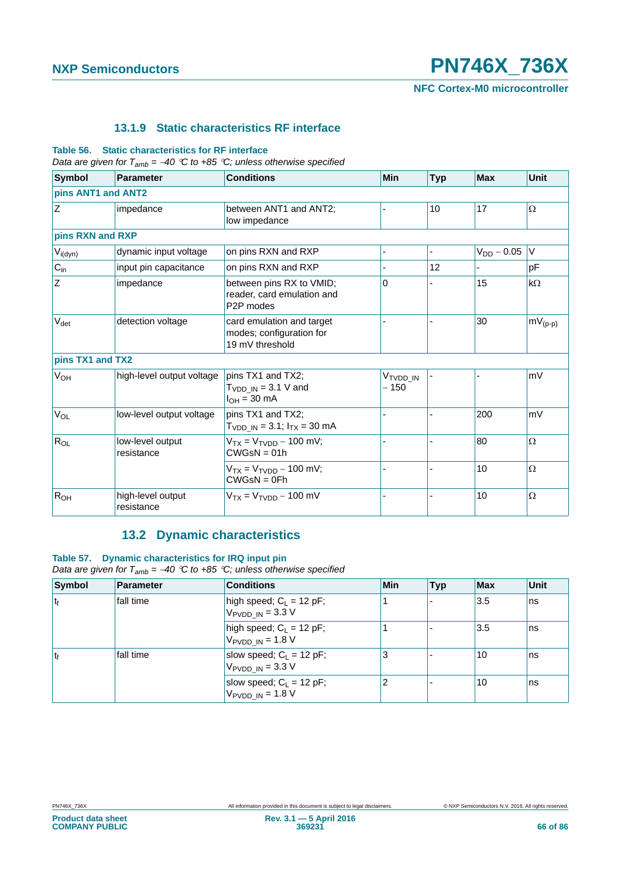#### 13.1.9 Static characteristics RF interface

**Table 56. Static characteristics for RF interface**

*Data are given for $T_{amb}$ = −40 °C to +85 °C; unless otherwise specified*

| Symbol | Parameter | Conditions | Min | Typ | Max | Unit |
|---|---|---|---|---|---|---|
| **pins ANT1 and ANT2** | | | | | | |
| Z | impedance | between ANT1 and ANT2; low impedance | - | 10 | 17 | Ω |
| **pins RXN and RXP** | | | | | | |
| $V_{i(dyn)}$ | dynamic input voltage | on pins RXN and RXP | - | - | $V_{DD}$ − 0.05 | V |
| $C_{in}$ | input pin capacitance | on pins RXN and RXP | - | 12 | - | pF |
| Z | impedance | between pins RX to VMID; reader, card emulation and P2P modes | 0 | - | 15 | kΩ |
| $V_{det}$ | detection voltage | card emulation and target modes; configuration for 19 mV threshold | - | - | 30 | $mV_{(p-p)}$ |
| **pins TX1 and TX2** | | | | | | |
| $V_{OH}$ | high-level output voltage | pins TX1 and TX2; $T_{VDD\_IN}$ = 3.1 V and $I_{OH}$ = 30 mA | $V_{TVDD\_IN}$ − 150 | - | - | mV |
| $V_{OL}$ | low-level output voltage | pins TX1 and TX2; $T_{VDD\_IN}$ = 3.1; $I_{TX}$ = 30 mA | - | - | 200 | mV |
| $R_{OL}$ | low-level output resistance | $V_{TX} = V_{TVDD}$ − 100 mV; CWGsN = 01h | - | - | 80 | Ω |
| | | $V_{TX} = V_{TVDD}$ − 100 mV; CWGsN = 0Fh | - | - | 10 | Ω |
| $R_{OH}$ | high-level output resistance | $V_{TX} = V_{TVDD}$ − 100 mV | - | - | 10 | Ω |

### 13.2 Dynamic characteristics

**Table 57. Dynamic characteristics for IRQ input pin**

*Data are given for $T_{amb}$ = −40 °C to +85 °C; unless otherwise specified*

| Symbol | Parameter | Conditions | Min | Typ | Max | Unit |
|---|---|---|---|---|---|---|
| $t_f$ | fall time | high speed; $C_L$ = 12 pF; $V_{PVDD\_IN}$ = 3.3 V | 1 | - | 3.5 | ns |
| | | high speed; $C_L$ = 12 pF; $V_{PVDD\_IN}$ = 1.8 V | 1 | - | 3.5 | ns |
| $t_f$ | fall time | slow speed; $C_L$ = 12 pF; $V_{PVDD\_IN}$ = 3.3 V | 3 | - | 10 | ns |
| | | slow speed; $C_L$ = 12 pF; $V_{PVDD\_IN}$ = 1.8 V | 2 | - | 10 | ns |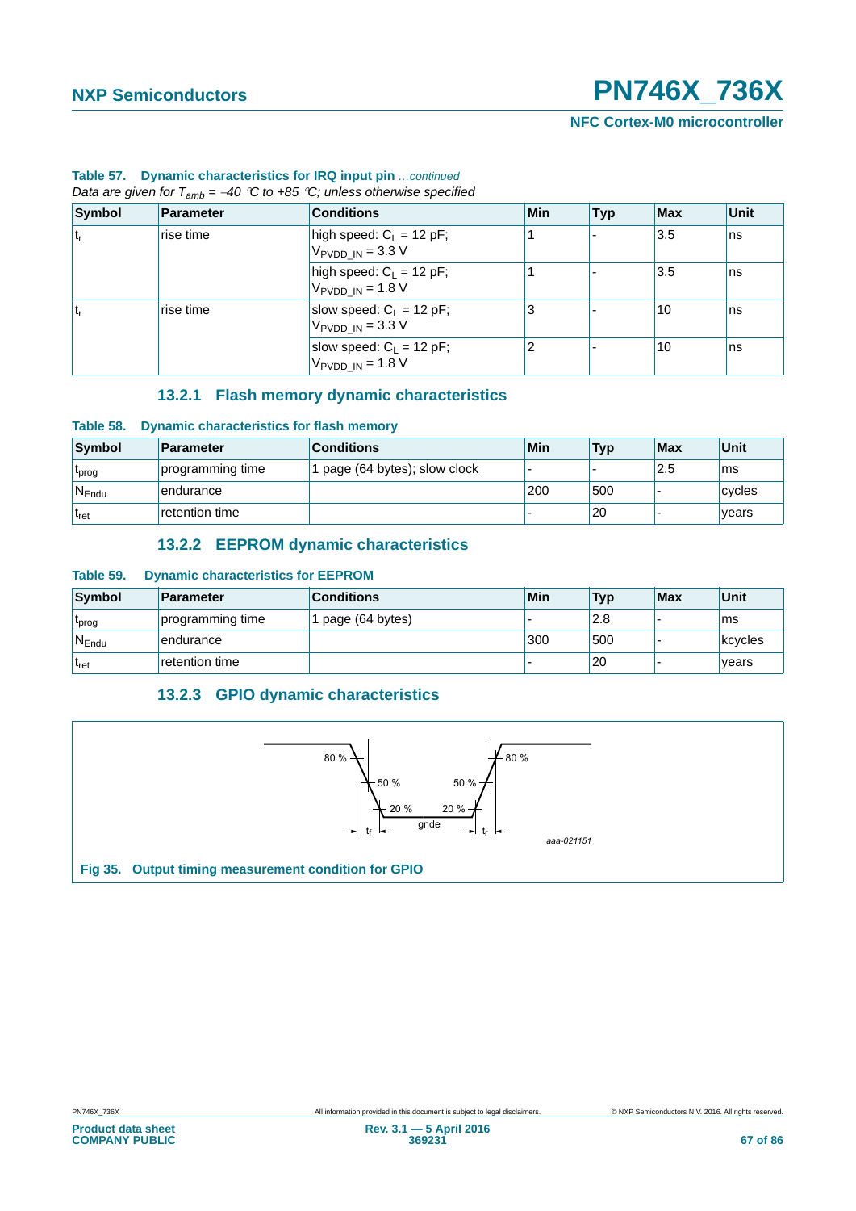**Table 57. Dynamic characteristics for IRQ input pin** *...continued*

*Data are given for $T_{amb}$ = −40 °C to +85 °C; unless otherwise specified*

| Symbol | Parameter | Conditions | Min | Typ | Max | Unit |
|---|---|---|---|---|---|---|
| $t_r$ | rise time | high speed: $C_L$ = 12 pF; $V_{PVDD\_IN}$ = 3.3 V | 1 | - | 3.5 | ns |
| | | high speed: $C_L$ = 12 pF; $V_{PVDD\_IN}$ = 1.8 V | 1 | - | 3.5 | ns |
| $t_r$ | rise time | slow speed: $C_L$ = 12 pF; $V_{PVDD\_IN}$ = 3.3 V | 3 | - | 10 | ns |
| | | slow speed: $C_L$ = 12 pF; $V_{PVDD\_IN}$ = 1.8 V | 2 | - | 10 | ns |

### 13.2.1 Flash memory dynamic characteristics

**Table 58. Dynamic characteristics for flash memory**

| Symbol | Parameter | Conditions | Min | Typ | Max | Unit |
|---|---|---|---|---|---|---|
| $t_{prog}$ | programming time | 1 page (64 bytes); slow clock | - | - | 2.5 | ms |
| $N_{Endu}$ | endurance | | 200 | 500 | - | cycles |
| $t_{ret}$ | retention time | | - | 20 | - | years |

### 13.2.2 EEPROM dynamic characteristics

**Table 59. Dynamic characteristics for EEPROM**

| Symbol | Parameter | Conditions | Min | Typ | Max | Unit |
|---|---|---|---|---|---|---|
| $t_{prog}$ | programming time | 1 page (64 bytes) | - | 2.8 | - | ms |
| $N_{Endu}$ | endurance | | 300 | 500 | - | kcycles |
| $t_{ret}$ | retention time | | - | 20 | - | years |

### 13.2.3 GPIO dynamic characteristics

80 % 50 % 20 % gnde 20 % 50 % 80 % $t_f$ $t_r$

aaa-021151

**Fig 35. Output timing measurement condition for GPIO**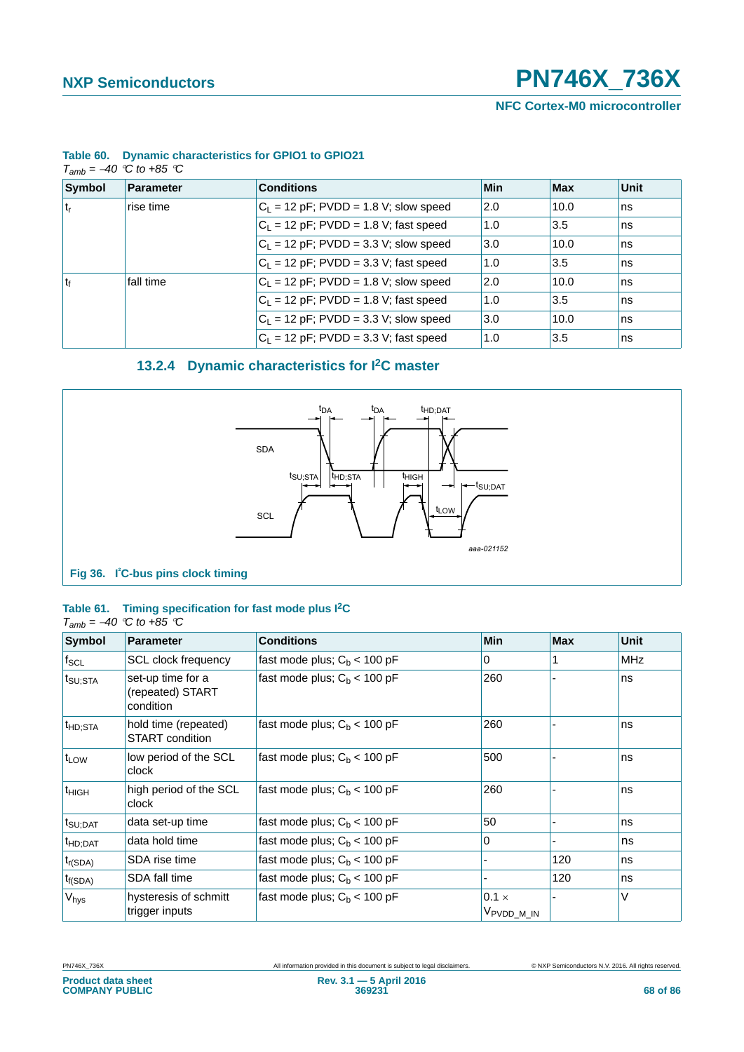**Table 60. Dynamic characteristics for GPIO1 to GPIO21**

*$T_{amb}$ = −40 °C to +85 °C*

| Symbol | Parameter | Conditions | Min | Max | Unit |
|---|---|---|---|---|---|
| $t_r$ | rise time | $C_L$ = 12 pF; PVDD = 1.8 V; slow speed | 2.0 | 10.0 | ns |
| | | $C_L$ = 12 pF; PVDD = 1.8 V; fast speed | 1.0 | 3.5 | ns |
| | | $C_L$ = 12 pF; PVDD = 3.3 V; slow speed | 3.0 | 10.0 | ns |
| | | $C_L$ = 12 pF; PVDD = 3.3 V; fast speed | 1.0 | 3.5 | ns |
| $t_f$ | fall time | $C_L$ = 12 pF; PVDD = 1.8 V; slow speed | 2.0 | 10.0 | ns |
| | | $C_L$ = 12 pF; PVDD = 1.8 V; fast speed | 1.0 | 3.5 | ns |
| | | $C_L$ = 12 pF; PVDD = 3.3 V; slow speed | 3.0 | 10.0 | ns |
| | | $C_L$ = 12 pF; PVDD = 3.3 V; fast speed | 1.0 | 3.5 | ns |

### 13.2.4 Dynamic characteristics for I²C master

**Fig 36. I²C-bus pins clock timing**

**Table 61. Timing specification for fast mode plus I²C**

*$T_{amb}$ = −40 °C to +85 °C*

| Symbol | Parameter | Conditions | Min | Max | Unit |
|---|---|---|---|---|---|
| $f_{SCL}$ | SCL clock frequency | fast mode plus; $C_b$ < 100 pF | 0 | 1 | MHz |
| $t_{SU;STA}$ | set-up time for a (repeated) START condition | fast mode plus; $C_b$ < 100 pF | 260 | - | ns |
| $t_{HD;STA}$ | hold time (repeated) START condition | fast mode plus; $C_b$ < 100 pF | 260 | - | ns |
| $t_{LOW}$ | low period of the SCL clock | fast mode plus; $C_b$ < 100 pF | 500 | - | ns |
| $t_{HIGH}$ | high period of the SCL clock | fast mode plus; $C_b$ < 100 pF | 260 | - | ns |
| $t_{SU;DAT}$ | data set-up time | fast mode plus; $C_b$ < 100 pF | 50 | - | ns |
| $t_{HD;DAT}$ | data hold time | fast mode plus; $C_b$ < 100 pF | 0 | - | ns |
| $t_{r(SDA)}$ | SDA rise time | fast mode plus; $C_b$ < 100 pF | - | 120 | ns |
| $t_{f(SDA)}$ | SDA fall time | fast mode plus; $C_b$ < 100 pF | - | 120 | ns |
| $V_{hys}$ | hysteresis of schmitt trigger inputs | fast mode plus; $C_b$ < 100 pF | $0.1 \times V_{PVDD\_M\_IN}$ | - | V |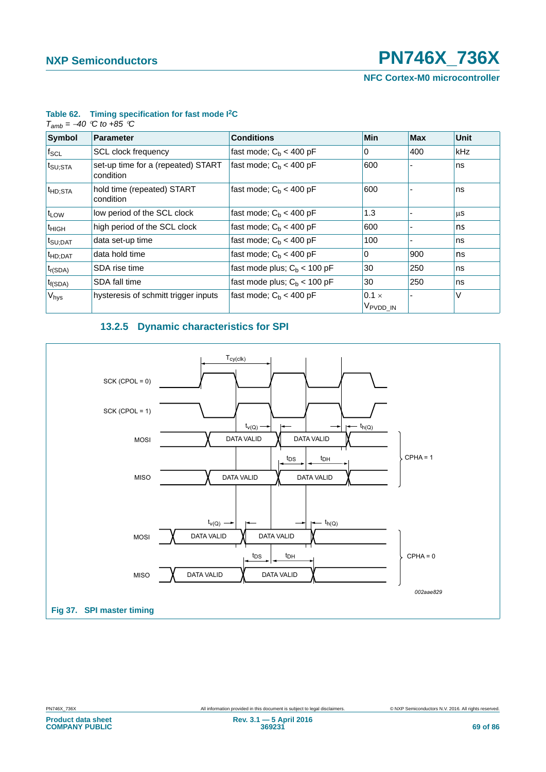**Table 62. Timing specification for fast mode I²C**

*$T_{amb}$ = −40 °C to +85 °C*

| Symbol | Parameter | Conditions | Min | Max | Unit |
|---|---|---|---|---|---|
| $f_{SCL}$ | SCL clock frequency | fast mode; $C_b$ < 400 pF | 0 | 400 | kHz |
| $t_{SU;STA}$ | set-up time for a (repeated) START condition | fast mode; $C_b$ < 400 pF | 600 | - | ns |
| $t_{HD;STA}$ | hold time (repeated) START condition | fast mode; $C_b$ < 400 pF | 600 | - | ns |
| $t_{LOW}$ | low period of the SCL clock | fast mode; $C_b$ < 400 pF | 1.3 | - | µs |
| $t_{HIGH}$ | high period of the SCL clock | fast mode; $C_b$ < 400 pF | 600 | - | ns |
| $t_{SU;DAT}$ | data set-up time | fast mode; $C_b$ < 400 pF | 100 | - | ns |
| $t_{HD;DAT}$ | data hold time | fast mode; $C_b$ < 400 pF | 0 | 900 | ns |
| $t_{r(SDA)}$ | SDA rise time | fast mode plus; $C_b$ < 100 pF | 30 | 250 | ns |
| $t_{f(SDA)}$ | SDA fall time | fast mode plus; $C_b$ < 100 pF | 30 | 250 | ns |
| $V_{hys}$ | hysteresis of schmitt trigger inputs | fast mode; $C_b$ < 400 pF | 0.1 × $V_{PVDD\_IN}$ | - | V |

### 13.2.5 Dynamic characteristics for SPI

**Fig 37. SPI master timing**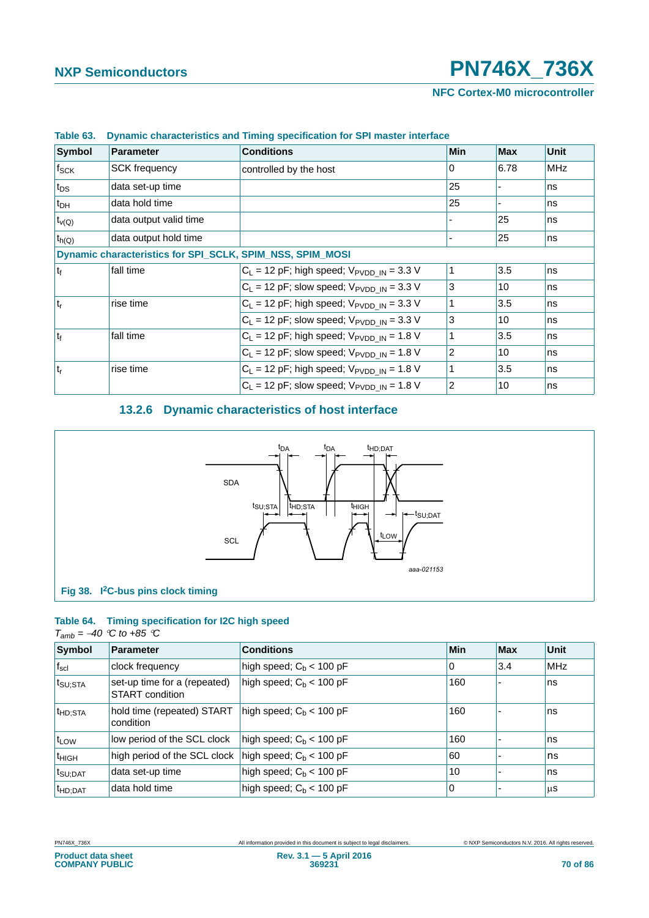**Table 63. Dynamic characteristics and Timing specification for SPI master interface**

| Symbol | Parameter | Conditions | Min | Max | Unit |
|---|---|---|---|---|---|
| $f_{SCK}$ | SCK frequency | controlled by the host | 0 | 6.78 | MHz |
| $t_{DS}$ | data set-up time | | 25 | - | ns |
| $t_{DH}$ | data hold time | | 25 | - | ns |
| $t_{v(Q)}$ | data output valid time | | - | 25 | ns |
| $t_{h(Q)}$ | data output hold time | | - | 25 | ns |
| **Dynamic characteristics for SPI_SCLK, SPIM_NSS, SPIM_MOSI** | | | | | |
| $t_f$ | fall time | $C_L$ = 12 pF; high speed; $V_{PVDD\_IN}$ = 3.3 V | 1 | 3.5 | ns |
| | | $C_L$ = 12 pF; slow speed; $V_{PVDD\_IN}$ = 3.3 V | 3 | 10 | ns |
| $t_r$ | rise time | $C_L$ = 12 pF; high speed; $V_{PVDD\_IN}$ = 3.3 V | 1 | 3.5 | ns |
| | | $C_L$ = 12 pF; slow speed; $V_{PVDD\_IN}$ = 3.3 V | 3 | 10 | ns |
| $t_f$ | fall time | $C_L$ = 12 pF; high speed; $V_{PVDD\_IN}$ = 1.8 V | 1 | 3.5 | ns |
| | | $C_L$ = 12 pF; slow speed; $V_{PVDD\_IN}$ = 1.8 V | 2 | 10 | ns |
| $t_r$ | rise time | $C_L$ = 12 pF; high speed; $V_{PVDD\_IN}$ = 1.8 V | 1 | 3.5 | ns |
| | | $C_L$ = 12 pF; slow speed; $V_{PVDD\_IN}$ = 1.8 V | 2 | 10 | ns |

### 13.2.6 Dynamic characteristics of host interface

**Fig 38. I²C-bus pins clock timing**

**Table 64. Timing specification for I2C high speed**

*$T_{amb}$ = −40 °C to +85 °C*

| Symbol | Parameter | Conditions | Min | Max | Unit |
|---|---|---|---|---|---|
| $f_{scl}$ | clock frequency | high speed; $C_b$ < 100 pF | 0 | 3.4 | MHz |
| $t_{SU;STA}$ | set-up time for a (repeated) START condition | high speed; $C_b$ < 100 pF | 160 | - | ns |
| $t_{HD;STA}$ | hold time (repeated) START condition | high speed; $C_b$ < 100 pF | 160 | - | ns |
| $t_{LOW}$ | low period of the SCL clock | high speed; $C_b$ < 100 pF | 160 | - | ns |
| $t_{HIGH}$ | high period of the SCL clock | high speed; $C_b$ < 100 pF | 60 | - | ns |
| $t_{SU;DAT}$ | data set-up time | high speed; $C_b$ < 100 pF | 10 | - | ns |
| $t_{HD;DAT}$ | data hold time | high speed; $C_b$ < 100 pF | 0 | - | µs |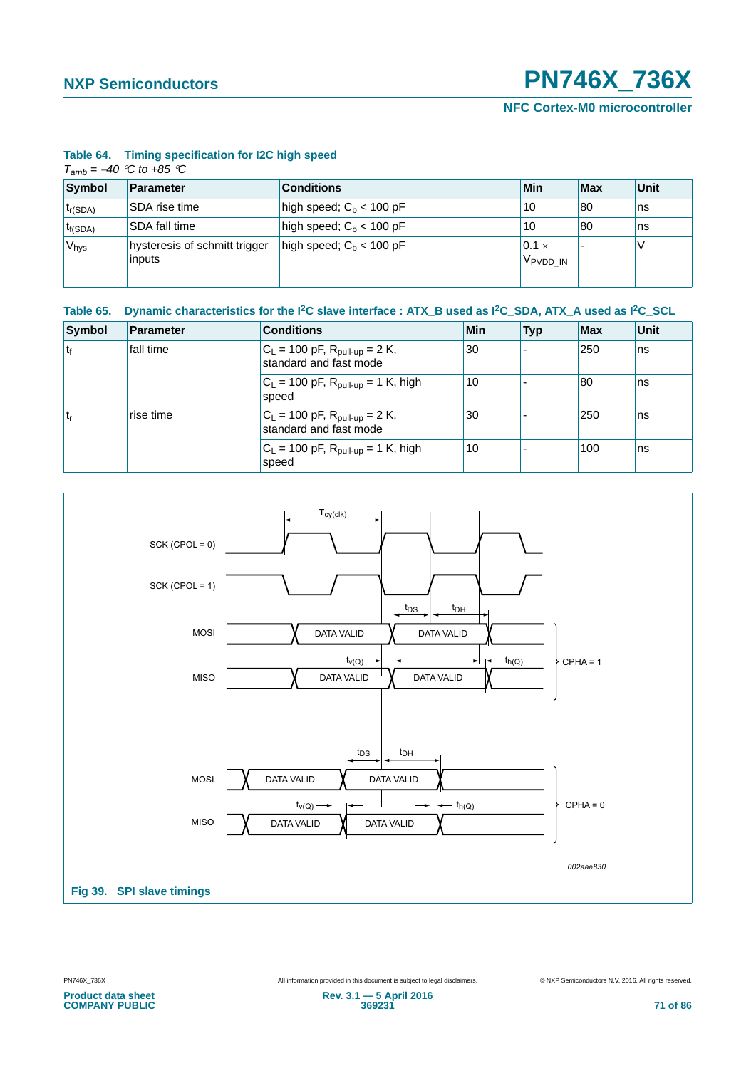**Table 64. Timing specification for I2C high speed**

*$T_{amb}$ = −40 °C to +85 °C*

| Symbol | Parameter | Conditions | Min | Max | Unit |
|---|---|---|---|---|---|
| $t_{r(SDA)}$ | SDA rise time | high speed; $C_b$ < 100 pF | 10 | 80 | ns |
| $t_{f(SDA)}$ | SDA fall time | high speed; $C_b$ < 100 pF | 10 | 80 | ns |
| $V_{hys}$ | hysteresis of schmitt trigger inputs | high speed; $C_b$ < 100 pF | 0.1 × $V_{PVDD\_IN}$ | - | V |

**Table 65. Dynamic characteristics for the I2C slave interface : ATX_B used as I2C_SDA, ATX_A used as I2C_SCL**

| Symbol | Parameter | Conditions | Min | Typ | Max | Unit |
|---|---|---|---|---|---|---|
| $t_f$ | fall time | $C_L$ = 100 pF, $R_{pull-up}$ = 2 K, standard and fast mode | 30 | - | 250 | ns |
| | | $C_L$ = 100 pF, $R_{pull-up}$ = 1 K, high speed | 10 | - | 80 | ns |
| $t_r$ | rise time | $C_L$ = 100 pF, $R_{pull-up}$ = 2 K, standard and fast mode | 30 | - | 250 | ns |
| | | $C_L$ = 100 pF, $R_{pull-up}$ = 1 K, high speed | 10 | - | 100 | ns |

Fig 39. SPI slave timings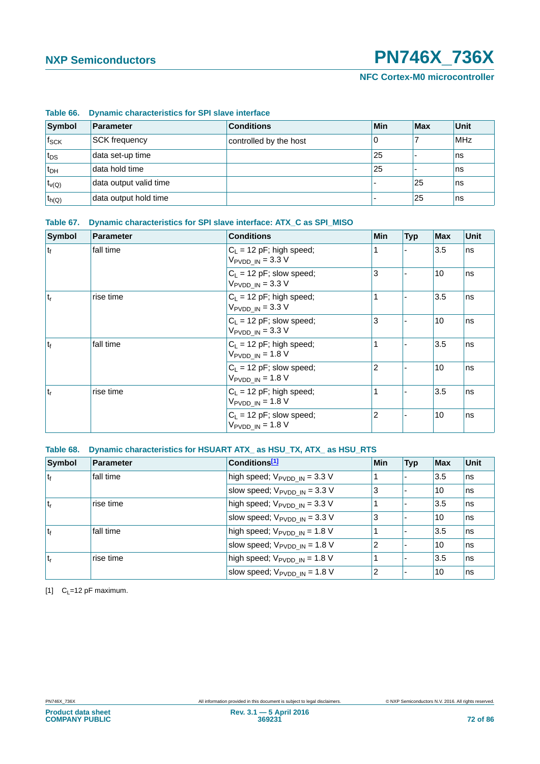**Table 66. Dynamic characteristics for SPI slave interface**

| Symbol | Parameter | Conditions | Min | Max | Unit |
|---|---|---|---|---|---|
| $f_{SCK}$ | SCK frequency | controlled by the host | 0 | 7 | MHz |
| $t_{DS}$ | data set-up time | | 25 | - | ns |
| $t_{DH}$ | data hold time | | 25 | - | ns |
| $t_{v(Q)}$ | data output valid time | | - | 25 | ns |
| $t_{h(Q)}$ | data output hold time | | - | 25 | ns |

**Table 67. Dynamic characteristics for SPI slave interface: ATX_C as SPI_MISO**

| Symbol | Parameter | Conditions | Min | Typ | Max | Unit |
|---|---|---|---|---|---|---|
| $t_f$ | fall time | $C_L$ = 12 pF; high speed; $V_{PVDD\_IN}$ = 3.3 V | 1 | - | 3.5 | ns |
| | | $C_L$ = 12 pF; slow speed; $V_{PVDD\_IN}$ = 3.3 V | 3 | - | 10 | ns |
| $t_r$ | rise time | $C_L$ = 12 pF; high speed; $V_{PVDD\_IN}$ = 3.3 V | 1 | - | 3.5 | ns |
| | | $C_L$ = 12 pF; slow speed; $V_{PVDD\_IN}$ = 3.3 V | 3 | - | 10 | ns |
| $t_f$ | fall time | $C_L$ = 12 pF; high speed; $V_{PVDD\_IN}$ = 1.8 V | 1 | - | 3.5 | ns |
| | | $C_L$ = 12 pF; slow speed; $V_{PVDD\_IN}$ = 1.8 V | 2 | - | 10 | ns |
| $t_r$ | rise time | $C_L$ = 12 pF; high speed; $V_{PVDD\_IN}$ = 1.8 V | 1 | - | 3.5 | ns |
| | | $C_L$ = 12 pF; slow speed; $V_{PVDD\_IN}$ = 1.8 V | 2 | - | 10 | ns |

**Table 68. Dynamic characteristics for HSUART ATX_ as HSU_TX, ATX_ as HSU_RTS**

| Symbol | Parameter | Conditions[1] | Min | Typ | Max | Unit |
|---|---|---|---|---|---|---|
| $t_f$ | fall time | high speed; $V_{PVDD\_IN}$ = 3.3 V | 1 | - | 3.5 | ns |
| | | slow speed; $V_{PVDD\_IN}$ = 3.3 V | 3 | - | 10 | ns |
| $t_r$ | rise time | high speed; $V_{PVDD\_IN}$ = 3.3 V | 1 | - | 3.5 | ns |
| | | slow speed; $V_{PVDD\_IN}$ = 3.3 V | 3 | - | 10 | ns |
| $t_f$ | fall time | high speed; $V_{PVDD\_IN}$ = 1.8 V | 1 | - | 3.5 | ns |
| | | slow speed; $V_{PVDD\_IN}$ = 1.8 V | 2 | - | 10 | ns |
| $t_r$ | rise time | high speed; $V_{PVDD\_IN}$ = 1.8 V | 1 | - | 3.5 | ns |
| | | slow speed; $V_{PVDD\_IN}$ = 1.8 V | 2 | - | 10 | ns |

[1] $C_L$=12 pF maximum.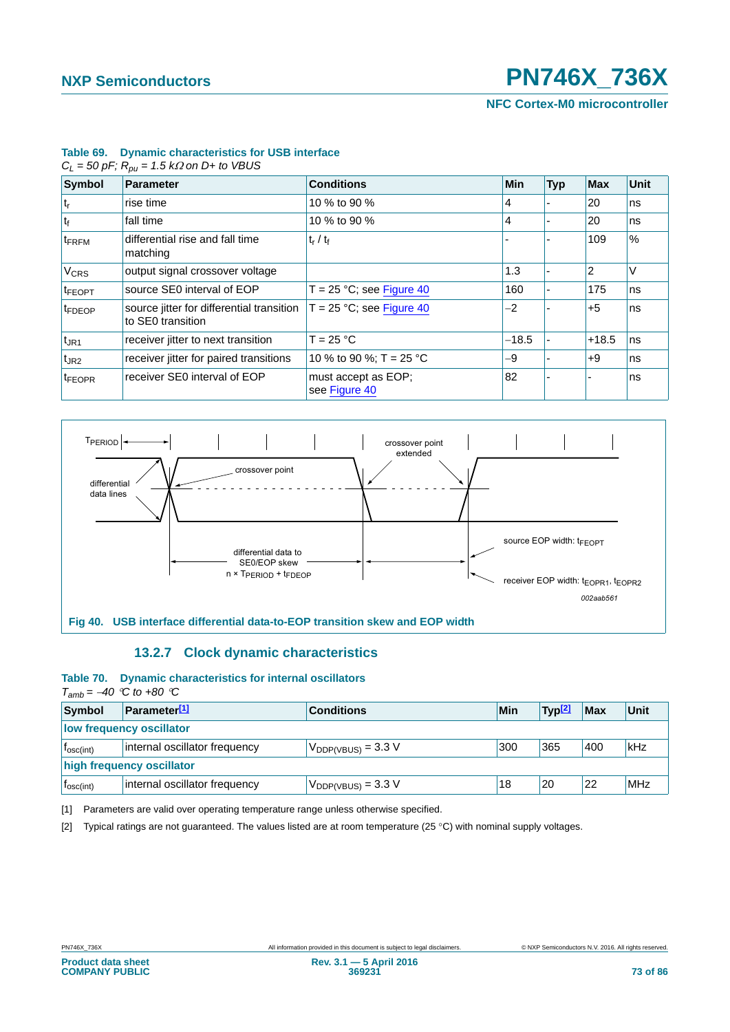**Table 69. Dynamic characteristics for USB interface**

*$C_L$ = 50 pF; $R_{pu}$ = 1.5 kΩ on D+ to VBUS*

| Symbol | Parameter | Conditions | Min | Typ | Max | Unit |
|---|---|---|---|---|---|---|
| $t_r$ | rise time | 10 % to 90 % | 4 | - | 20 | ns |
| $t_f$ | fall time | 10 % to 90 % | 4 | - | 20 | ns |
| $t_{FRFM}$ | differential rise and fall time matching | $t_r$ / $t_f$ | - | - | 109 | % |
| $V_{CRS}$ | output signal crossover voltage | | 1.3 | - | 2 | V |
| $t_{FEOPT}$ | source SE0 interval of EOP | T = 25 °C; see Figure 40 | 160 | - | 175 | ns |
| $t_{FDEOP}$ | source jitter for differential transition to SE0 transition | T = 25 °C; see Figure 40 | −2 | - | +5 | ns |
| $t_{JR1}$ | receiver jitter to next transition | T = 25 °C | −18.5 | - | +18.5 | ns |
| $t_{JR2}$ | receiver jitter for paired transitions | 10 % to 90 %; T = 25 °C | −9 | - | +9 | ns |
| $t_{FEOPR}$ | receiver SE0 interval of EOP | must accept as EOP; see Figure 40 | 82 | - | - | ns |

Fig 40. USB interface differential data-to-EOP transition skew and EOP width

### 13.2.7 Clock dynamic characteristics

**Table 70. Dynamic characteristics for internal oscillators**

*$T_{amb}$ = −40 °C to +80 °C*

| Symbol | Parameter[1] | Conditions | Min | Typ[2] | Max | Unit |
|---|---|---|---|---|---|---|
| **low frequency oscillator** | | | | | | |
| $f_{osc(int)}$ | internal oscillator frequency | $V_{DDP(VBUS)}$ = 3.3 V | 300 | 365 | 400 | kHz |
| **high frequency oscillator** | | | | | | |
| $f_{osc(int)}$ | internal oscillator frequency | $V_{DDP(VBUS)}$ = 3.3 V | 18 | 20 | 22 | MHz |

[1] Parameters are valid over operating temperature range unless otherwise specified.

[2] Typical ratings are not guaranteed. The values listed are at room temperature (25 °C) with nominal supply voltages.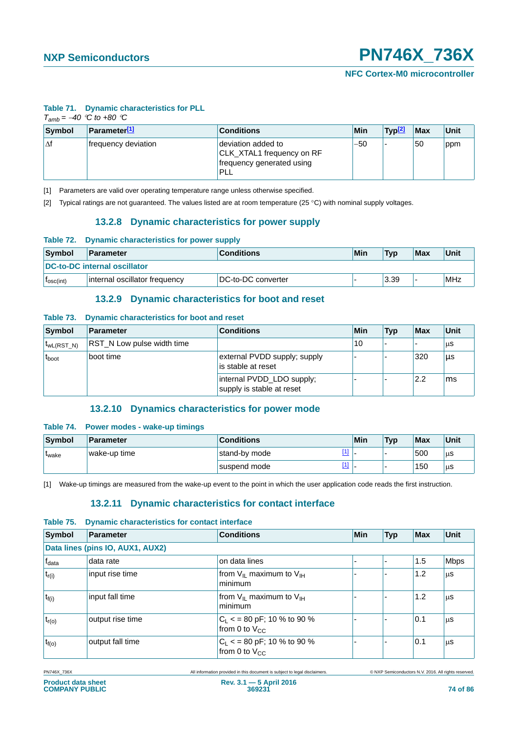**Table 71. Dynamic characteristics for PLL**

$T_{amb}$ = −40 °C to +80 °C

| Symbol | Parameter[1] | Conditions | Min | Typ[2] | Max | Unit |
|---|---|---|---|---|---|---|
| Δf | frequency deviation | deviation added to CLK_XTAL1 frequency on RF frequency generated using PLL | −50 | - | 50 | ppm |

[1] Parameters are valid over operating temperature range unless otherwise specified.

[2] Typical ratings are not guaranteed. The values listed are at room temperature (25 °C) with nominal supply voltages.

### 13.2.8 Dynamic characteristics for power supply

**Table 72. Dynamic characteristics for power supply**

| Symbol | Parameter | Conditions | Min | Typ | Max | Unit |
|---|---|---|---|---|---|---|
| **DC-to-DC internal oscillator** | | | | | | |
| $f_{osc(int)}$ | internal oscillator frequency | DC-to-DC converter | - | 3.39 | - | MHz |

### 13.2.9 Dynamic characteristics for boot and reset

**Table 73. Dynamic characteristics for boot and reset**

| Symbol | Parameter | Conditions | Min | Typ | Max | Unit |
|---|---|---|---|---|---|---|
| $t_{wL(RST\_N)}$ | RST_N Low pulse width time | | 10 | - | - | μs |
| $t_{boot}$ | boot time | external PVDD supply; supply is stable at reset | - | - | 320 | μs |
| | | internal PVDD_LDO supply; supply is stable at reset | - | - | 2.2 | ms |

### 13.2.10 Dynamics characteristics for power mode

**Table 74. Power modes - wake-up timings**

| Symbol | Parameter | Conditions | Min | Typ | Max | Unit |
|---|---|---|---|---|---|---|
| $t_{wake}$ | wake-up time | stand-by mode [1] | - | - | 500 | μs |
| | | suspend mode [1] | - | - | 150 | μs |

[1] Wake-up timings are measured from the wake-up event to the point in which the user application code reads the first instruction.

### 13.2.11 Dynamic characteristics for contact interface

**Table 75. Dynamic characteristics for contact interface**

| Symbol | Parameter | Conditions | Min | Typ | Max | Unit |
|---|---|---|---|---|---|---|
| **Data lines (pins IO, AUX1, AUX2)** | | | | | | |
| $f_{data}$ | data rate | on data lines | - | - | 1.5 | Mbps |
| $t_{r(i)}$ | input rise time | from $V_{IL}$ maximum to $V_{IH}$ minimum | - | - | 1.2 | μs |
| $t_{f(i)}$ | input fall time | from $V_{IL}$ maximum to $V_{IH}$ minimum | - | - | 1.2 | μs |
| $t_{r(o)}$ | output rise time | $C_L$ < = 80 pF; 10 % to 90 % from 0 to $V_{CC}$ | - | - | 0.1 | μs |
| $t_{f(o)}$ | output fall time | $C_L$ < = 80 pF; 10 % to 90 % from 0 to $V_{CC}$ | - | - | 0.1 | μs |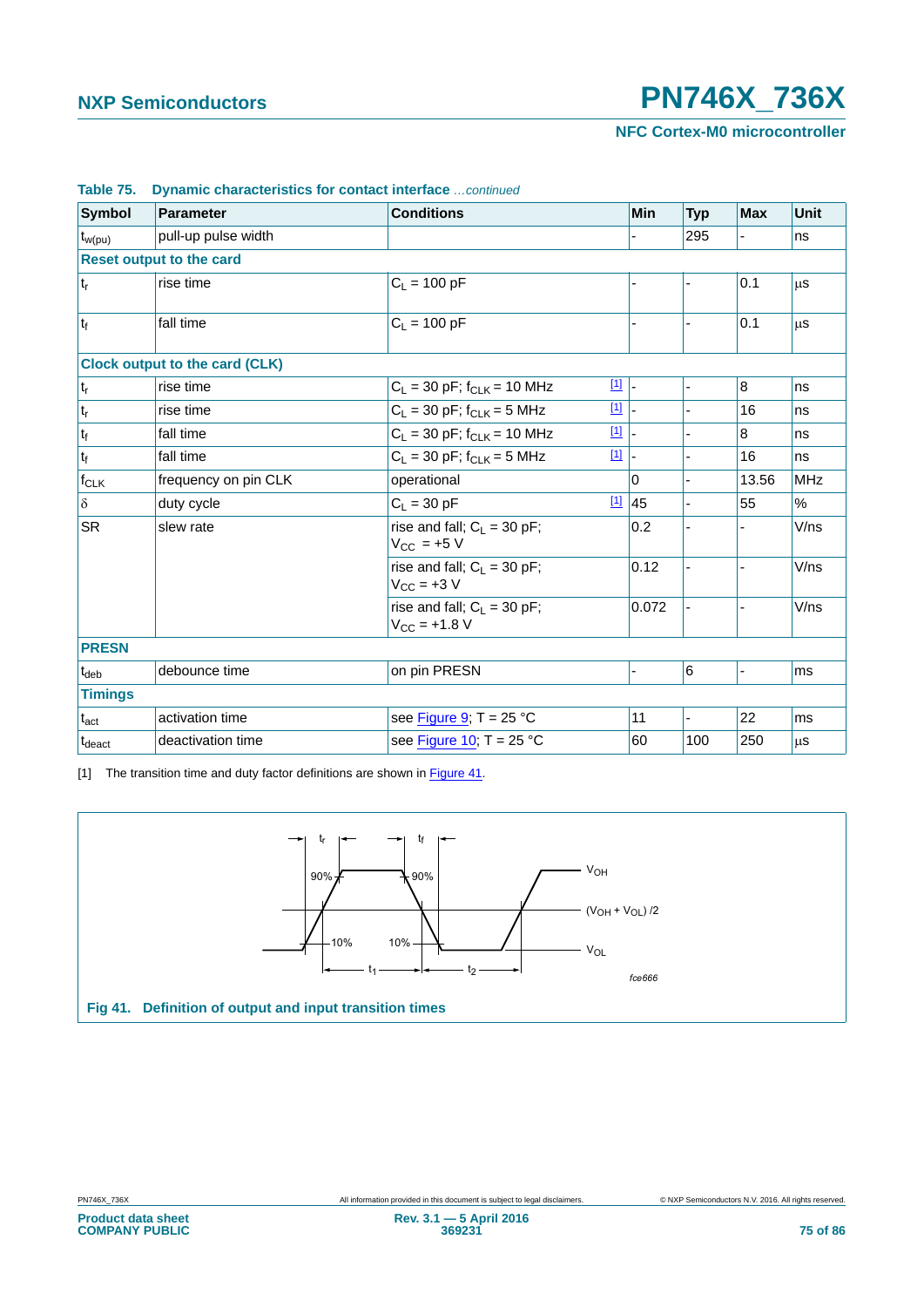**Table 75. Dynamic characteristics for contact interface** *...continued*

| Symbol | Parameter | Conditions | Min | Typ | Max | Unit |
|---|---|---|---|---|---|---|
| $t_{w(pu)}$ | pull-up pulse width | | - | 295 | - | ns |
| **Reset output to the card** | | | | | | |
| $t_r$ | rise time | $C_L$ = 100 pF | - | - | 0.1 | μs |
| $t_f$ | fall time | $C_L$ = 100 pF | - | - | 0.1 | μs |
| **Clock output to the card (CLK)** | | | | | | |
| $t_r$ | rise time | $C_L$ = 30 pF; $f_{CLK}$ = 10 MHz [1] | - | - | 8 | ns |
| $t_r$ | rise time | $C_L$ = 30 pF; $f_{CLK}$ = 5 MHz [1] | - | - | 16 | ns |
| $t_f$ | fall time | $C_L$ = 30 pF; $f_{CLK}$ = 10 MHz [1] | - | - | 8 | ns |
| $t_f$ | fall time | $C_L$ = 30 pF; $f_{CLK}$ = 5 MHz [1] | - | - | 16 | ns |
| $f_{CLK}$ | frequency on pin CLK | operational | 0 | - | 13.56 | MHz |
| δ | duty cycle | $C_L$ = 30 pF [1] | 45 | - | 55 | % |
| SR | slew rate | rise and fall; $C_L$ = 30 pF; $V_{CC}$ = +5 V | 0.2 | - | - | V/ns |
| | | rise and fall; $C_L$ = 30 pF; $V_{CC}$ = +3 V | 0.12 | - | - | V/ns |
| | | rise and fall; $C_L$ = 30 pF; $V_{CC}$ = +1.8 V | 0.072 | - | - | V/ns |
| **PRESN** | | | | | | |
| $t_{deb}$ | debounce time | on pin PRESN | - | 6 | - | ms |
| **Timings** | | | | | | |
| $t_{act}$ | activation time | see Figure 9; T = 25 °C | 11 | - | 22 | ms |
| $t_{deact}$ | deactivation time | see Figure 10; T = 25 °C | 60 | 100 | 250 | μs |

[1] The transition time and duty factor definitions are shown in Figure 41.

**Fig 41. Definition of output and input transition times**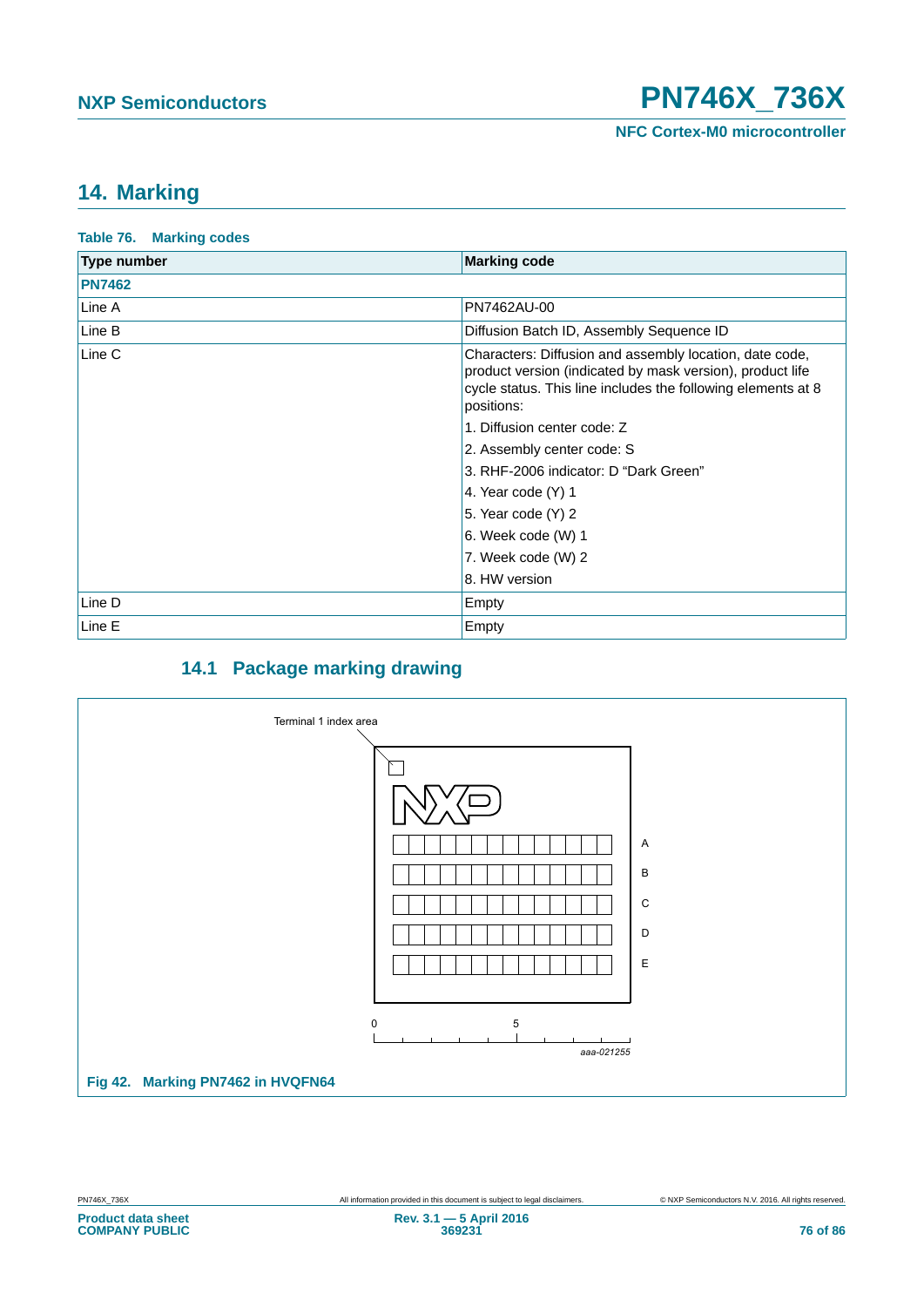# 14. Marking

**Table 76. Marking codes**

| Type number | Marking code |
|---|---|
| **PN7462** | |
| Line A | PN7462AU-00 |
| Line B | Diffusion Batch ID, Assembly Sequence ID |
| Line C | Characters: Diffusion and assembly location, date code, product version (indicated by mask version), product life cycle status. This line includes the following elements at 8 positions:<br>1. Diffusion center code: Z<br>2. Assembly center code: S<br>3. RHF-2006 indicator: D “Dark Green”<br>4. Year code (Y) 1<br>5. Year code (Y) 2<br>6. Week code (W) 1<br>7. Week code (W) 2<br>8. HW version |
| Line D | Empty |
| Line E | Empty |

## 14.1 Package marking drawing

Terminal 1 index area

A

B

C

D

E

0 5

aaa-021255

**Fig 42. Marking PN7462 in HVQFN64**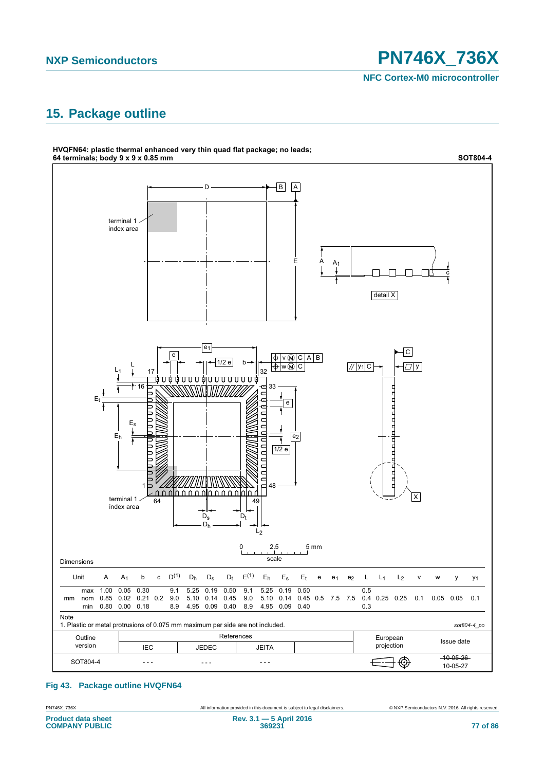## 15. Package outline

**HVQFN64: plastic thermal enhanced very thin quad flat package; no leads; 64 terminals; body 9 x 9 x 0.85 mm** **SOT804-4**

Dimensions

| Unit | | A | $A_1$ | b | c | $D^{(1)}$ | $D_h$ | $D_s$ | $D_t$ | $E^{(1)}$ | $E_h$ | $E_s$ | $E_t$ | e | $e_1$ | $e_2$ | L | $L_1$ | $L_2$ | v | w | y | $y_1$ |
|---|---|---|---|---|---|---|---|---|---|---|---|---|---|---|---|---|---|---|---|---|---|---|---|
| mm | max | 1.00 | 0.05 | 0.30 | | 9.1 | 5.25 | 0.19 | 0.50 | 9.1 | 5.25 | 0.19 | 0.50 | | | | 0.5 | | | | | | |
| | nom | 0.85 | 0.02 | 0.21 | 0.2 | 9.0 | 5.10 | 0.14 | 0.45 | 9.0 | 5.10 | 0.14 | 0.45 | 0.5 | 7.5 | 7.5 | 0.4 | 0.25 | 0.25 | 0.1 | 0.05 | 0.05 | 0.1 |
| | min | 0.80 | 0.00 | 0.18 | | 8.9 | 4.95 | 0.09 | 0.40 | 8.9 | 4.95 | 0.09 | 0.40 | | | | 0.3 | | | | | | |

Note

1. Plastic or metal protrusions of 0.075 mm maximum per side are not included.

sot804-4_po

| Outline version | References | | | | European projection | Issue date |
|---|---|---|---|---|---|---|
| | IEC | JEDEC | JEITA | | | |
| SOT804-4 | - - - | - - - | - - - | | | ~~10-05-26~~ 10-05-27 |

**Fig 43. Package outline HVQFN64**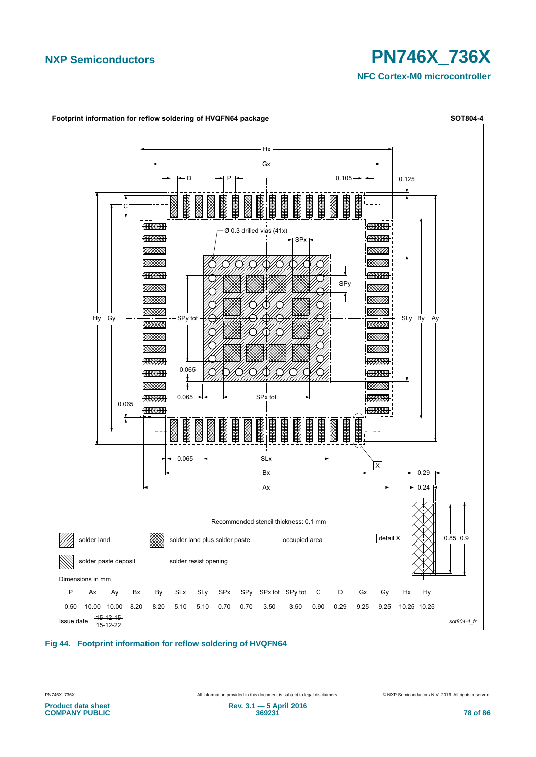**Footprint information for reflow soldering of HVQFN64 package** **SOT804-4**

Recommended stencil thickness: 0.1 mm

Legend: solder land; solder land plus solder paste; occupied area; solder paste deposit; solder resist opening

Dimensions in mm

| P | Ax | Ay | Bx | By | SLx | SLy | SPx | SPy | SPx tot | SPy tot | C | D | Gx | Gy | Hx | Hy |
|---|---|---|---|---|---|---|---|---|---|---|---|---|---|---|---|---|
| 0.50 | 10.00 | 10.00 | 8.20 | 8.20 | 5.10 | 5.10 | 0.70 | 0.70 | 3.50 | 3.50 | 0.90 | 0.29 | 9.25 | 9.25 | 10.25 | 10.25 |

Issue date: ~~15-12-15~~ 15-12-22

sot804-4_fr

**Fig 44. Footprint information for reflow soldering of HVQFN64**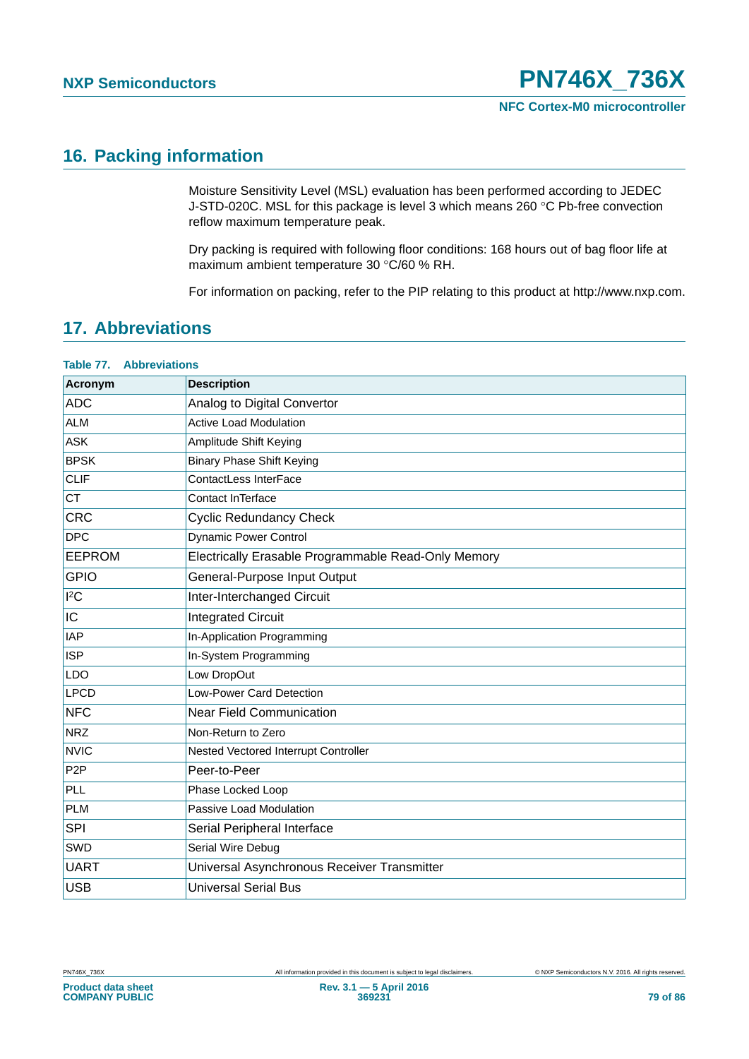## 16. Packing information

Moisture Sensitivity Level (MSL) evaluation has been performed according to JEDEC J-STD-020C. MSL for this package is level 3 which means 260 °C Pb-free convection reflow maximum temperature peak.

Dry packing is required with following floor conditions: 168 hours out of bag floor life at maximum ambient temperature 30 °C/60 % RH.

For information on packing, refer to the PIP relating to this product at http://www.nxp.com.

## 17. Abbreviations

**Table 77. Abbreviations**

| Acronym | Description |
|---|---|
| ADC | Analog to Digital Convertor |
| ALM | Active Load Modulation |
| ASK | Amplitude Shift Keying |
| BPSK | Binary Phase Shift Keying |
| CLIF | ContactLess InterFace |
| CT | Contact InTerface |
| CRC | Cyclic Redundancy Check |
| DPC | Dynamic Power Control |
| EEPROM | Electrically Erasable Programmable Read-Only Memory |
| GPIO | General-Purpose Input Output |
| $I^2C$ | Inter-Interchanged Circuit |
| IC | Integrated Circuit |
| IAP | In-Application Programming |
| ISP | In-System Programming |
| LDO | Low DropOut |
| LPCD | Low-Power Card Detection |
| NFC | Near Field Communication |
| NRZ | Non-Return to Zero |
| NVIC | Nested Vectored Interrupt Controller |
| P2P | Peer-to-Peer |
| PLL | Phase Locked Loop |
| PLM | Passive Load Modulation |
| SPI | Serial Peripheral Interface |
| SWD | Serial Wire Debug |
| UART | Universal Asynchronous Receiver Transmitter |
| USB | Universal Serial Bus |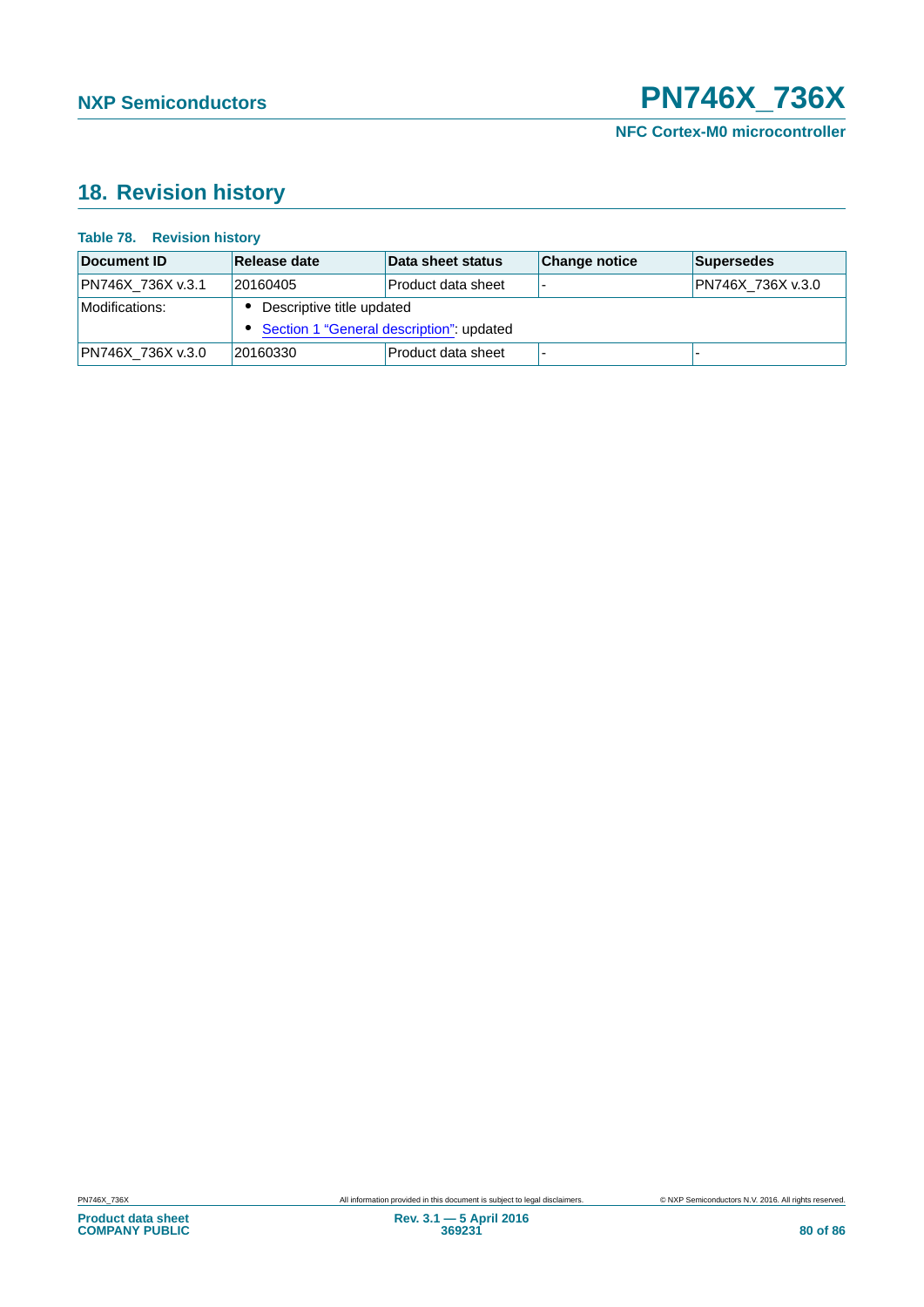## 18. Revision history

**Table 78. Revision history**

| Document ID | Release date | Data sheet status | Change notice | Supersedes |
|---|---|---|---|---|
| PN746X_736X v.3.1 | 20160405 | Product data sheet | - | PN746X_736X v.3.0 |
| Modifications: | • Descriptive title updated<br>• Section 1 "General description": updated | | | |
| PN746X_736X v.3.0 | 20160330 | Product data sheet | - | - |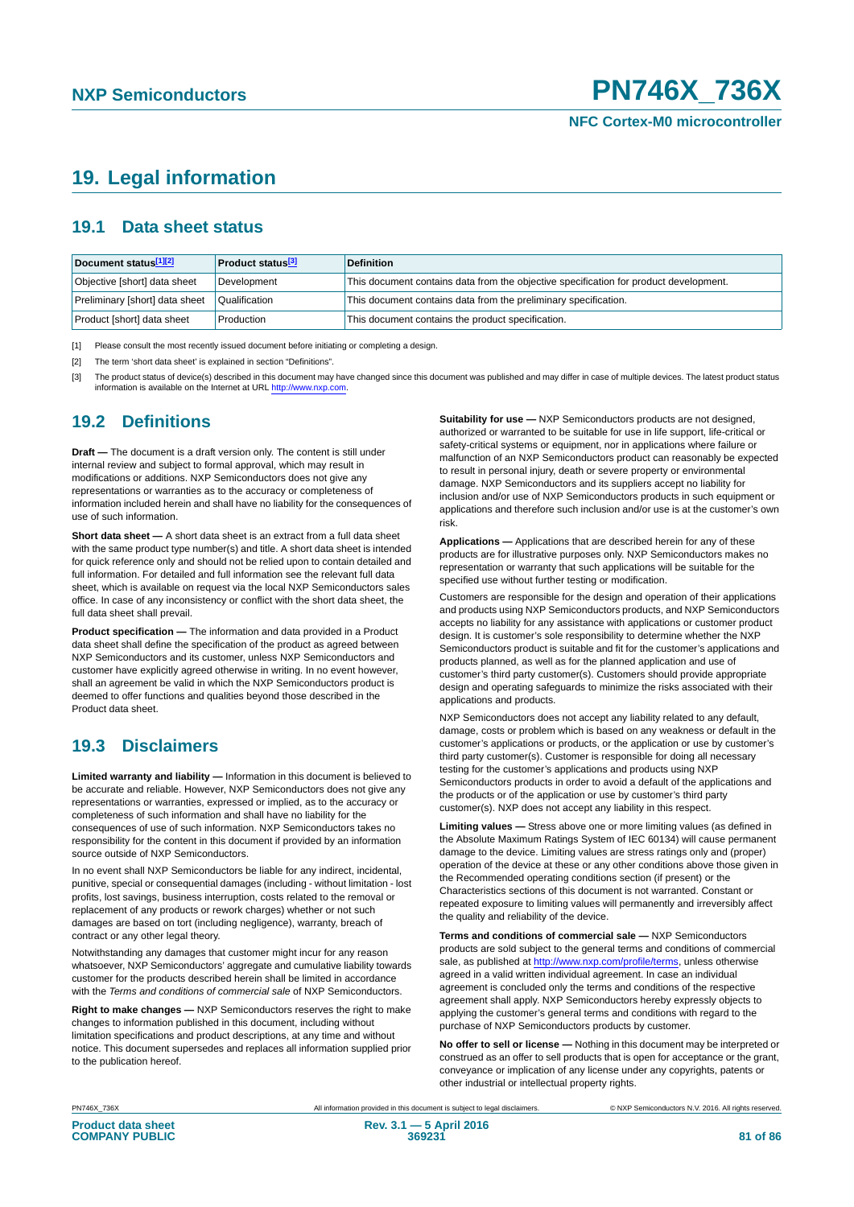# 19. Legal information

## 19.1 Data sheet status

| Document status[1][2] | Product status[3] | Definition |
|---|---|---|
| Objective [short] data sheet | Development | This document contains data from the objective specification for product development. |
| Preliminary [short] data sheet | Qualification | This document contains data from the preliminary specification. |
| Product [short] data sheet | Production | This document contains the product specification. |

[1] Please consult the most recently issued document before initiating or completing a design.

[2] The term 'short data sheet' is explained in section "Definitions".

[3] The product status of device(s) described in this document may have changed since this document was published and may differ in case of multiple devices. The latest product status information is available on the Internet at URL http://www.nxp.com.

## 19.2 Definitions

**Draft —** The document is a draft version only. The content is still under internal review and subject to formal approval, which may result in modifications or additions. NXP Semiconductors does not give any representations or warranties as to the accuracy or completeness of information included herein and shall have no liability for the consequences of use of such information.

**Short data sheet —** A short data sheet is an extract from a full data sheet with the same product type number(s) and title. A short data sheet is intended for quick reference only and should not be relied upon to contain detailed and full information. For detailed and full information see the relevant full data sheet, which is available on request via the local NXP Semiconductors sales office. In case of any inconsistency or conflict with the short data sheet, the full data sheet shall prevail.

**Product specification —** The information and data provided in a Product data sheet shall define the specification of the product as agreed between NXP Semiconductors and its customer, unless NXP Semiconductors and customer have explicitly agreed otherwise in writing. In no event however, shall an agreement be valid in which the NXP Semiconductors product is deemed to offer functions and qualities beyond those described in the Product data sheet.

## 19.3 Disclaimers

**Limited warranty and liability —** Information in this document is believed to be accurate and reliable. However, NXP Semiconductors does not give any representations or warranties, expressed or implied, as to the accuracy or completeness of such information and shall have no liability for the consequences of use of such information. NXP Semiconductors takes no responsibility for the content in this document if provided by an information source outside of NXP Semiconductors.

In no event shall NXP Semiconductors be liable for any indirect, incidental, punitive, special or consequential damages (including - without limitation - lost profits, lost savings, business interruption, costs related to the removal or replacement of any products or rework charges) whether or not such damages are based on tort (including negligence), warranty, breach of contract or any other legal theory.

Notwithstanding any damages that customer might incur for any reason whatsoever, NXP Semiconductors' aggregate and cumulative liability towards customer for the products described herein shall be limited in accordance with the *Terms and conditions of commercial sale* of NXP Semiconductors.

**Right to make changes —** NXP Semiconductors reserves the right to make changes to information published in this document, including without limitation specifications and product descriptions, at any time and without notice. This document supersedes and replaces all information supplied prior to the publication hereof.

**Suitability for use —** NXP Semiconductors products are not designed, authorized or warranted to be suitable for use in life support, life-critical or safety-critical systems or equipment, nor in applications where failure or malfunction of an NXP Semiconductors product can reasonably be expected to result in personal injury, death or severe property or environmental damage. NXP Semiconductors and its suppliers accept no liability for inclusion and/or use of NXP Semiconductors products in such equipment or applications and therefore such inclusion and/or use is at the customer's own risk.

**Applications —** Applications that are described herein for any of these products are for illustrative purposes only. NXP Semiconductors makes no representation or warranty that such applications will be suitable for the specified use without further testing or modification.

Customers are responsible for the design and operation of their applications and products using NXP Semiconductors products, and NXP Semiconductors accepts no liability for any assistance with applications or customer product design. It is customer's sole responsibility to determine whether the NXP Semiconductors product is suitable and fit for the customer's applications and products planned, as well as for the planned application and use of customer's third party customer(s). Customers should provide appropriate design and operating safeguards to minimize the risks associated with their applications and products.

NXP Semiconductors does not accept any liability related to any default, damage, costs or problem which is based on any weakness or default in the customer's applications or products, or the application or use by customer's third party customer(s). Customer is responsible for doing all necessary testing for the customer's applications and products using NXP Semiconductors products in order to avoid a default of the applications and the products or of the application or use by customer's third party customer(s). NXP does not accept any liability in this respect.

**Limiting values —** Stress above one or more limiting values (as defined in the Absolute Maximum Ratings System of IEC 60134) will cause permanent damage to the device. Limiting values are stress ratings only and (proper) operation of the device at these or any other conditions above those given in the Recommended operating conditions section (if present) or the Characteristics sections of this document is not warranted. Constant or repeated exposure to limiting values will permanently and irreversibly affect the quality and reliability of the device.

**Terms and conditions of commercial sale —** NXP Semiconductors products are sold subject to the general terms and conditions of commercial sale, as published at http://www.nxp.com/profile/terms, unless otherwise agreed in a valid written individual agreement. In case an individual agreement is concluded only the terms and conditions of the respective agreement shall apply. NXP Semiconductors hereby expressly objects to applying the customer's general terms and conditions with regard to the purchase of NXP Semiconductors products by customer.

**No offer to sell or license —** Nothing in this document may be interpreted or construed as an offer to sell products that is open for acceptance or the grant, conveyance or implication of any license under any copyrights, patents or other industrial or intellectual property rights.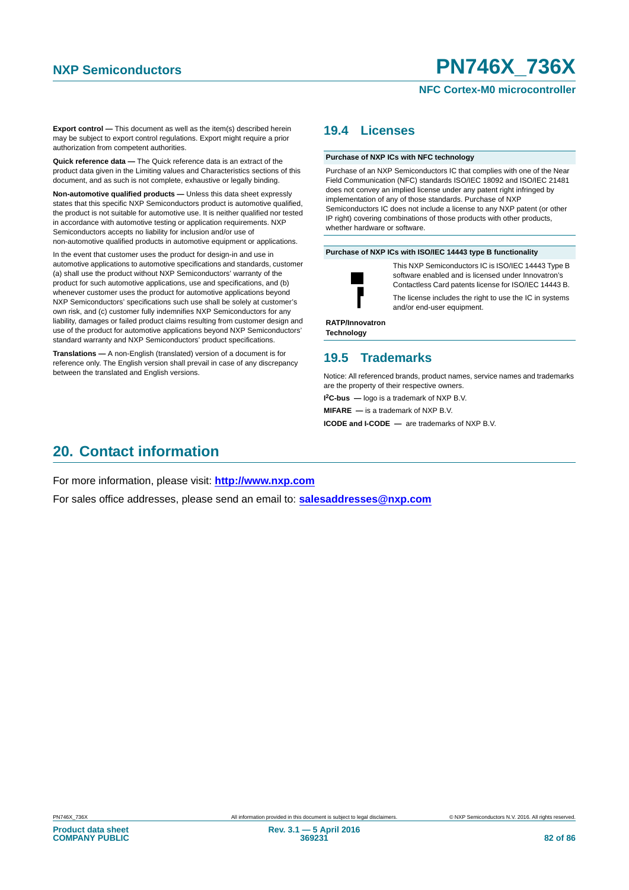**Export control —** This document as well as the item(s) described herein may be subject to export control regulations. Export might require a prior authorization from competent authorities.

**Quick reference data —** The Quick reference data is an extract of the product data given in the Limiting values and Characteristics sections of this document, and as such is not complete, exhaustive or legally binding.

**Non-automotive qualified products —** Unless this data sheet expressly states that this specific NXP Semiconductors product is automotive qualified, the product is not suitable for automotive use. It is neither qualified nor tested in accordance with automotive testing or application requirements. NXP Semiconductors accepts no liability for inclusion and/or use of non-automotive qualified products in automotive equipment or applications.

In the event that customer uses the product for design-in and use in automotive applications to automotive specifications and standards, customer (a) shall use the product without NXP Semiconductors' warranty of the product for such automotive applications, use and specifications, and (b) whenever customer uses the product for automotive applications beyond NXP Semiconductors' specifications such use shall be solely at customer's own risk, and (c) customer fully indemnifies NXP Semiconductors for any liability, damages or failed product claims resulting from customer design and use of the product for automotive applications beyond NXP Semiconductors' standard warranty and NXP Semiconductors' product specifications.

**Translations —** A non-English (translated) version of a document is for reference only. The English version shall prevail in case of any discrepancy between the translated and English versions.

## 19.4 Licenses

**Purchase of NXP ICs with NFC technology**

Purchase of an NXP Semiconductors IC that complies with one of the Near Field Communication (NFC) standards ISO/IEC 18092 and ISO/IEC 21481 does not convey an implied license under any patent right infringed by implementation of any of those standards. Purchase of NXP Semiconductors IC does not include a license to any NXP patent (or other IP right) covering combinations of those products with other products, whether hardware or software.

**Purchase of NXP ICs with ISO/IEC 14443 type B functionality**

This NXP Semiconductors IC is ISO/IEC 14443 Type B software enabled and is licensed under Innovatron's Contactless Card patents license for ISO/IEC 14443 B.

The license includes the right to use the IC in systems and/or end-user equipment.

**RATP/Innovatron Technology**

## 19.5 Trademarks

Notice: All referenced brands, product names, service names and trademarks are the property of their respective owners.

**I²C-bus —** logo is a trademark of NXP B.V.

**MIFARE —** is a trademark of NXP B.V.

**ICODE and I-CODE —** are trademarks of NXP B.V.

# 20. Contact information

For more information, please visit: **http://www.nxp.com**

For sales office addresses, please send an email to: **salesaddresses@nxp.com**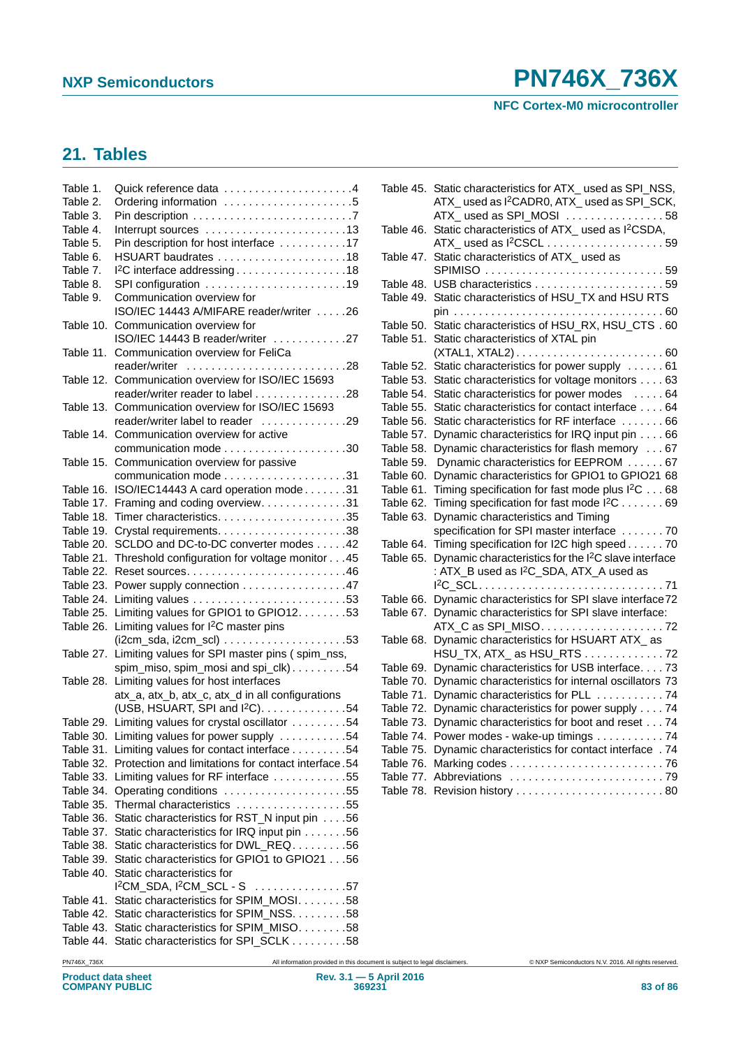## 21. Tables

Table 1. Quick reference data . . . . . . . . . . . . . . . . . . . . .4
Table 2. Ordering information . . . . . . . . . . . . . . . . . . . . .5
Table 3. Pin description . . . . . . . . . . . . . . . . . . . . . . . . . .7
Table 4. Interrupt sources . . . . . . . . . . . . . . . . . . . . . . .13
Table 5. Pin description for host interface . . . . . . . . . . .17
Table 6. HSUART baudrates . . . . . . . . . . . . . . . . . . . . .18
Table 7. I²C interface addressing . . . . . . . . . . . . . . . . . .18
Table 8. SPI configuration . . . . . . . . . . . . . . . . . . . . . . .19
Table 9. Communication overview for ISO/IEC 14443 A/MIFARE reader/writer . . . . .26
Table 10. Communication overview for ISO/IEC 14443 B reader/writer . . . . . . . . . . .27
Table 11. Communication overview for FeliCa reader/writer . . . . . . . . . . . . . . . . . . . . . . . . .28
Table 12. Communication overview for ISO/IEC 15693 reader/writer reader to label . . . . . . . . . . . . . .28
Table 13. Communication overview for ISO/IEC 15693 reader/writer label to reader . . . . . . . . . . . . .29
Table 14. Communication overview for active communication mode . . . . . . . . . . . . . . . . . . .30
Table 15. Communication overview for passive communication mode . . . . . . . . . . . . . . . . . . .31
Table 16. ISO/IEC14443 A card operation mode . . . . . . .31
Table 17. Framing and coding overview. . . . . . . . . . . . . .31
Table 18. Timer characteristics. . . . . . . . . . . . . . . . . . . . .35
Table 19. Crystal requirements. . . . . . . . . . . . . . . . . . . . .38
Table 20. SCLDO and DC-to-DC converter modes . . . . .42
Table 21. Threshold configuration for voltage monitor . . .45
Table 22. Reset sources. . . . . . . . . . . . . . . . . . . . . . . . . .46
Table 23. Power supply connection . . . . . . . . . . . . . . . . .47
Table 24. Limiting values . . . . . . . . . . . . . . . . . . . . . . . . .53
Table 25. Limiting values for GPIO1 to GPIO12. . . . . . . .53
Table 26. Limiting values for I²C master pins (i2cm_sda, i2cm_scl) . . . . . . . . . . . . . . . . . . . .53
Table 27. Limiting values for SPI master pins ( spim_nss, spim_miso, spim_mosi and spi_clk) . . . . . . . . .54
Table 28. Limiting values for host interfaces atx_a, atx_b, atx_c, atx_d in all configurations (USB, HSUART, SPI and I²C). . . . . . . . . . . . . .54
Table 29. Limiting values for crystal oscillator . . . . . . . . .54
Table 30. Limiting values for power supply . . . . . . . . . . .54
Table 31. Limiting values for contact interface . . . . . . . . .54
Table 32. Protection and limitations for contact interface .54
Table 33. Limiting values for RF interface . . . . . . . . . . . .55
Table 34. Operating conditions . . . . . . . . . . . . . . . . . . . .55
Table 35. Thermal characteristics . . . . . . . . . . . . . . . . . .55
Table 36. Static characteristics for RST_N input pin . . . .56
Table 37. Static characteristics for IRQ input pin . . . . . . .56
Table 38. Static characteristics for DWL_REQ. . . . . . . . .56
Table 39. Static characteristics for GPIO1 to GPIO21 . . .56
Table 40. Static characteristics for I²CM_SDA, I²CM_SCL - S . . . . . . . . . . . . . . .57
Table 41. Static characteristics for SPIM_MOSI. . . . . . . .58
Table 42. Static characteristics for SPIM_NSS. . . . . . . . .58
Table 43. Static characteristics for SPIM_MISO. . . . . . . .58
Table 44. Static characteristics for SPI_SCLK . . . . . . . . .58
Table 45. Static characteristics for ATX_ used as SPI_NSS, ATX_ used as I²CADR0, ATX_ used as SPI_SCK, ATX_ used as SPI_MOSI . . . . . . . . . . . . . . . . 58
Table 46. Static characteristics of ATX_ used as I²CSDA, ATX_ used as I²CSCL . . . . . . . . . . . . . . . . . . . 59
Table 47. Static characteristics of ATX_ used as SPIMISO . . . . . . . . . . . . . . . . . . . . . . . . . . . . 59
Table 48. USB characteristics . . . . . . . . . . . . . . . . . . . . . 59
Table 49. Static characteristics of HSU_TX and HSU RTS pin . . . . . . . . . . . . . . . . . . . . . . . . . . . . . . . . . 60
Table 50. Static characteristics of HSU_RX, HSU_CTS . 60
Table 51. Static characteristics of XTAL pin (XTAL1, XTAL2) . . . . . . . . . . . . . . . . . . . . . . . . 60
Table 52. Static characteristics for power supply . . . . . . 61
Table 53. Static characteristics for voltage monitors . . . . 63
Table 54. Static characteristics for power modes . . . . . 64
Table 55. Static characteristics for contact interface . . . . 64
Table 56. Static characteristics for RF interface . . . . . . . 66
Table 57. Dynamic characteristics for IRQ input pin . . . . 66
Table 58. Dynamic characteristics for flash memory . . . 67
Table 59. Dynamic characteristics for EEPROM . . . . . . 67
Table 60. Dynamic characteristics for GPIO1 to GPIO21 68
Table 61. Timing specification for fast mode plus I²C . . . 68
Table 62. Timing specification for fast mode I²C . . . . . . . 69
Table 63. Dynamic characteristics and Timing specification for SPI master interface . . . . . . . 70
Table 64. Timing specification for I2C high speed . . . . . . 70
Table 65. Dynamic characteristics for the I²C slave interface : ATX_B used as I²C_SDA, ATX_A used as I²C_SCL. . . . . . . . . . . . . . . . . . . . . . . . . . . . . 71
Table 66. Dynamic characteristics for SPI slave interface 72
Table 67. Dynamic characteristics for SPI slave interface: ATX_C as SPI_MISO. . . . . . . . . . . . . . . . . . . 72
Table 68. Dynamic characteristics for HSUART ATX_ as HSU_TX, ATX_ as HSU_RTS . . . . . . . . . . . . . 72
Table 69. Dynamic characteristics for USB interface. . . . 73
Table 70. Dynamic characteristics for internal oscillators 73
Table 71. Dynamic characteristics for PLL . . . . . . . . . . . 74
Table 72. Dynamic characteristics for power supply . . . . 74
Table 73. Dynamic characteristics for boot and reset . . . 74
Table 74. Power modes - wake-up timings . . . . . . . . . . . 74
Table 75. Dynamic characteristics for contact interface . 74
Table 76. Marking codes . . . . . . . . . . . . . . . . . . . . . . . . . 76
Table 77. Abbreviations . . . . . . . . . . . . . . . . . . . . . . . . . 79
Table 78. Revision history . . . . . . . . . . . . . . . . . . . . . . . . 80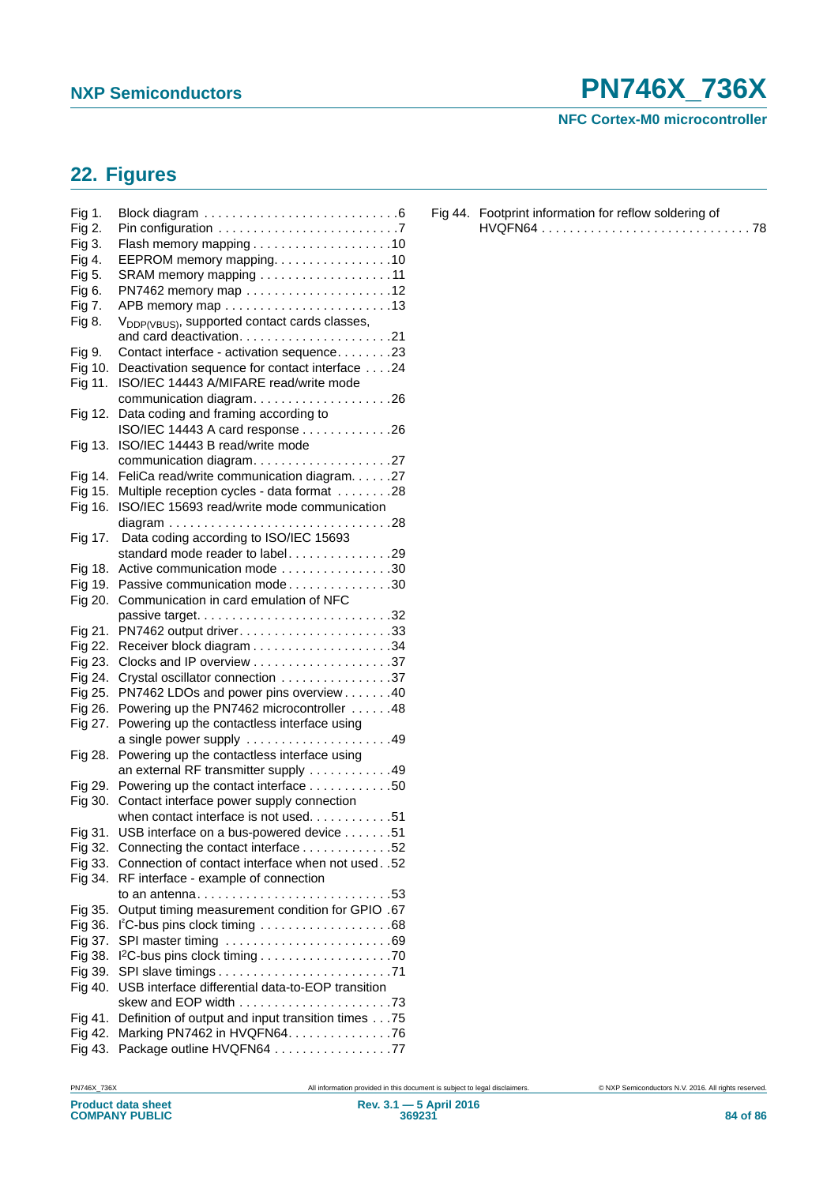## 22. Figures

Fig 1. Block diagram . . . . . . . . . . . . . . . . . . . . . . . . . . . .6
Fig 2. Pin configuration . . . . . . . . . . . . . . . . . . . . . . . . . .7
Fig 3. Flash memory mapping . . . . . . . . . . . . . . . . . . . .10
Fig 4. EEPROM memory mapping. . . . . . . . . . . . . . . . .10
Fig 5. SRAM memory mapping . . . . . . . . . . . . . . . . . . .11
Fig 6. PN7462 memory map . . . . . . . . . . . . . . . . . . . . .12
Fig 7. APB memory map . . . . . . . . . . . . . . . . . . . . . . . .13
Fig 8. $V_{DDP(VBUS)}$, supported contact cards classes, and card deactivation. . . . . . . . . . . . . . . . . . . . . .21
Fig 9. Contact interface - activation sequence. . . . . . . .23
Fig 10. Deactivation sequence for contact interface . . . .24
Fig 11. ISO/IEC 14443 A/MIFARE read/write mode communication diagram. . . . . . . . . . . . . . . . . . .26
Fig 12. Data coding and framing according to ISO/IEC 14443 A card response . . . . . . . . . . . . .26
Fig 13. ISO/IEC 14443 B read/write mode communication diagram. . . . . . . . . . . . . . . . . . .27
Fig 14. FeliCa read/write communication diagram. . . . . .27
Fig 15. Multiple reception cycles - data format . . . . . . . .28
Fig 16. ISO/IEC 15693 read/write mode communication diagram . . . . . . . . . . . . . . . . . . . . . . . . . . . . . . .28
Fig 17. Data coding according to ISO/IEC 15693 standard mode reader to label. . . . . . . . . . . . . . .29
Fig 18. Active communication mode . . . . . . . . . . . . . . . .30
Fig 19. Passive communication mode . . . . . . . . . . . . . .30
Fig 20. Communication in card emulation of NFC passive target. . . . . . . . . . . . . . . . . . . . . . . . . . .32
Fig 21. PN7462 output driver. . . . . . . . . . . . . . . . . . . . . .33
Fig 22. Receiver block diagram . . . . . . . . . . . . . . . . . . . .34
Fig 23. Clocks and IP overview . . . . . . . . . . . . . . . . . . . .37
Fig 24. Crystal oscillator connection . . . . . . . . . . . . . . . .37
Fig 25. PN7462 LDOs and power pins overview . . . . . . .40
Fig 26. Powering up the PN7462 microcontroller . . . . . .48
Fig 27. Powering up the contactless interface using a single power supply . . . . . . . . . . . . . . . . . . . . .49
Fig 28. Powering up the contactless interface using an external RF transmitter supply . . . . . . . . . . . .49
Fig 29. Powering up the contact interface . . . . . . . . . . . .50
Fig 30. Contact interface power supply connection when contact interface is not used. . . . . . . . . . . .51
Fig 31. USB interface on a bus-powered device . . . . . . .51
Fig 32. Connecting the contact interface . . . . . . . . . . . . .52
Fig 33. Connection of contact interface when not used . .52
Fig 34. RF interface - example of connection to an antenna. . . . . . . . . . . . . . . . . . . . . . . . . . . .53
Fig 35. Output timing measurement condition for GPIO .67
Fig 36. I²C-bus pins clock timing . . . . . . . . . . . . . . . . . . .68
Fig 37. SPI master timing . . . . . . . . . . . . . . . . . . . . . . . .69
Fig 38. I²C-bus pins clock timing . . . . . . . . . . . . . . . . . . .70
Fig 39. SPI slave timings . . . . . . . . . . . . . . . . . . . . . . . . .71
Fig 40. USB interface differential data-to-EOP transition skew and EOP width . . . . . . . . . . . . . . . . . . . . . .73
Fig 41. Definition of output and input transition times . . .75
Fig 42. Marking PN7462 in HVQFN64. . . . . . . . . . . . . . .76
Fig 43. Package outline HVQFN64 . . . . . . . . . . . . . . . . .77
Fig 44. Footprint information for reflow soldering of HVQFN64 . . . . . . . . . . . . . . . . . . . . . . . . . . . . . . 78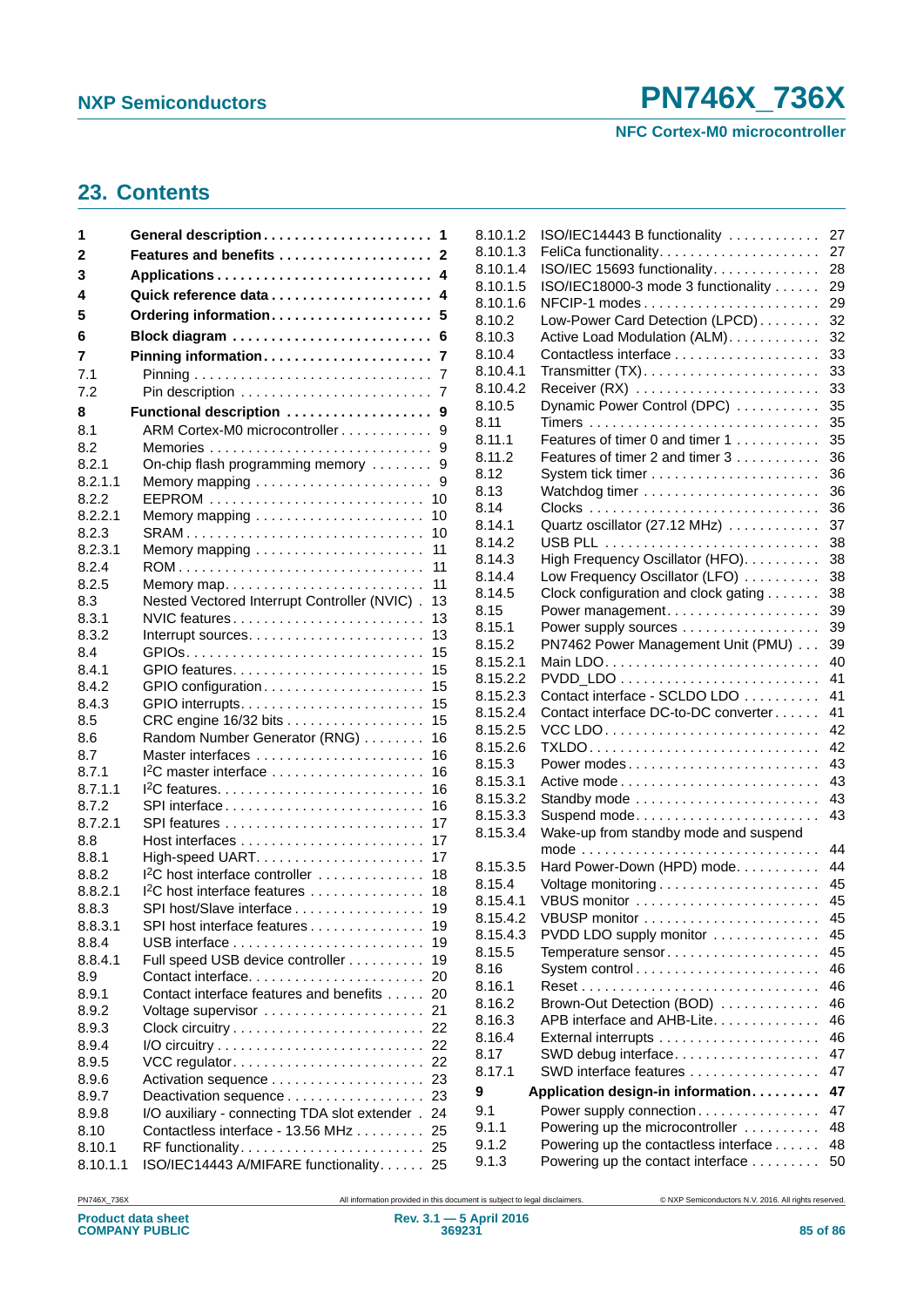## 23. Contents

| | | |
|---|---|---|
| **1** | **General description** | **1** |
| **2** | **Features and benefits** | **2** |
| **3** | **Applications** | **4** |
| **4** | **Quick reference data** | **4** |
| **5** | **Ordering information** | **5** |
| **6** | **Block diagram** | **6** |
| **7** | **Pinning information** | **7** |
| 7.1 | Pinning | 7 |
| 7.2 | Pin description | 7 |
| **8** | **Functional description** | **9** |
| 8.1 | ARM Cortex-M0 microcontroller | 9 |
| 8.2 | Memories | 9 |
| 8.2.1 | On-chip flash programming memory | 9 |
| 8.2.1.1 | Memory mapping | 9 |
| 8.2.2 | EEPROM | 10 |
| 8.2.2.1 | Memory mapping | 10 |
| 8.2.3 | SRAM | 10 |
| 8.2.3.1 | Memory mapping | 11 |
| 8.2.4 | ROM | 11 |
| 8.2.5 | Memory map | 11 |
| 8.3 | Nested Vectored Interrupt Controller (NVIC) | 13 |
| 8.3.1 | NVIC features | 13 |
| 8.3.2 | Interrupt sources | 13 |
| 8.4 | GPIOs | 15 |
| 8.4.1 | GPIO features | 15 |
| 8.4.2 | GPIO configuration | 15 |
| 8.4.3 | GPIO interrupts | 15 |
| 8.5 | CRC engine 16/32 bits | 15 |
| 8.6 | Random Number Generator (RNG) | 16 |
| 8.7 | Master interfaces | 16 |
| 8.7.1 | I2C master interface | 16 |
| 8.7.1.1 | I2C features | 16 |
| 8.7.2 | SPI interface | 16 |
| 8.7.2.1 | SPI features | 17 |
| 8.8 | Host interfaces | 17 |
| 8.8.1 | High-speed UART | 17 |
| 8.8.2 | I2C host interface controller | 18 |
| 8.8.2.1 | I2C host interface features | 18 |
| 8.8.3 | SPI host/Slave interface | 19 |
| 8.8.3.1 | SPI host interface features | 19 |
| 8.8.4 | USB interface | 19 |
| 8.8.4.1 | Full speed USB device controller | 19 |
| 8.9 | Contact interface | 20 |
| 8.9.1 | Contact interface features and benefits | 20 |
| 8.9.2 | Voltage supervisor | 21 |
| 8.9.3 | Clock circuitry | 22 |
| 8.9.4 | I/O circuitry | 22 |
| 8.9.5 | VCC regulator | 22 |
| 8.9.6 | Activation sequence | 23 |
| 8.9.7 | Deactivation sequence | 23 |
| 8.9.8 | I/O auxiliary - connecting TDA slot extender | 24 |
| 8.10 | Contactless interface - 13.56 MHz | 25 |
| 8.10.1 | RF functionality | 25 |
| 8.10.1.1 | ISO/IEC14443 A/MIFARE functionality | 25 |
| 8.10.1.2 | ISO/IEC14443 B functionality | 27 |
| 8.10.1.3 | FeliCa functionality | 27 |
| 8.10.1.4 | ISO/IEC 15693 functionality | 28 |
| 8.10.1.5 | ISO/IEC18000-3 mode 3 functionality | 29 |
| 8.10.1.6 | NFCIP-1 modes | 29 |
| 8.10.2 | Low-Power Card Detection (LPCD) | 32 |
| 8.10.3 | Active Load Modulation (ALM) | 32 |
| 8.10.4 | Contactless interface | 33 |
| 8.10.4.1 | Transmitter (TX) | 33 |
| 8.10.4.2 | Receiver (RX) | 33 |
| 8.10.5 | Dynamic Power Control (DPC) | 35 |
| 8.11 | Timers | 35 |
| 8.11.1 | Features of timer 0 and timer 1 | 35 |
| 8.11.2 | Features of timer 2 and timer 3 | 36 |
| 8.12 | System tick timer | 36 |
| 8.13 | Watchdog timer | 36 |
| 8.14 | Clocks | 36 |
| 8.14.1 | Quartz oscillator (27.12 MHz) | 37 |
| 8.14.2 | USB PLL | 38 |
| 8.14.3 | High Frequency Oscillator (HFO) | 38 |
| 8.14.4 | Low Frequency Oscillator (LFO) | 38 |
| 8.14.5 | Clock configuration and clock gating | 38 |
| 8.15 | Power management | 39 |
| 8.15.1 | Power supply sources | 39 |
| 8.15.2 | PN7462 Power Management Unit (PMU) | 39 |
| 8.15.2.1 | Main LDO | 40 |
| 8.15.2.2 | PVDD_LDO | 41 |
| 8.15.2.3 | Contact interface - SCLDO LDO | 41 |
| 8.15.2.4 | Contact interface DC-to-DC converter | 41 |
| 8.15.2.5 | VCC LDO | 42 |
| 8.15.2.6 | TXLDO | 42 |
| 8.15.3 | Power modes | 43 |
| 8.15.3.1 | Active mode | 43 |
| 8.15.3.2 | Standby mode | 43 |
| 8.15.3.3 | Suspend mode | 43 |
| 8.15.3.4 | Wake-up from standby mode and suspend mode | 44 |
| 8.15.3.5 | Hard Power-Down (HPD) mode | 44 |
| 8.15.4 | Voltage monitoring | 45 |
| 8.15.4.1 | VBUS monitor | 45 |
| 8.15.4.2 | VBUSP monitor | 45 |
| 8.15.4.3 | PVDD LDO supply monitor | 45 |
| 8.15.5 | Temperature sensor | 45 |
| 8.16 | System control | 46 |
| 8.16.1 | Reset | 46 |
| 8.16.2 | Brown-Out Detection (BOD) | 46 |
| 8.16.3 | APB interface and AHB-Lite | 46 |
| 8.16.4 | External interrupts | 46 |
| 8.17 | SWD debug interface | 47 |
| 8.17.1 | SWD interface features | 47 |
| **9** | **Application design-in information** | **47** |
| 9.1 | Power supply connection | 47 |
| 9.1.1 | Powering up the microcontroller | 48 |
| 9.1.2 | Powering up the contactless interface | 48 |
| 9.1.3 | Powering up the contact interface | 50 |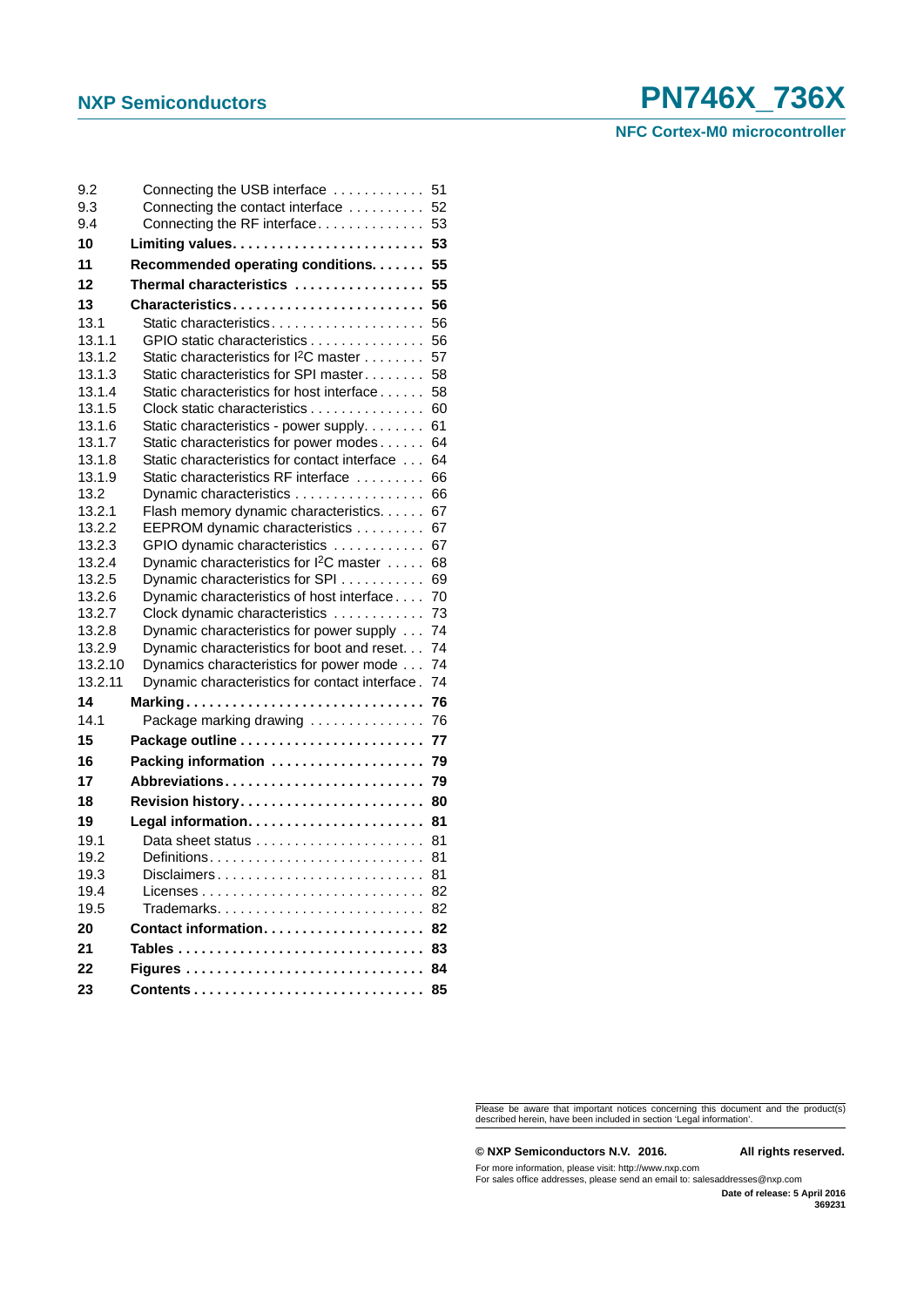9.2 Connecting the USB interface . . . . . . . . . . . . 51
9.3 Connecting the contact interface . . . . . . . . . . 52
9.4 Connecting the RF interface. . . . . . . . . . . . . . 53

**10 Limiting values. . . . . . . . . . . . . . . . . . . . . . . . . 53**

**11 Recommended operating conditions. . . . . . . 55**

**12 Thermal characteristics . . . . . . . . . . . . . . . . . 55**

**13 Characteristics. . . . . . . . . . . . . . . . . . . . . . . . . 56**

13.1 Static characteristics. . . . . . . . . . . . . . . . . . . . 56
13.1.1 GPIO static characteristics . . . . . . . . . . . . . . . 56
13.1.2 Static characteristics for I²C master . . . . . . . . 57
13.1.3 Static characteristics for SPI master. . . . . . . . 58
13.1.4 Static characteristics for host interface . . . . . . 58
13.1.5 Clock static characteristics . . . . . . . . . . . . . . . 60
13.1.6 Static characteristics - power supply. . . . . . . . 61
13.1.7 Static characteristics for power modes . . . . . . 64
13.1.8 Static characteristics for contact interface . . . 64
13.1.9 Static characteristics RF interface . . . . . . . . . 66
13.2 Dynamic characteristics . . . . . . . . . . . . . . . . . 66
13.2.1 Flash memory dynamic characteristics. . . . . . 67
13.2.2 EEPROM dynamic characteristics . . . . . . . . . 67
13.2.3 GPIO dynamic characteristics . . . . . . . . . . . . 67
13.2.4 Dynamic characteristics for I²C master . . . . . 68
13.2.5 Dynamic characteristics for SPI . . . . . . . . . . . 69
13.2.6 Dynamic characteristics of host interface . . . . 70
13.2.7 Clock dynamic characteristics . . . . . . . . . . . . 73
13.2.8 Dynamic characteristics for power supply . . . 74
13.2.9 Dynamic characteristics for boot and reset. . . 74
13.2.10 Dynamics characteristics for power mode . . . 74
13.2.11 Dynamic characteristics for contact interface . 74

**14 Marking . . . . . . . . . . . . . . . . . . . . . . . . . . . . . . 76**

14.1 Package marking drawing . . . . . . . . . . . . . . . 76

**15 Package outline . . . . . . . . . . . . . . . . . . . . . . . . 77**

**16 Packing information . . . . . . . . . . . . . . . . . . . . 79**

**17 Abbreviations. . . . . . . . . . . . . . . . . . . . . . . . . . 79**

**18 Revision history. . . . . . . . . . . . . . . . . . . . . . . . 80**

**19 Legal information. . . . . . . . . . . . . . . . . . . . . . . 81**

19.1 Data sheet status . . . . . . . . . . . . . . . . . . . . . . 81
19.2 Definitions. . . . . . . . . . . . . . . . . . . . . . . . . . . . 81
19.3 Disclaimers . . . . . . . . . . . . . . . . . . . . . . . . . . . 81
19.4 Licenses . . . . . . . . . . . . . . . . . . . . . . . . . . . . . 82
19.5 Trademarks. . . . . . . . . . . . . . . . . . . . . . . . . . . 82

**20 Contact information. . . . . . . . . . . . . . . . . . . . . 82**

**21 Tables . . . . . . . . . . . . . . . . . . . . . . . . . . . . . . . . 83**

**22 Figures . . . . . . . . . . . . . . . . . . . . . . . . . . . . . . . 84**

**23 Contents . . . . . . . . . . . . . . . . . . . . . . . . . . . . . . 85**

Please be aware that important notices concerning this document and the product(s) described herein, have been included in section 'Legal information'.

**© NXP Semiconductors N.V. 2016. All rights reserved.**

For more information, please visit: http://www.nxp.com
For sales office addresses, please send an email to: salesaddresses@nxp.com

**Date of release: 5 April 2016**
**369231**